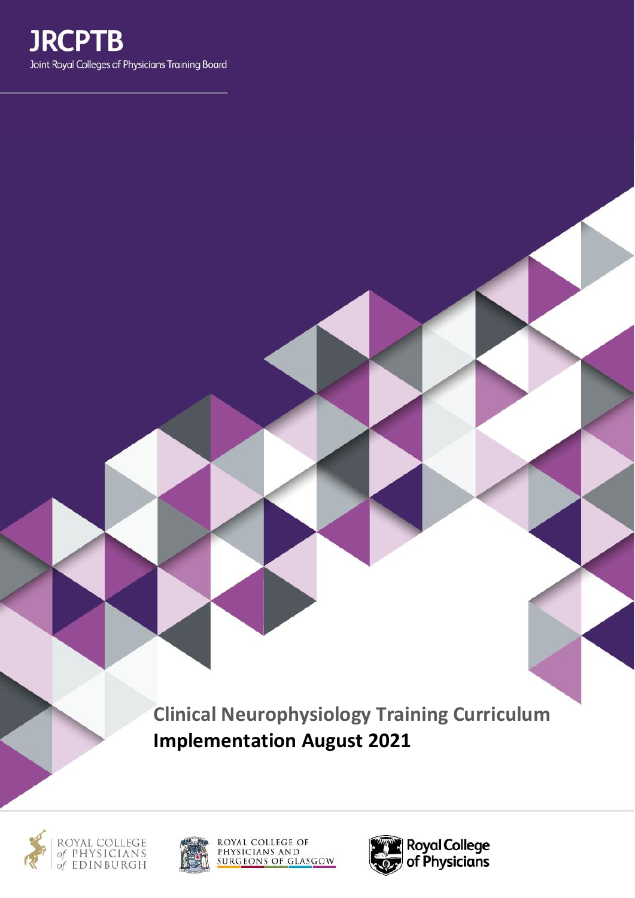JRCPTB

Joint Royal Colleges of Physicians Training Board

# Clinical Neurophysiology Training Curriculum

**Implementation August 2021**

ROYAL COLLEGE of PHYSICIANS of EDINBURGH

ROYAL COLLEGE OF PHYSICIANS AND SURGEONS OF GLASGOW

Royal College of Physicians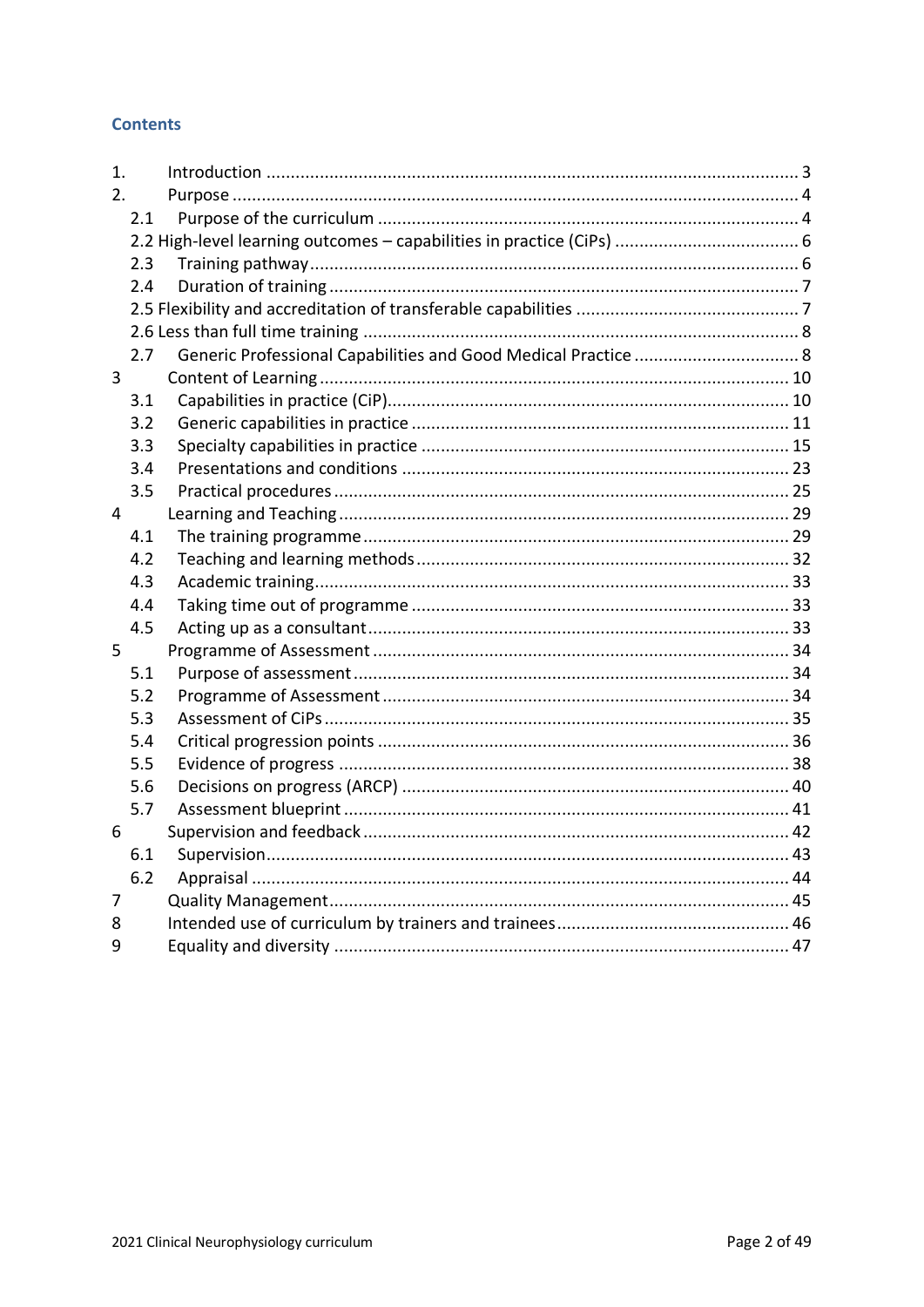## Contents

1. Introduction ........................................................................................................ 3
2. Purpose ............................................................................................................... 4
    - 2.1 Purpose of the curriculum ............................................................................ 4
    - 2.2 High-level learning outcomes – capabilities in practice (CiPs) ........................ 6
    - 2.3 Training pathway ............................................................................................ 6
    - 2.4 Duration of training ........................................................................................ 7
    - 2.5 Flexibility and accreditation of transferable capabilities ................................. 7
    - 2.6 Less than full time training ............................................................................. 8
    - 2.7 Generic Professional Capabilities and Good Medical Practice ........................ 8
3. Content of Learning ............................................................................................ 10
    - 3.1 Capabilities in practice (CiP) ......................................................................... 10
    - 3.2 Generic capabilities in practice ..................................................................... 11
    - 3.3 Specialty capabilities in practice ................................................................... 15
    - 3.4 Presentations and conditions ........................................................................ 23
    - 3.5 Practical procedures ...................................................................................... 25
4. Learning and Teaching ....................................................................................... 29
    - 4.1 The training programme ................................................................................ 29
    - 4.2 Teaching and learning methods ..................................................................... 32
    - 4.3 Academic training .......................................................................................... 33
    - 4.4 Taking time out of programme ...................................................................... 33
    - 4.5 Acting up as a consultant .............................................................................. 33
5. Programme of Assessment ................................................................................. 34
    - 5.1 Purpose of assessment .................................................................................. 34
    - 5.2 Programme of Assessment ............................................................................ 34
    - 5.3 Assessment of CiPs ........................................................................................ 35
    - 5.4 Critical progression points ............................................................................. 36
    - 5.5 Evidence of progress ...................................................................................... 38
    - 5.6 Decisions on progress (ARCP) ....................................................................... 40
    - 5.7 Assessment blueprint .................................................................................... 41
6. Supervision and feedback .................................................................................. 42
    - 6.1 Supervision .................................................................................................... 43
    - 6.2 Appraisal ........................................................................................................ 44
7. Quality Management .......................................................................................... 45
8. Intended use of curriculum by trainers and trainees ........................................... 46
9. Equality and diversity ......................................................................................... 47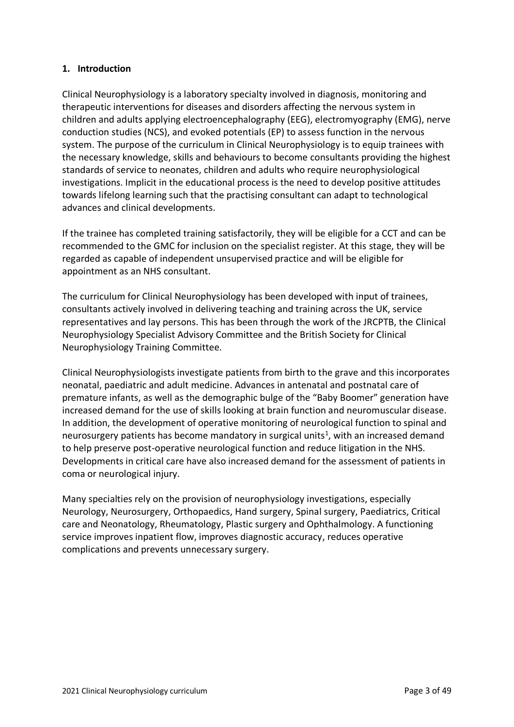## 1. Introduction

Clinical Neurophysiology is a laboratory specialty involved in diagnosis, monitoring and therapeutic interventions for diseases and disorders affecting the nervous system in children and adults applying electroencephalography (EEG), electromyography (EMG), nerve conduction studies (NCS), and evoked potentials (EP) to assess function in the nervous system. The purpose of the curriculum in Clinical Neurophysiology is to equip trainees with the necessary knowledge, skills and behaviours to become consultants providing the highest standards of service to neonates, children and adults who require neurophysiological investigations. Implicit in the educational process is the need to develop positive attitudes towards lifelong learning such that the practising consultant can adapt to technological advances and clinical developments.

If the trainee has completed training satisfactorily, they will be eligible for a CCT and can be recommended to the GMC for inclusion on the specialist register. At this stage, they will be regarded as capable of independent unsupervised practice and will be eligible for appointment as an NHS consultant.

The curriculum for Clinical Neurophysiology has been developed with input of trainees, consultants actively involved in delivering teaching and training across the UK, service representatives and lay persons. This has been through the work of the JRCPTB, the Clinical Neurophysiology Specialist Advisory Committee and the British Society for Clinical Neurophysiology Training Committee.

Clinical Neurophysiologists investigate patients from birth to the grave and this incorporates neonatal, paediatric and adult medicine. Advances in antenatal and postnatal care of premature infants, as well as the demographic bulge of the "Baby Boomer" generation have increased demand for the use of skills looking at brain function and neuromuscular disease. In addition, the development of operative monitoring of neurological function to spinal and neurosurgery patients has become mandatory in surgical units[1], with an increased demand to help preserve post-operative neurological function and reduce litigation in the NHS. Developments in critical care have also increased demand for the assessment of patients in coma or neurological injury.

Many specialties rely on the provision of neurophysiology investigations, especially Neurology, Neurosurgery, Orthopaedics, Hand surgery, Spinal surgery, Paediatrics, Critical care and Neonatology, Rheumatology, Plastic surgery and Ophthalmology. A functioning service improves inpatient flow, improves diagnostic accuracy, reduces operative complications and prevents unnecessary surgery.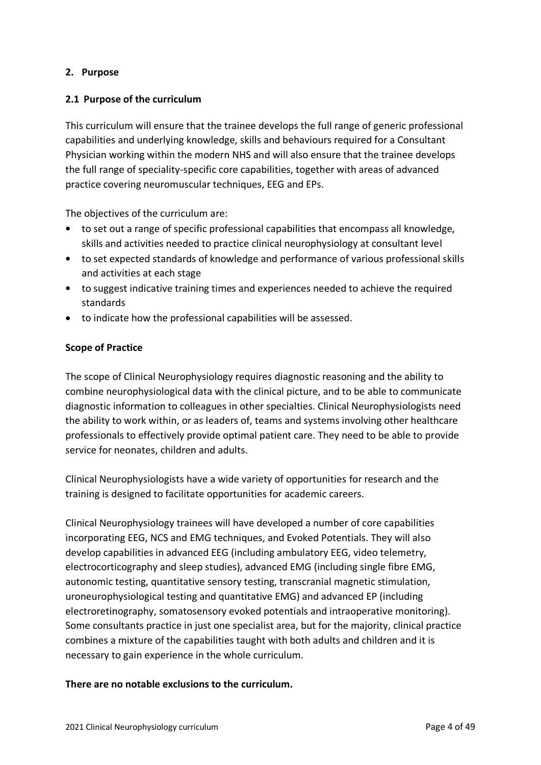## 2. Purpose

### 2.1 Purpose of the curriculum

This curriculum will ensure that the trainee develops the full range of generic professional capabilities and underlying knowledge, skills and behaviours required for a Consultant Physician working within the modern NHS and will also ensure that the trainee develops the full range of speciality-specific core capabilities, together with areas of advanced practice covering neuromuscular techniques, EEG and EPs.

The objectives of the curriculum are:

- to set out a range of specific professional capabilities that encompass all knowledge, skills and activities needed to practice clinical neurophysiology at consultant level
- to set expected standards of knowledge and performance of various professional skills and activities at each stage
- to suggest indicative training times and experiences needed to achieve the required standards
- to indicate how the professional capabilities will be assessed.

### Scope of Practice

The scope of Clinical Neurophysiology requires diagnostic reasoning and the ability to combine neurophysiological data with the clinical picture, and to be able to communicate diagnostic information to colleagues in other specialties. Clinical Neurophysiologists need the ability to work within, or as leaders of, teams and systems involving other healthcare professionals to effectively provide optimal patient care. They need to be able to provide service for neonates, children and adults.

Clinical Neurophysiologists have a wide variety of opportunities for research and the training is designed to facilitate opportunities for academic careers.

Clinical Neurophysiology trainees will have developed a number of core capabilities incorporating EEG, NCS and EMG techniques, and Evoked Potentials. They will also develop capabilities in advanced EEG (including ambulatory EEG, video telemetry, electrocorticography and sleep studies), advanced EMG (including single fibre EMG, autonomic testing, quantitative sensory testing, transcranial magnetic stimulation, uroneurophysiological testing and quantitative EMG) and advanced EP (including electroretinography, somatosensory evoked potentials and intraoperative monitoring). Some consultants practice in just one specialist area, but for the majority, clinical practice combines a mixture of the capabilities taught with both adults and children and it is necessary to gain experience in the whole curriculum.

**There are no notable exclusions to the curriculum.**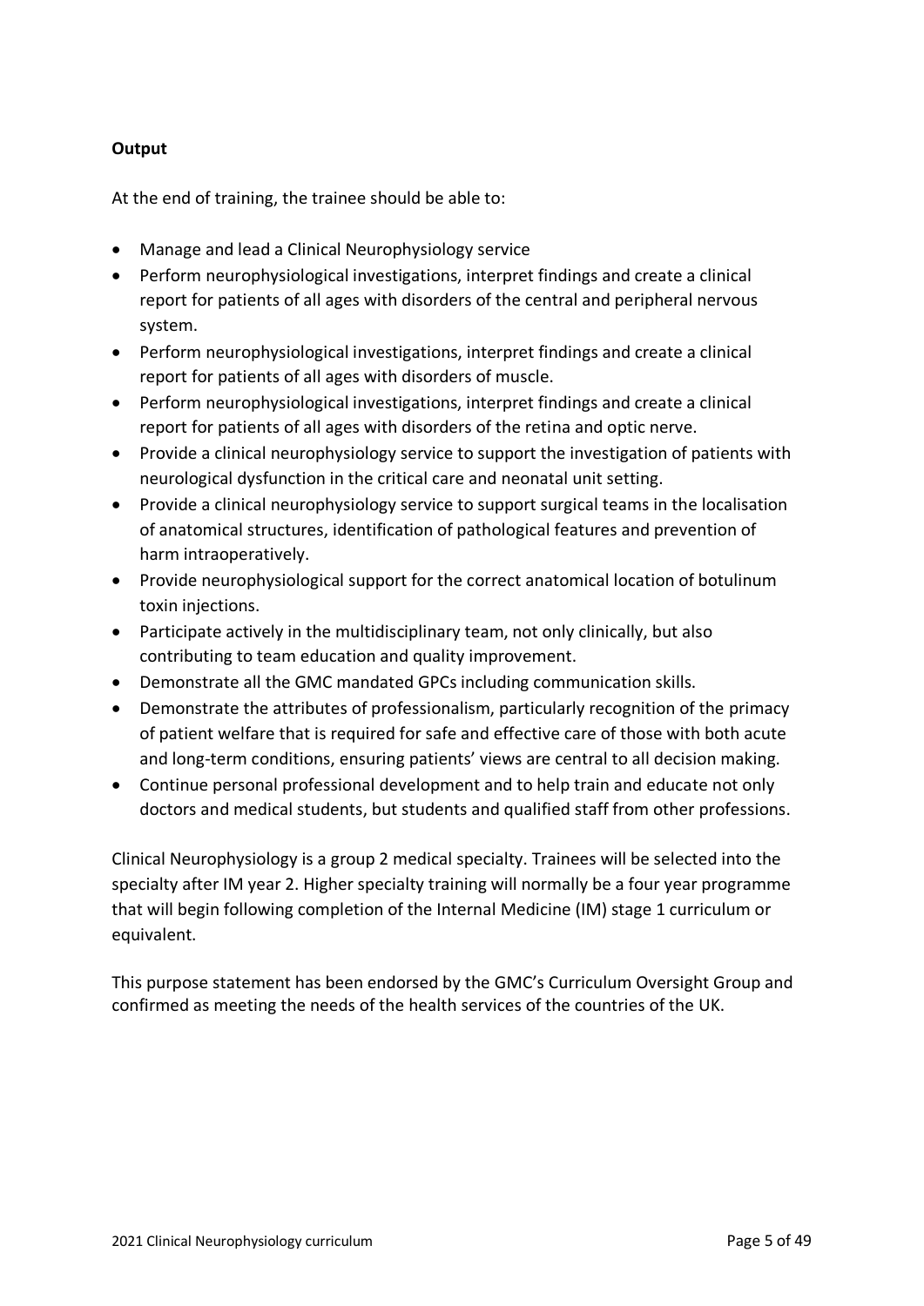**Output**

At the end of training, the trainee should be able to:

- Manage and lead a Clinical Neurophysiology service
- Perform neurophysiological investigations, interpret findings and create a clinical report for patients of all ages with disorders of the central and peripheral nervous system.
- Perform neurophysiological investigations, interpret findings and create a clinical report for patients of all ages with disorders of muscle.
- Perform neurophysiological investigations, interpret findings and create a clinical report for patients of all ages with disorders of the retina and optic nerve.
- Provide a clinical neurophysiology service to support the investigation of patients with neurological dysfunction in the critical care and neonatal unit setting.
- Provide a clinical neurophysiology service to support surgical teams in the localisation of anatomical structures, identification of pathological features and prevention of harm intraoperatively.
- Provide neurophysiological support for the correct anatomical location of botulinum toxin injections.
- Participate actively in the multidisciplinary team, not only clinically, but also contributing to team education and quality improvement.
- Demonstrate all the GMC mandated GPCs including communication skills.
- Demonstrate the attributes of professionalism, particularly recognition of the primacy of patient welfare that is required for safe and effective care of those with both acute and long-term conditions, ensuring patients' views are central to all decision making.
- Continue personal professional development and to help train and educate not only doctors and medical students, but students and qualified staff from other professions.

Clinical Neurophysiology is a group 2 medical specialty. Trainees will be selected into the specialty after IM year 2. Higher specialty training will normally be a four year programme that will begin following completion of the Internal Medicine (IM) stage 1 curriculum or equivalent.

This purpose statement has been endorsed by the GMC's Curriculum Oversight Group and confirmed as meeting the needs of the health services of the countries of the UK.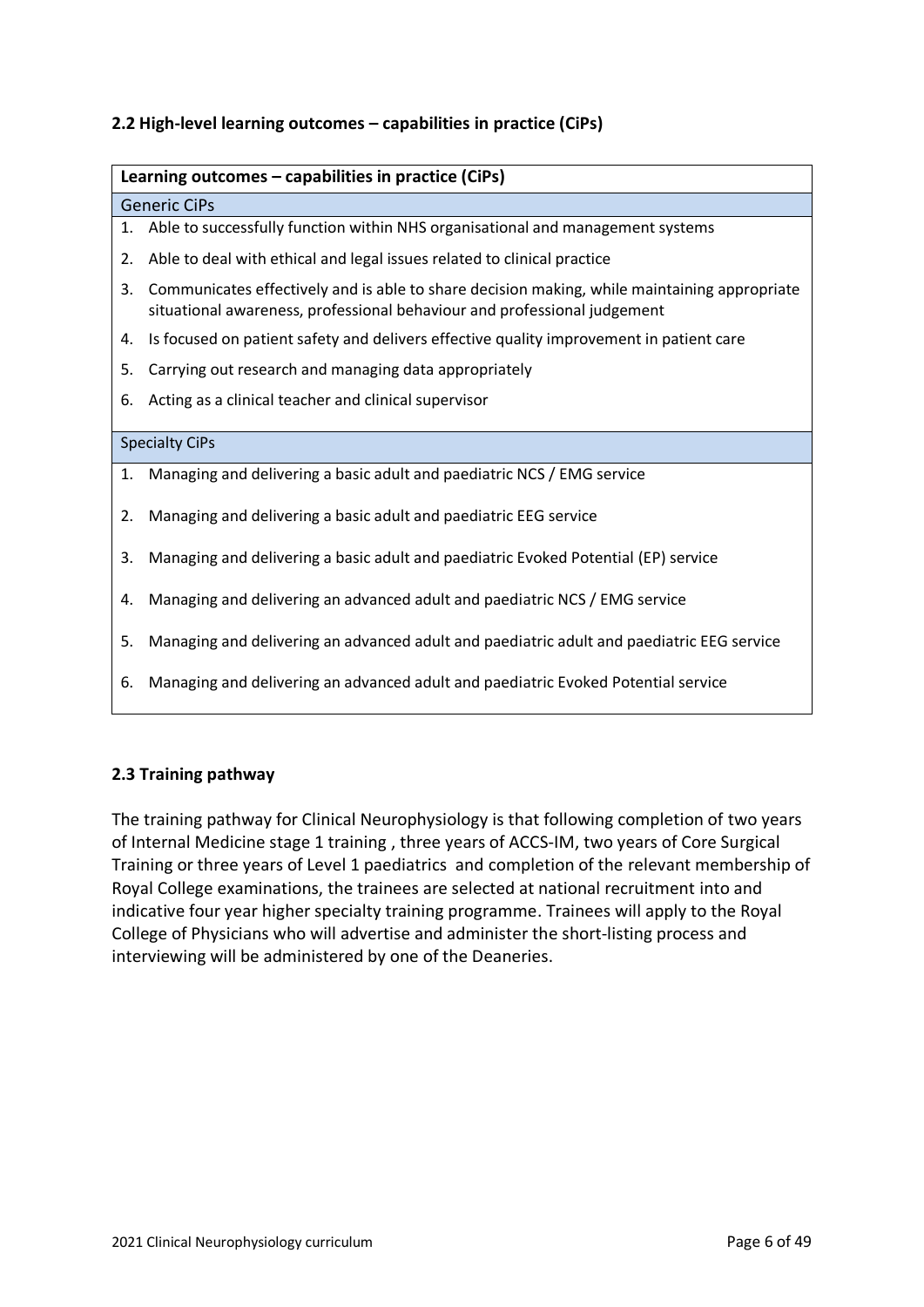## 2.2 High-level learning outcomes – capabilities in practice (CiPs)

| **Learning outcomes – capabilities in practice (CiPs)** |
|---|
| Generic CiPs |
| 1. Able to successfully function within NHS organisational and management systems |
| 2. Able to deal with ethical and legal issues related to clinical practice |
| 3. Communicates effectively and is able to share decision making, while maintaining appropriate situational awareness, professional behaviour and professional judgement |
| 4. Is focused on patient safety and delivers effective quality improvement in patient care |
| 5. Carrying out research and managing data appropriately |
| 6. Acting as a clinical teacher and clinical supervisor |
| Specialty CiPs |
| 1. Managing and delivering a basic adult and paediatric NCS / EMG service |
| 2. Managing and delivering a basic adult and paediatric EEG service |
| 3. Managing and delivering a basic adult and paediatric Evoked Potential (EP) service |
| 4. Managing and delivering an advanced adult and paediatric NCS / EMG service |
| 5. Managing and delivering an advanced adult and paediatric adult and paediatric EEG service |
| 6. Managing and delivering an advanced adult and paediatric Evoked Potential service |

## 2.3 Training pathway

The training pathway for Clinical Neurophysiology is that following completion of two years of Internal Medicine stage 1 training , three years of ACCS-IM, two years of Core Surgical Training or three years of Level 1 paediatrics and completion of the relevant membership of Royal College examinations, the trainees are selected at national recruitment into and indicative four year higher specialty training programme. Trainees will apply to the Royal College of Physicians who will advertise and administer the short-listing process and interviewing will be administered by one of the Deaneries.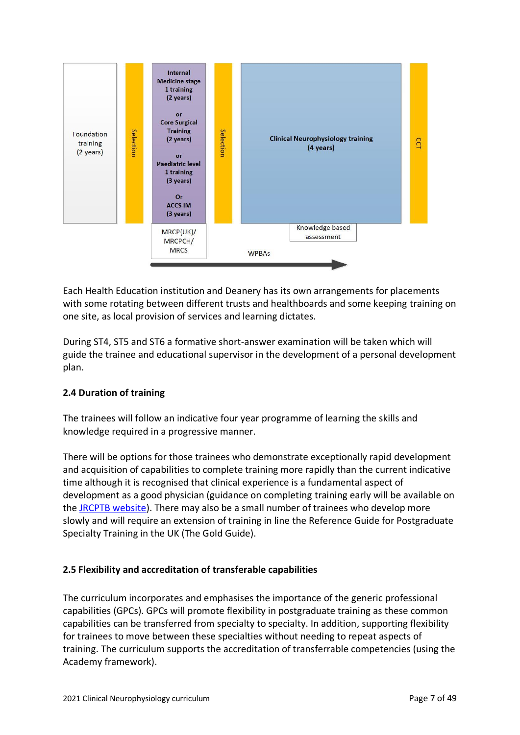Foundation training (2 years) | Selection | Internal Medicine stage 1 training (2 years) or Core Surgical Training (2 years) or Paediatric level 1 training (3 years) Or ACCS-IM (3 years) | Selection | Clinical Neurophysiology training (4 years) | CCT

MRCP(UK)/ MRCPCH/ MRCS

Knowledge based assessment

WPBAs

Each Health Education institution and Deanery has its own arrangements for placements with some rotating between different trusts and healthboards and some keeping training on one site, as local provision of services and learning dictates.

During ST4, ST5 and ST6 a formative short-answer examination will be taken which will guide the trainee and educational supervisor in the development of a personal development plan.

### 2.4 Duration of training

The trainees will follow an indicative four year programme of learning the skills and knowledge required in a progressive manner.

There will be options for those trainees who demonstrate exceptionally rapid development and acquisition of capabilities to complete training more rapidly than the current indicative time although it is recognised that clinical experience is a fundamental aspect of development as a good physician (guidance on completing training early will be available on the JRCPTB website). There may also be a small number of trainees who develop more slowly and will require an extension of training in line the Reference Guide for Postgraduate Specialty Training in the UK (The Gold Guide).

### 2.5 Flexibility and accreditation of transferable capabilities

The curriculum incorporates and emphasises the importance of the generic professional capabilities (GPCs). GPCs will promote flexibility in postgraduate training as these common capabilities can be transferred from specialty to specialty. In addition, supporting flexibility for trainees to move between these specialties without needing to repeat aspects of training. The curriculum supports the accreditation of transferrable competencies (using the Academy framework).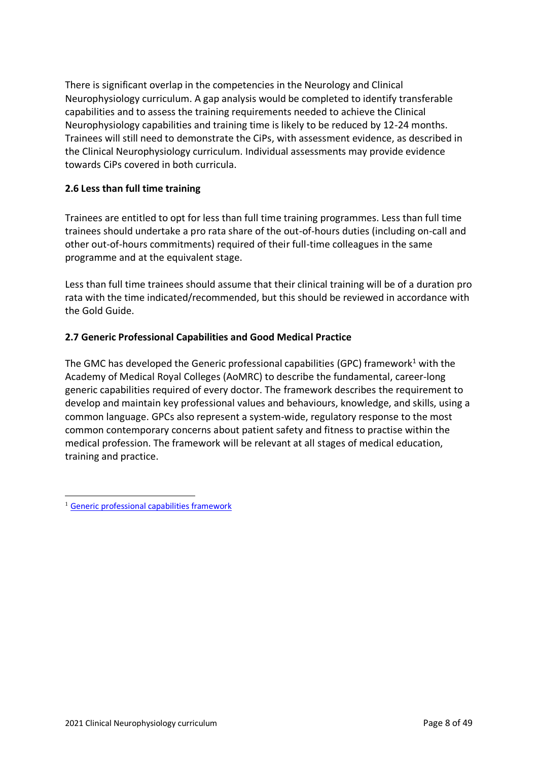There is significant overlap in the competencies in the Neurology and Clinical Neurophysiology curriculum. A gap analysis would be completed to identify transferable capabilities and to assess the training requirements needed to achieve the Clinical Neurophysiology capabilities and training time is likely to be reduced by 12-24 months. Trainees will still need to demonstrate the CiPs, with assessment evidence, as described in the Clinical Neurophysiology curriculum. Individual assessments may provide evidence towards CiPs covered in both curricula.

### 2.6 Less than full time training

Trainees are entitled to opt for less than full time training programmes. Less than full time trainees should undertake a pro rata share of the out-of-hours duties (including on-call and other out-of-hours commitments) required of their full-time colleagues in the same programme and at the equivalent stage.

Less than full time trainees should assume that their clinical training will be of a duration pro rata with the time indicated/recommended, but this should be reviewed in accordance with the Gold Guide.

### 2.7 Generic Professional Capabilities and Good Medical Practice

The GMC has developed the Generic professional capabilities (GPC) framework[1] with the Academy of Medical Royal Colleges (AoMRC) to describe the fundamental, career-long generic capabilities required of every doctor. The framework describes the requirement to develop and maintain key professional values and behaviours, knowledge, and skills, using a common language. GPCs also represent a system-wide, regulatory response to the most common contemporary concerns about patient safety and fitness to practise within the medical profession. The framework will be relevant at all stages of medical education, training and practice.

---

[1] Generic professional capabilities framework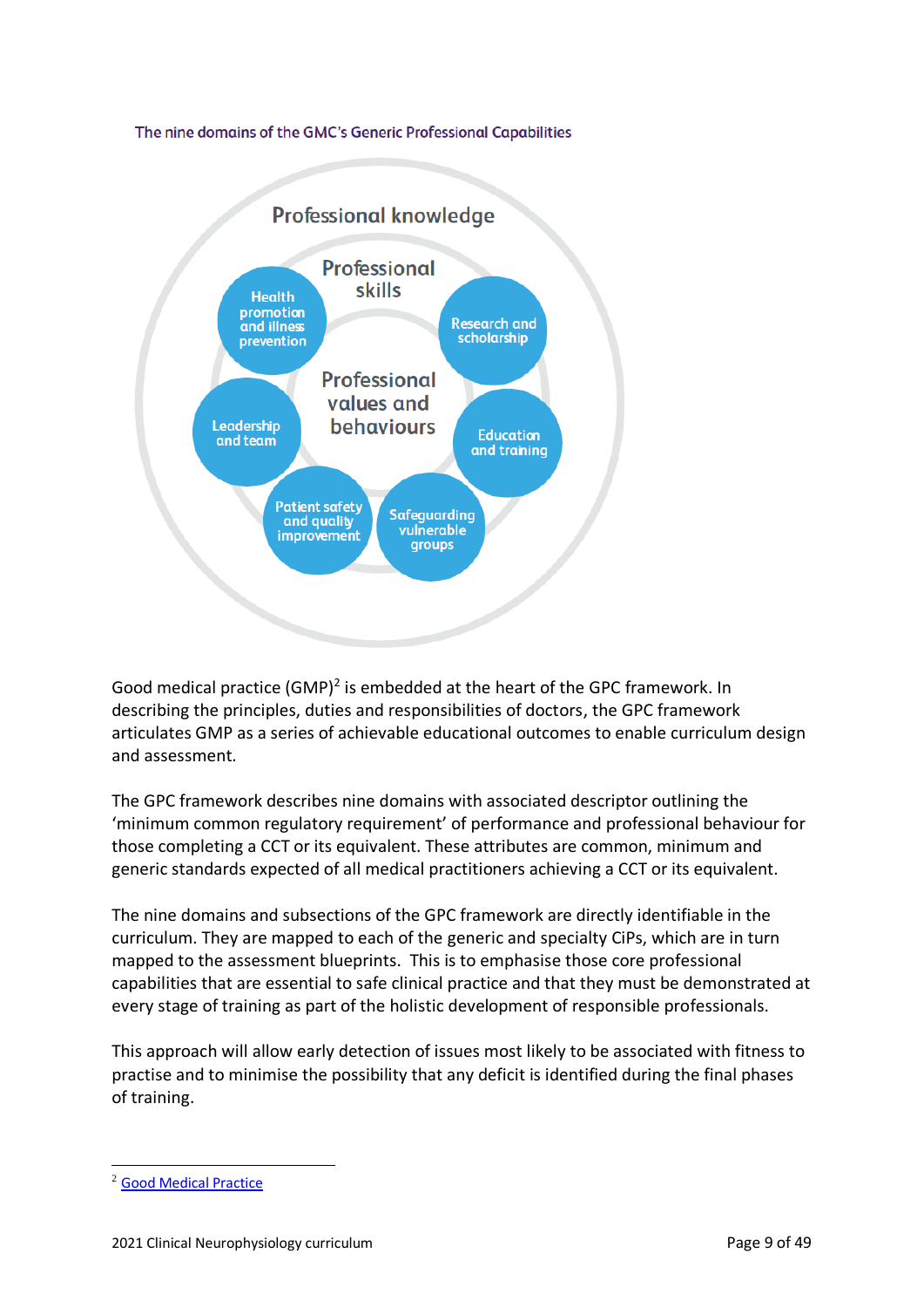The nine domains of the GMC's Generic Professional Capabilities

Professional knowledge

Professional skills

Professional values and behaviours

Health promotion and illness prevention

Research and scholarship

Leadership and team

Education and training

Patient safety and quality improvement

Safeguarding vulnerable groups

Good medical practice (GMP)[2] is embedded at the heart of the GPC framework. In describing the principles, duties and responsibilities of doctors, the GPC framework articulates GMP as a series of achievable educational outcomes to enable curriculum design and assessment.

The GPC framework describes nine domains with associated descriptor outlining the 'minimum common regulatory requirement' of performance and professional behaviour for those completing a CCT or its equivalent. These attributes are common, minimum and generic standards expected of all medical practitioners achieving a CCT or its equivalent.

The nine domains and subsections of the GPC framework are directly identifiable in the curriculum. They are mapped to each of the generic and specialty CiPs, which are in turn mapped to the assessment blueprints. This is to emphasise those core professional capabilities that are essential to safe clinical practice and that they must be demonstrated at every stage of training as part of the holistic development of responsible professionals.

This approach will allow early detection of issues most likely to be associated with fitness to practise and to minimise the possibility that any deficit is identified during the final phases of training.

[2] Good Medical Practice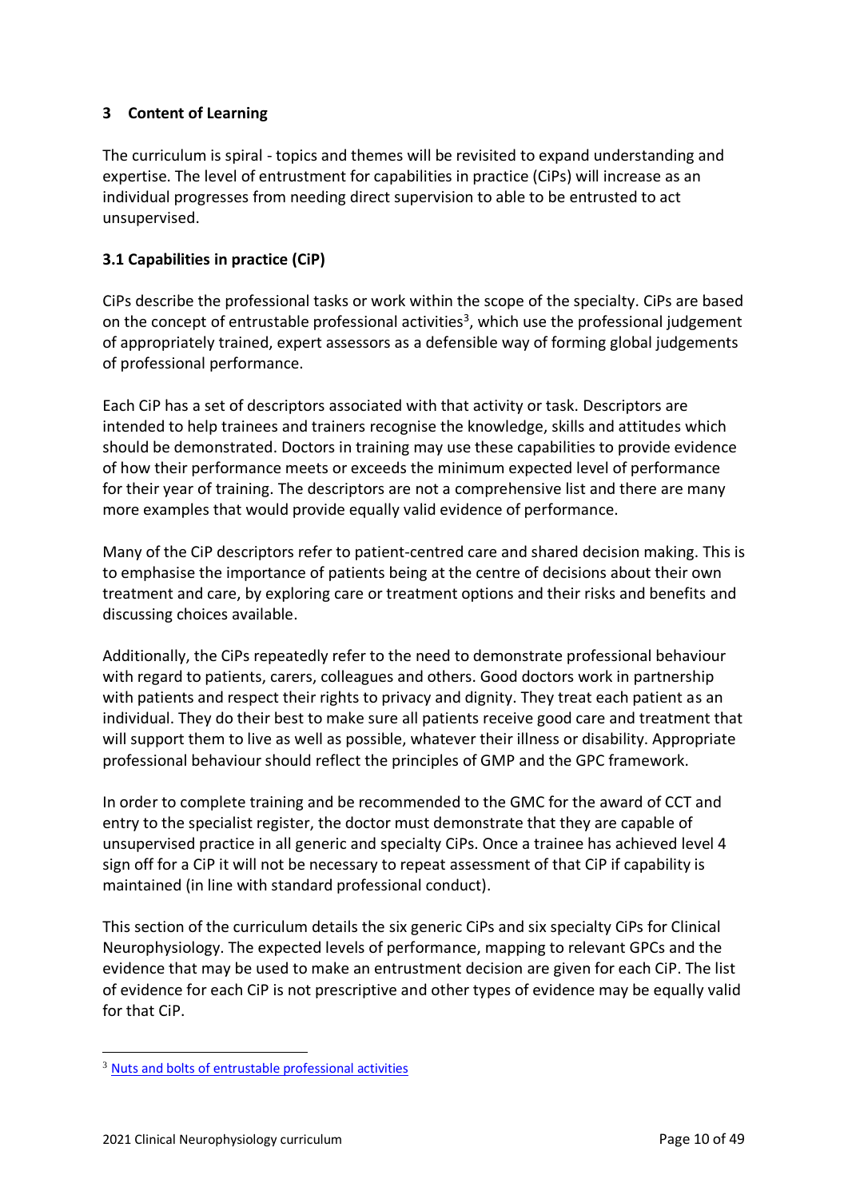## 3 Content of Learning

The curriculum is spiral - topics and themes will be revisited to expand understanding and expertise. The level of entrustment for capabilities in practice (CiPs) will increase as an individual progresses from needing direct supervision to able to be entrusted to act unsupervised.

### 3.1 Capabilities in practice (CiP)

CiPs describe the professional tasks or work within the scope of the specialty. CiPs are based on the concept of entrustable professional activities[3], which use the professional judgement of appropriately trained, expert assessors as a defensible way of forming global judgements of professional performance.

Each CiP has a set of descriptors associated with that activity or task. Descriptors are intended to help trainees and trainers recognise the knowledge, skills and attitudes which should be demonstrated. Doctors in training may use these capabilities to provide evidence of how their performance meets or exceeds the minimum expected level of performance for their year of training. The descriptors are not a comprehensive list and there are many more examples that would provide equally valid evidence of performance.

Many of the CiP descriptors refer to patient-centred care and shared decision making. This is to emphasise the importance of patients being at the centre of decisions about their own treatment and care, by exploring care or treatment options and their risks and benefits and discussing choices available.

Additionally, the CiPs repeatedly refer to the need to demonstrate professional behaviour with regard to patients, carers, colleagues and others. Good doctors work in partnership with patients and respect their rights to privacy and dignity. They treat each patient as an individual. They do their best to make sure all patients receive good care and treatment that will support them to live as well as possible, whatever their illness or disability. Appropriate professional behaviour should reflect the principles of GMP and the GPC framework.

In order to complete training and be recommended to the GMC for the award of CCT and entry to the specialist register, the doctor must demonstrate that they are capable of unsupervised practice in all generic and specialty CiPs. Once a trainee has achieved level 4 sign off for a CiP it will not be necessary to repeat assessment of that CiP if capability is maintained (in line with standard professional conduct).

This section of the curriculum details the six generic CiPs and six specialty CiPs for Clinical Neurophysiology. The expected levels of performance, mapping to relevant GPCs and the evidence that may be used to make an entrustment decision are given for each CiP. The list of evidence for each CiP is not prescriptive and other types of evidence may be equally valid for that CiP.

---

[3] Nuts and bolts of entrustable professional activities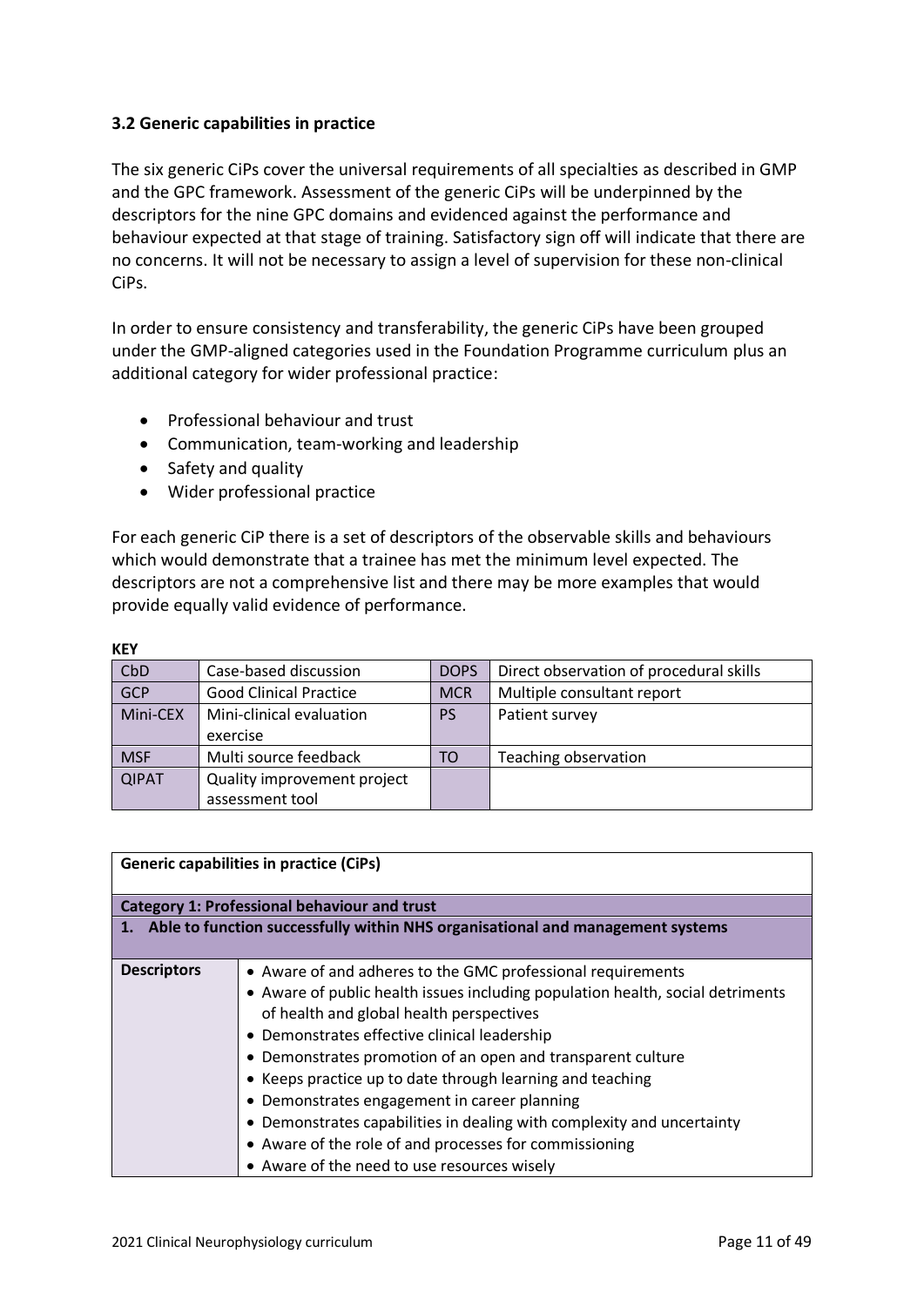### 3.2 Generic capabilities in practice

The six generic CiPs cover the universal requirements of all specialties as described in GMP and the GPC framework. Assessment of the generic CiPs will be underpinned by the descriptors for the nine GPC domains and evidenced against the performance and behaviour expected at that stage of training. Satisfactory sign off will indicate that there are no concerns. It will not be necessary to assign a level of supervision for these non-clinical CiPs.

In order to ensure consistency and transferability, the generic CiPs have been grouped under the GMP-aligned categories used in the Foundation Programme curriculum plus an additional category for wider professional practice:

- Professional behaviour and trust
- Communication, team-working and leadership
- Safety and quality
- Wider professional practice

For each generic CiP there is a set of descriptors of the observable skills and behaviours which would demonstrate that a trainee has met the minimum level expected. The descriptors are not a comprehensive list and there may be more examples that would provide equally valid evidence of performance.

**KEY**

| | | | |
|---|---|---|---|
| CbD | Case-based discussion | DOPS | Direct observation of procedural skills |
| GCP | Good Clinical Practice | MCR | Multiple consultant report |
| Mini-CEX | Mini-clinical evaluation exercise | PS | Patient survey |
| MSF | Multi source feedback | TO | Teaching observation |
| QIPAT | Quality improvement project assessment tool | | |

| **Generic capabilities in practice (CiPs)** | |
|---|---|
| **Category 1: Professional behaviour and trust** | |
| **1. Able to function successfully within NHS organisational and management systems** | |
| **Descriptors** | • Aware of and adheres to the GMC professional requirements<br>• Aware of public health issues including population health, social detriments of health and global health perspectives<br>• Demonstrates effective clinical leadership<br>• Demonstrates promotion of an open and transparent culture<br>• Keeps practice up to date through learning and teaching<br>• Demonstrates engagement in career planning<br>• Demonstrates capabilities in dealing with complexity and uncertainty<br>• Aware of the role of and processes for commissioning<br>• Aware of the need to use resources wisely |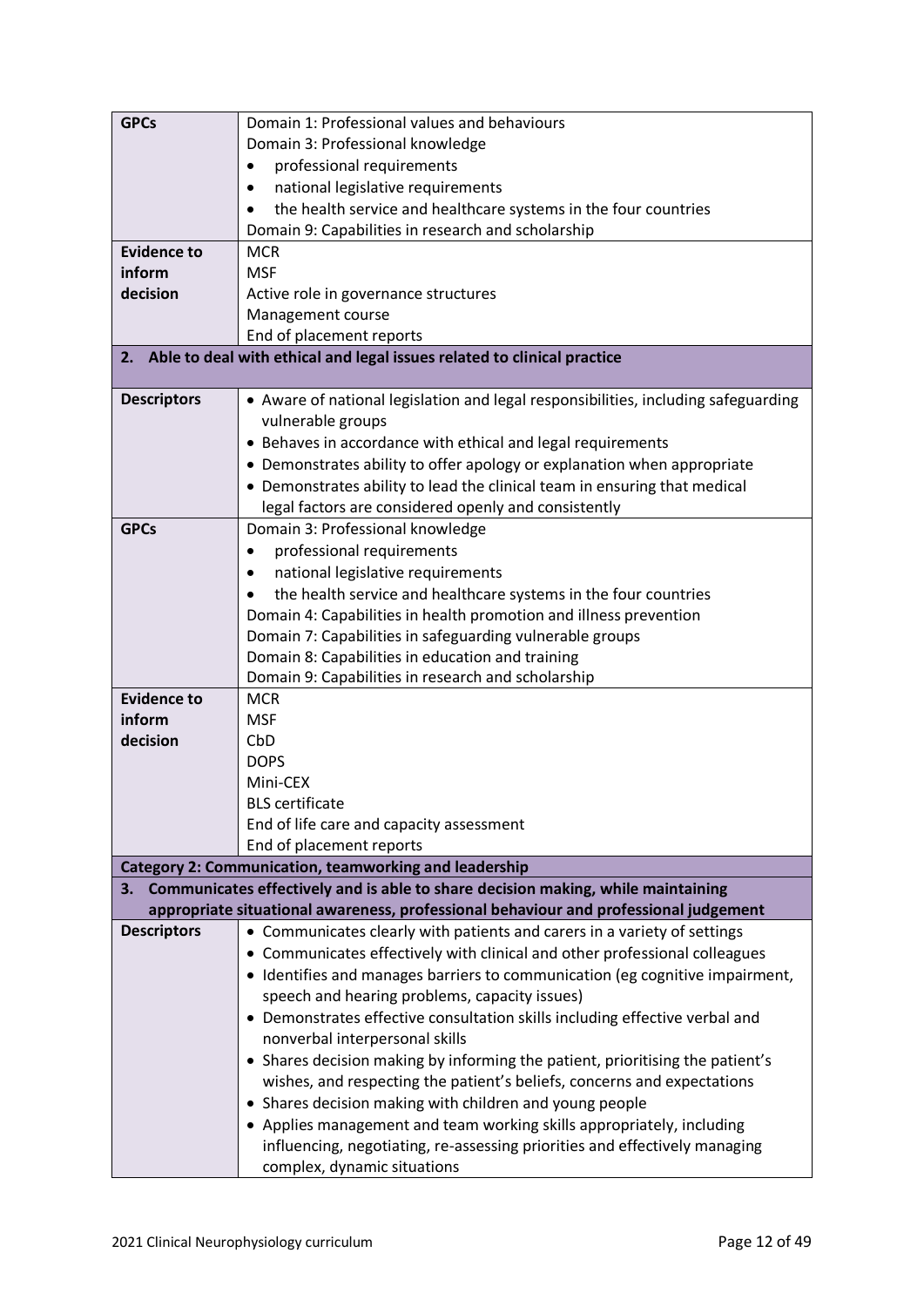| | |
|---|---|
| **GPCs** | Domain 1: Professional values and behaviours<br>Domain 3: Professional knowledge<br>• professional requirements<br>• national legislative requirements<br>• the health service and healthcare systems in the four countries<br>Domain 9: Capabilities in research and scholarship |
| **Evidence to inform decision** | MCR<br>MSF<br>Active role in governance structures<br>Management course<br>End of placement reports |
| **2. Able to deal with ethical and legal issues related to clinical practice** | |
| **Descriptors** | • Aware of national legislation and legal responsibilities, including safeguarding vulnerable groups<br>• Behaves in accordance with ethical and legal requirements<br>• Demonstrates ability to offer apology or explanation when appropriate<br>• Demonstrates ability to lead the clinical team in ensuring that medical legal factors are considered openly and consistently |
| **GPCs** | Domain 3: Professional knowledge<br>• professional requirements<br>• national legislative requirements<br>• the health service and healthcare systems in the four countries<br>Domain 4: Capabilities in health promotion and illness prevention<br>Domain 7: Capabilities in safeguarding vulnerable groups<br>Domain 8: Capabilities in education and training<br>Domain 9: Capabilities in research and scholarship |
| **Evidence to inform decision** | MCR<br>MSF<br>CbD<br>DOPS<br>Mini-CEX<br>BLS certificate<br>End of life care and capacity assessment<br>End of placement reports |
| **Category 2: Communication, teamworking and leadership** | |
| **3. Communicates effectively and is able to share decision making, while maintaining appropriate situational awareness, professional behaviour and professional judgement** | |
| **Descriptors** | • Communicates clearly with patients and carers in a variety of settings<br>• Communicates effectively with clinical and other professional colleagues<br>• Identifies and manages barriers to communication (eg cognitive impairment, speech and hearing problems, capacity issues)<br>• Demonstrates effective consultation skills including effective verbal and nonverbal interpersonal skills<br>• Shares decision making by informing the patient, prioritising the patient's wishes, and respecting the patient's beliefs, concerns and expectations<br>• Shares decision making with children and young people<br>• Applies management and team working skills appropriately, including influencing, negotiating, re-assessing priorities and effectively managing complex, dynamic situations |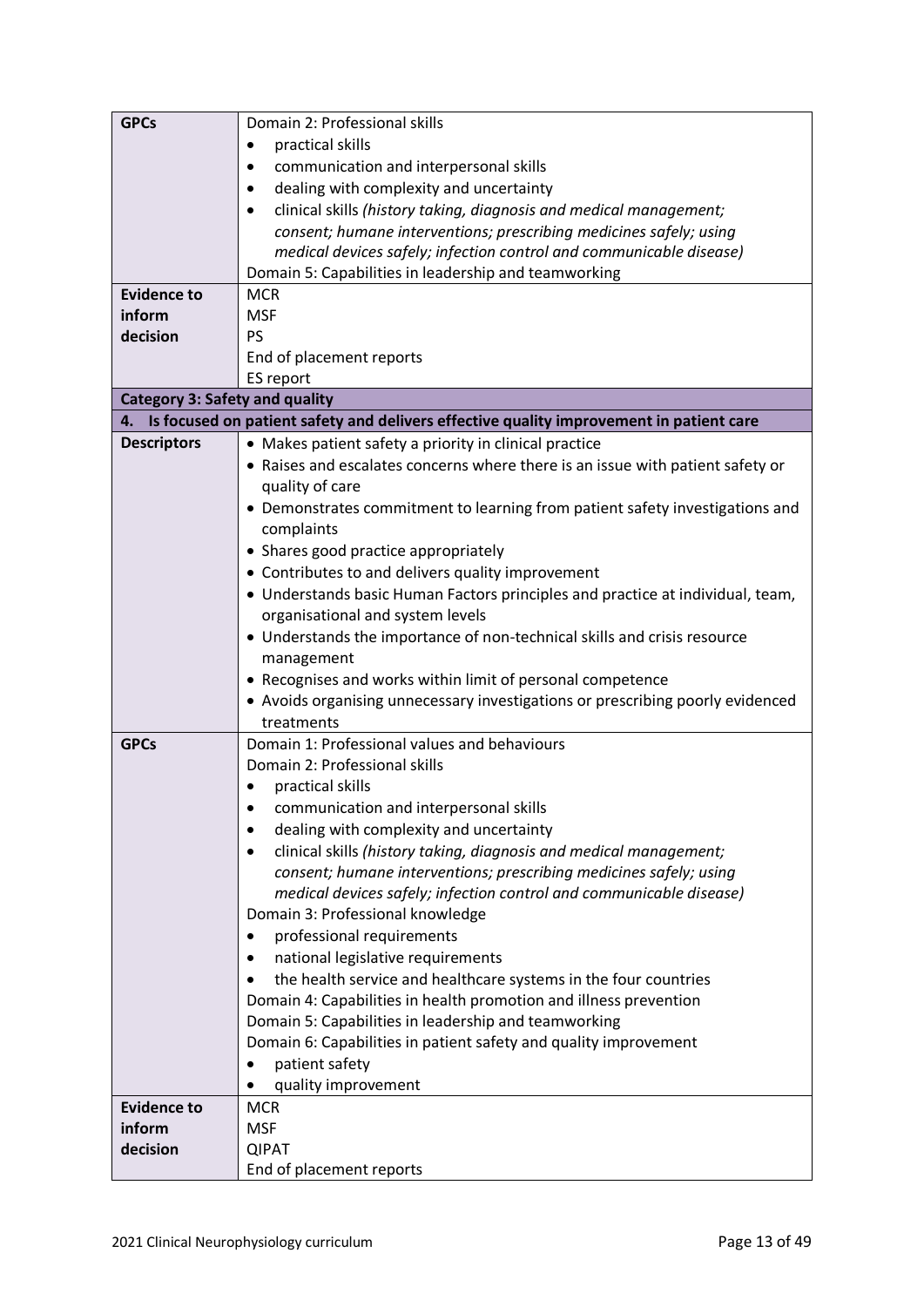| | |
|---|---|
| **GPCs** | Domain 2: Professional skills<br>• practical skills<br>• communication and interpersonal skills<br>• dealing with complexity and uncertainty<br>• clinical skills *(history taking, diagnosis and medical management; consent; humane interventions; prescribing medicines safely; using medical devices safely; infection control and communicable disease)*<br>Domain 5: Capabilities in leadership and teamworking |
| **Evidence to inform decision** | MCR<br>MSF<br>PS<br>End of placement reports<br>ES report |
| **Category 3: Safety and quality** | |
| **4. Is focused on patient safety and delivers effective quality improvement in patient care** | |
| **Descriptors** | • Makes patient safety a priority in clinical practice<br>• Raises and escalates concerns where there is an issue with patient safety or quality of care<br>• Demonstrates commitment to learning from patient safety investigations and complaints<br>• Shares good practice appropriately<br>• Contributes to and delivers quality improvement<br>• Understands basic Human Factors principles and practice at individual, team, organisational and system levels<br>• Understands the importance of non-technical skills and crisis resource management<br>• Recognises and works within limit of personal competence<br>• Avoids organising unnecessary investigations or prescribing poorly evidenced treatments |
| **GPCs** | Domain 1: Professional values and behaviours<br>Domain 2: Professional skills<br>• practical skills<br>• communication and interpersonal skills<br>• dealing with complexity and uncertainty<br>• clinical skills *(history taking, diagnosis and medical management; consent; humane interventions; prescribing medicines safely; using medical devices safely; infection control and communicable disease)*<br>Domain 3: Professional knowledge<br>• professional requirements<br>• national legislative requirements<br>• the health service and healthcare systems in the four countries<br>Domain 4: Capabilities in health promotion and illness prevention<br>Domain 5: Capabilities in leadership and teamworking<br>Domain 6: Capabilities in patient safety and quality improvement<br>• patient safety<br>• quality improvement |
| **Evidence to inform decision** | MCR<br>MSF<br>QIPAT<br>End of placement reports |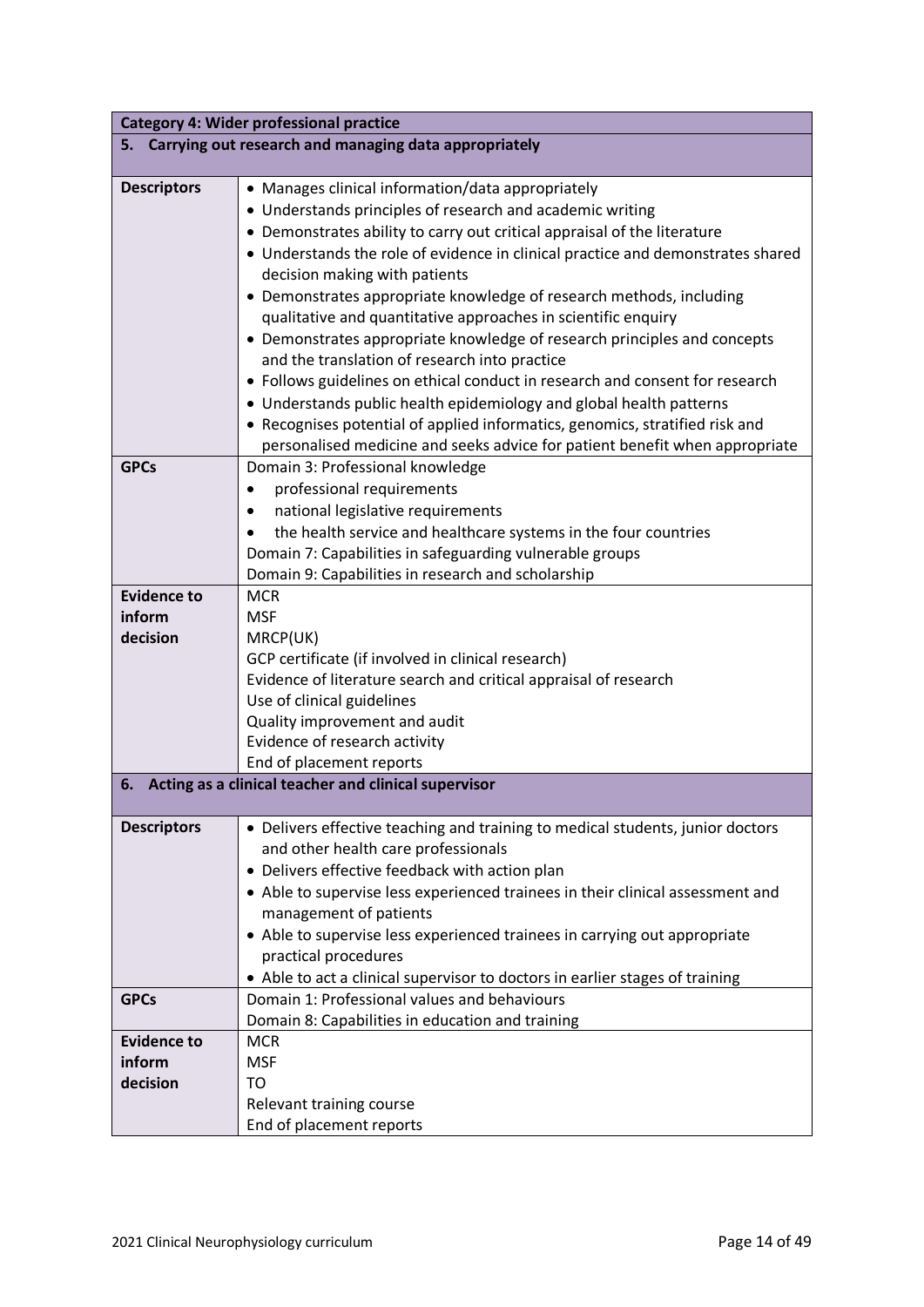| Category 4: Wider professional practice | |
|---|---|
| **5. Carrying out research and managing data appropriately** | |
| **Descriptors** | • Manages clinical information/data appropriately<br>• Understands principles of research and academic writing<br>• Demonstrates ability to carry out critical appraisal of the literature<br>• Understands the role of evidence in clinical practice and demonstrates shared decision making with patients<br>• Demonstrates appropriate knowledge of research methods, including qualitative and quantitative approaches in scientific enquiry<br>• Demonstrates appropriate knowledge of research principles and concepts and the translation of research into practice<br>• Follows guidelines on ethical conduct in research and consent for research<br>• Understands public health epidemiology and global health patterns<br>• Recognises potential of applied informatics, genomics, stratified risk and personalised medicine and seeks advice for patient benefit when appropriate |
| **GPCs** | Domain 3: Professional knowledge<br>• professional requirements<br>• national legislative requirements<br>• the health service and healthcare systems in the four countries<br>Domain 7: Capabilities in safeguarding vulnerable groups<br>Domain 9: Capabilities in research and scholarship |
| **Evidence to inform decision** | MCR<br>MSF<br>MRCP(UK)<br>GCP certificate (if involved in clinical research)<br>Evidence of literature search and critical appraisal of research<br>Use of clinical guidelines<br>Quality improvement and audit<br>Evidence of research activity<br>End of placement reports |
| **6. Acting as a clinical teacher and clinical supervisor** | |
| **Descriptors** | • Delivers effective teaching and training to medical students, junior doctors and other health care professionals<br>• Delivers effective feedback with action plan<br>• Able to supervise less experienced trainees in their clinical assessment and management of patients<br>• Able to supervise less experienced trainees in carrying out appropriate practical procedures<br>• Able to act a clinical supervisor to doctors in earlier stages of training |
| **GPCs** | Domain 1: Professional values and behaviours<br>Domain 8: Capabilities in education and training |
| **Evidence to inform decision** | MCR<br>MSF<br>TO<br>Relevant training course<br>End of placement reports |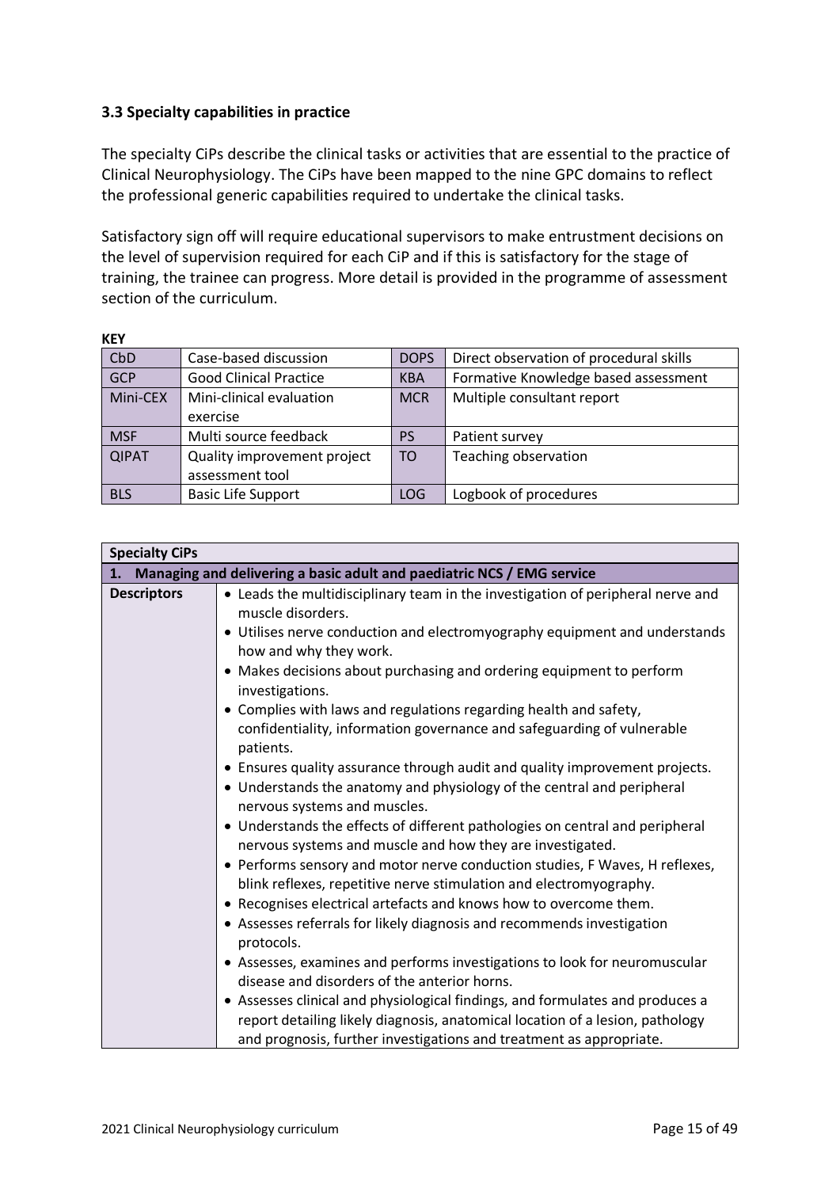### 3.3 Specialty capabilities in practice

The specialty CiPs describe the clinical tasks or activities that are essential to the practice of Clinical Neurophysiology. The CiPs have been mapped to the nine GPC domains to reflect the professional generic capabilities required to undertake the clinical tasks.

Satisfactory sign off will require educational supervisors to make entrustment decisions on the level of supervision required for each CiP and if this is satisfactory for the stage of training, the trainee can progress. More detail is provided in the programme of assessment section of the curriculum.

**KEY**

| | | | |
|---|---|---|---|
| CbD | Case-based discussion | DOPS | Direct observation of procedural skills |
| GCP | Good Clinical Practice | KBA | Formative Knowledge based assessment |
| Mini-CEX | Mini-clinical evaluation exercise | MCR | Multiple consultant report |
| MSF | Multi source feedback | PS | Patient survey |
| QIPAT | Quality improvement project assessment tool | TO | Teaching observation |
| BLS | Basic Life Support | LOG | Logbook of procedures |

| **Specialty CiPs** | |
|---|---|
| **1. Managing and delivering a basic adult and paediatric NCS / EMG service** | |
| **Descriptors** | • Leads the multidisciplinary team in the investigation of peripheral nerve and muscle disorders.<br>• Utilises nerve conduction and electromyography equipment and understands how and why they work.<br>• Makes decisions about purchasing and ordering equipment to perform investigations.<br>• Complies with laws and regulations regarding health and safety, confidentiality, information governance and safeguarding of vulnerable patients.<br>• Ensures quality assurance through audit and quality improvement projects.<br>• Understands the anatomy and physiology of the central and peripheral nervous systems and muscles.<br>• Understands the effects of different pathologies on central and peripheral nervous systems and muscle and how they are investigated.<br>• Performs sensory and motor nerve conduction studies, F Waves, H reflexes, blink reflexes, repetitive nerve stimulation and electromyography.<br>• Recognises electrical artefacts and knows how to overcome them.<br>• Assesses referrals for likely diagnosis and recommends investigation protocols.<br>• Assesses, examines and performs investigations to look for neuromuscular disease and disorders of the anterior horns.<br>• Assesses clinical and physiological findings, and formulates and produces a report detailing likely diagnosis, anatomical location of a lesion, pathology and prognosis, further investigations and treatment as appropriate. |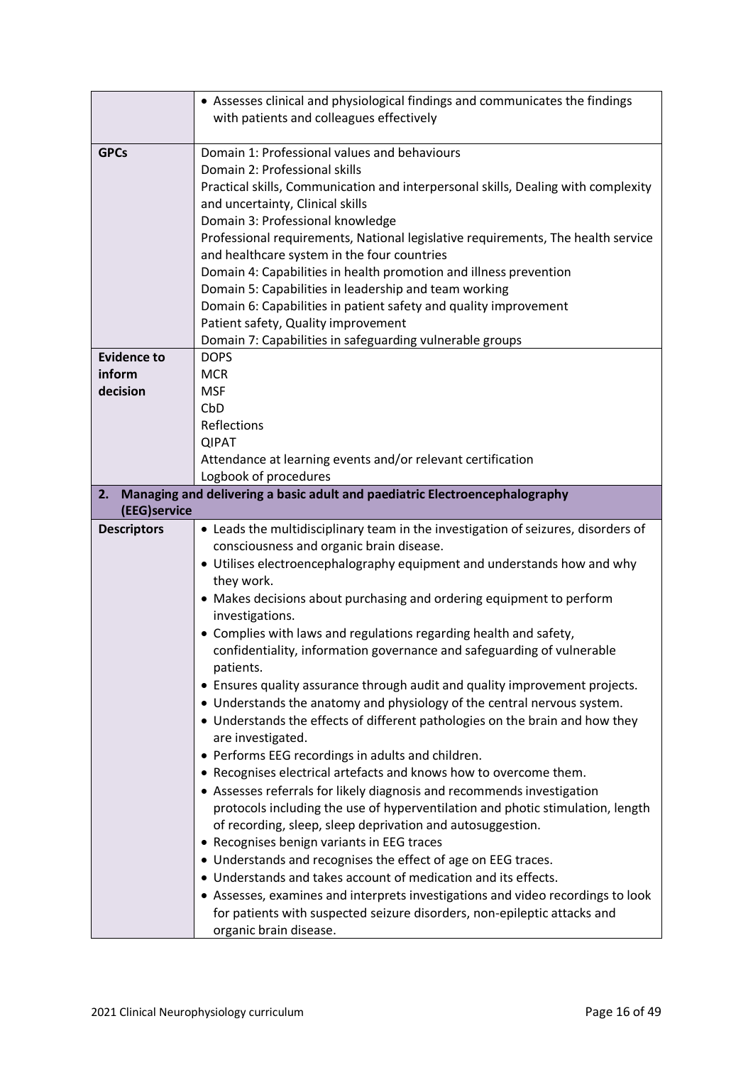| | |
|---|---|
| | • Assesses clinical and physiological findings and communicates the findings with patients and colleagues effectively |
| **GPCs** | Domain 1: Professional values and behaviours<br>Domain 2: Professional skills<br>Practical skills, Communication and interpersonal skills, Dealing with complexity and uncertainty, Clinical skills<br>Domain 3: Professional knowledge<br>Professional requirements, National legislative requirements, The health service and healthcare system in the four countries<br>Domain 4: Capabilities in health promotion and illness prevention<br>Domain 5: Capabilities in leadership and team working<br>Domain 6: Capabilities in patient safety and quality improvement<br>Patient safety, Quality improvement<br>Domain 7: Capabilities in safeguarding vulnerable groups |
| **Evidence to inform decision** | DOPS<br>MCR<br>MSF<br>CbD<br>Reflections<br>QIPAT<br>Attendance at learning events and/or relevant certification<br>Logbook of procedures |
| **2. Managing and delivering a basic adult and paediatric Electroencephalography (EEG)service** | |
| **Descriptors** | • Leads the multidisciplinary team in the investigation of seizures, disorders of consciousness and organic brain disease.<br>• Utilises electroencephalography equipment and understands how and why they work.<br>• Makes decisions about purchasing and ordering equipment to perform investigations.<br>• Complies with laws and regulations regarding health and safety, confidentiality, information governance and safeguarding of vulnerable patients.<br>• Ensures quality assurance through audit and quality improvement projects.<br>• Understands the anatomy and physiology of the central nervous system.<br>• Understands the effects of different pathologies on the brain and how they are investigated.<br>• Performs EEG recordings in adults and children.<br>• Recognises electrical artefacts and knows how to overcome them.<br>• Assesses referrals for likely diagnosis and recommends investigation protocols including the use of hyperventilation and photic stimulation, length of recording, sleep, sleep deprivation and autosuggestion.<br>• Recognises benign variants in EEG traces<br>• Understands and recognises the effect of age on EEG traces.<br>• Understands and takes account of medication and its effects.<br>• Assesses, examines and interprets investigations and video recordings to look for patients with suspected seizure disorders, non-epileptic attacks and organic brain disease. |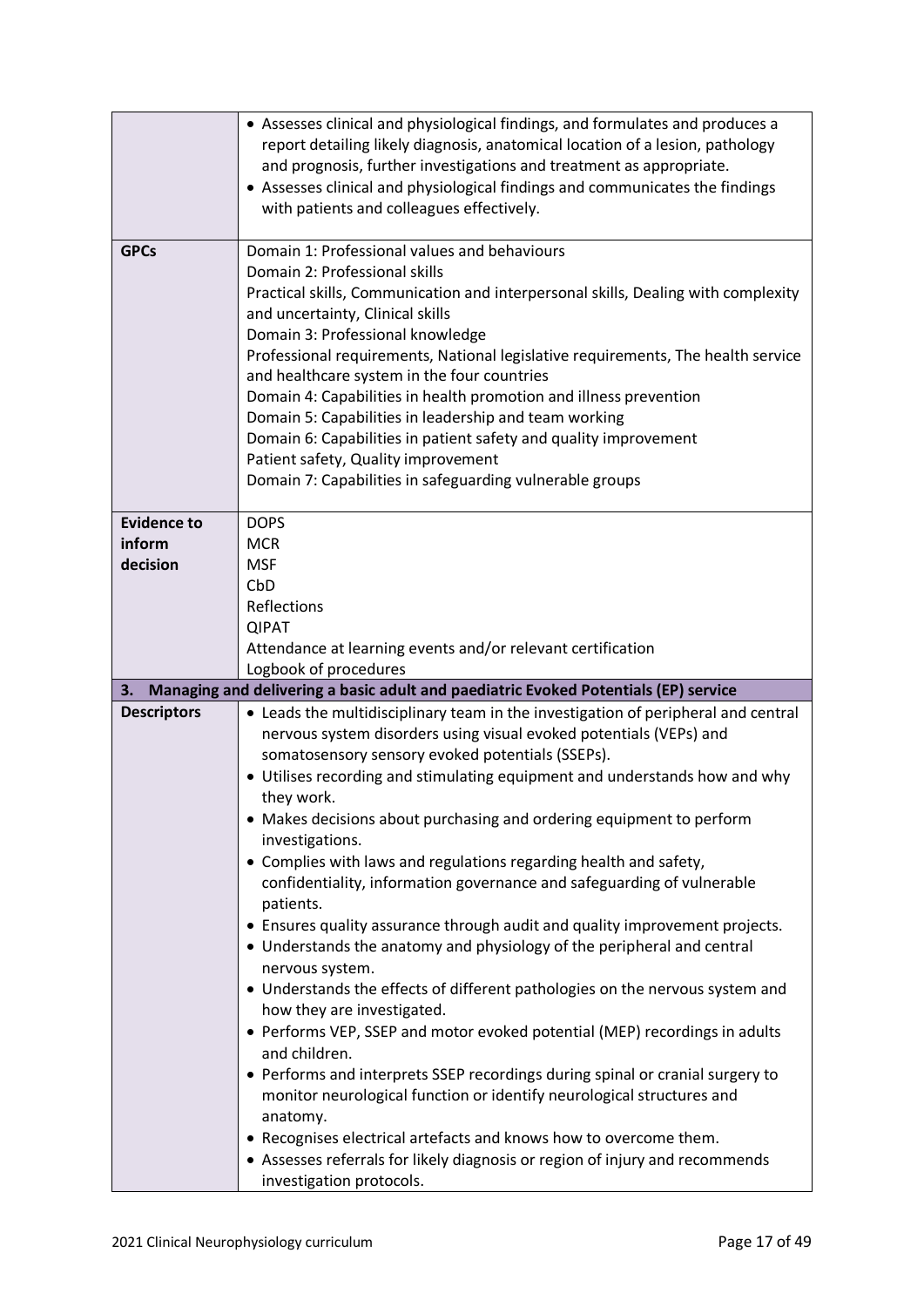| | |
|---|---|
| | • Assesses clinical and physiological findings, and formulates and produces a report detailing likely diagnosis, anatomical location of a lesion, pathology and prognosis, further investigations and treatment as appropriate.<br>• Assesses clinical and physiological findings and communicates the findings with patients and colleagues effectively. |
| **GPCs** | Domain 1: Professional values and behaviours<br>Domain 2: Professional skills<br>Practical skills, Communication and interpersonal skills, Dealing with complexity and uncertainty, Clinical skills<br>Domain 3: Professional knowledge<br>Professional requirements, National legislative requirements, The health service and healthcare system in the four countries<br>Domain 4: Capabilities in health promotion and illness prevention<br>Domain 5: Capabilities in leadership and team working<br>Domain 6: Capabilities in patient safety and quality improvement<br>Patient safety, Quality improvement<br>Domain 7: Capabilities in safeguarding vulnerable groups |
| **Evidence to inform decision** | DOPS<br>MCR<br>MSF<br>CbD<br>Reflections<br>QIPAT<br>Attendance at learning events and/or relevant certification<br>Logbook of procedures |
| **3. Managing and delivering a basic adult and paediatric Evoked Potentials (EP) service** | |
| **Descriptors** | • Leads the multidisciplinary team in the investigation of peripheral and central nervous system disorders using visual evoked potentials (VEPs) and somatosensory sensory evoked potentials (SSEPs).<br>• Utilises recording and stimulating equipment and understands how and why they work.<br>• Makes decisions about purchasing and ordering equipment to perform investigations.<br>• Complies with laws and regulations regarding health and safety, confidentiality, information governance and safeguarding of vulnerable patients.<br>• Ensures quality assurance through audit and quality improvement projects.<br>• Understands the anatomy and physiology of the peripheral and central nervous system.<br>• Understands the effects of different pathologies on the nervous system and how they are investigated.<br>• Performs VEP, SSEP and motor evoked potential (MEP) recordings in adults and children.<br>• Performs and interprets SSEP recordings during spinal or cranial surgery to monitor neurological function or identify neurological structures and anatomy.<br>• Recognises electrical artefacts and knows how to overcome them.<br>• Assesses referrals for likely diagnosis or region of injury and recommends investigation protocols. |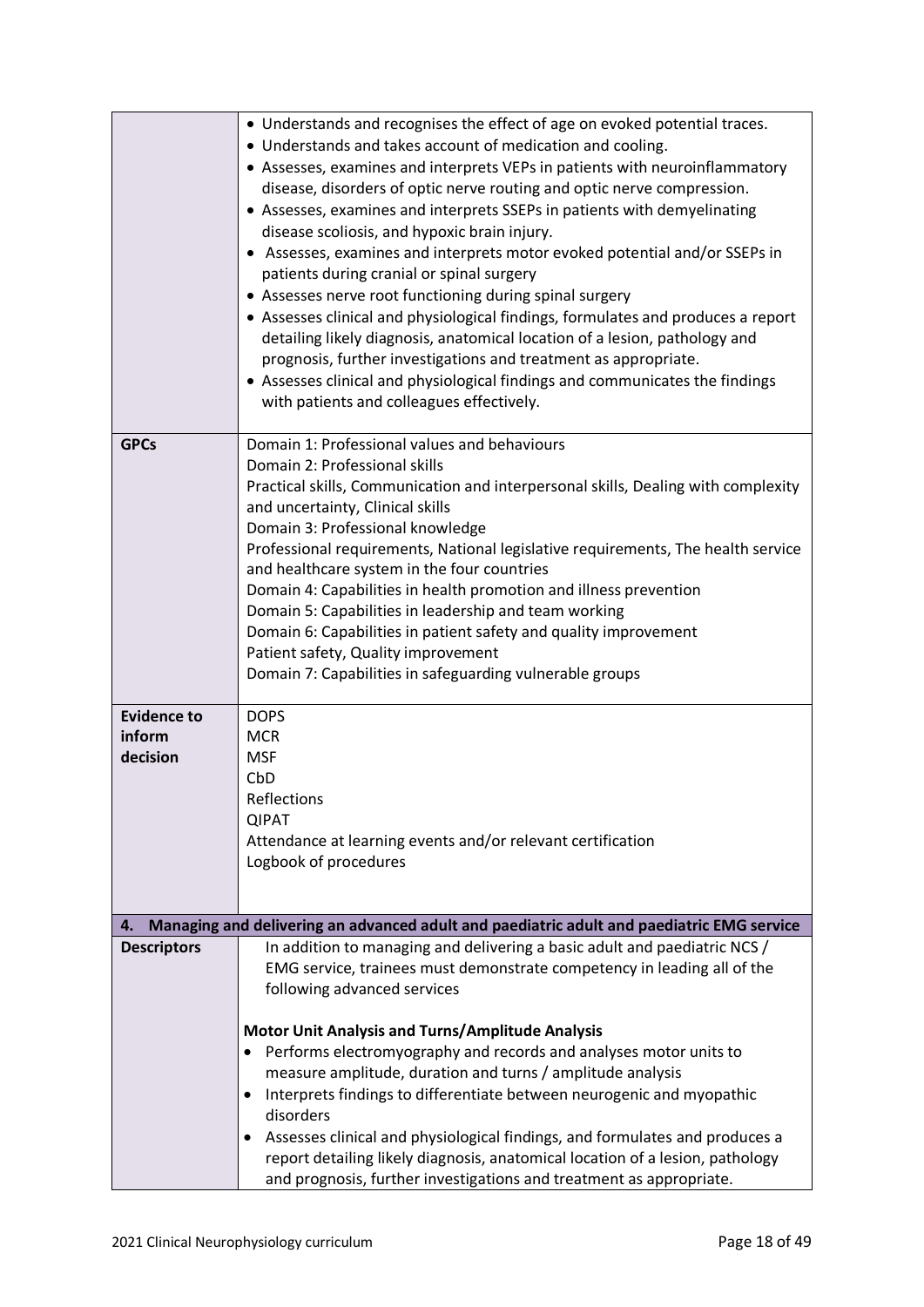| | |
|---|---|
| | • Understands and recognises the effect of age on evoked potential traces.<br>• Understands and takes account of medication and cooling.<br>• Assesses, examines and interprets VEPs in patients with neuroinflammatory disease, disorders of optic nerve routing and optic nerve compression.<br>• Assesses, examines and interprets SSEPs in patients with demyelinating disease scoliosis, and hypoxic brain injury.<br>• Assesses, examines and interprets motor evoked potential and/or SSEPs in patients during cranial or spinal surgery<br>• Assesses nerve root functioning during spinal surgery<br>• Assesses clinical and physiological findings, formulates and produces a report detailing likely diagnosis, anatomical location of a lesion, pathology and prognosis, further investigations and treatment as appropriate.<br>• Assesses clinical and physiological findings and communicates the findings with patients and colleagues effectively. |
| **GPCs** | Domain 1: Professional values and behaviours<br>Domain 2: Professional skills<br>Practical skills, Communication and interpersonal skills, Dealing with complexity and uncertainty, Clinical skills<br>Domain 3: Professional knowledge<br>Professional requirements, National legislative requirements, The health service and healthcare system in the four countries<br>Domain 4: Capabilities in health promotion and illness prevention<br>Domain 5: Capabilities in leadership and team working<br>Domain 6: Capabilities in patient safety and quality improvement<br>Patient safety, Quality improvement<br>Domain 7: Capabilities in safeguarding vulnerable groups |
| **Evidence to inform decision** | DOPS<br>MCR<br>MSF<br>CbD<br>Reflections<br>QIPAT<br>Attendance at learning events and/or relevant certification<br>Logbook of procedures |
| **4. Managing and delivering an advanced adult and paediatric adult and paediatric EMG service** | |
| **Descriptors** | In addition to managing and delivering a basic adult and paediatric NCS / EMG service, trainees must demonstrate competency in leading all of the following advanced services<br><br>**Motor Unit Analysis and Turns/Amplitude Analysis**<br>• Performs electromyography and records and analyses motor units to measure amplitude, duration and turns / amplitude analysis<br>• Interprets findings to differentiate between neurogenic and myopathic disorders<br>• Assesses clinical and physiological findings, and formulates and produces a report detailing likely diagnosis, anatomical location of a lesion, pathology and prognosis, further investigations and treatment as appropriate. |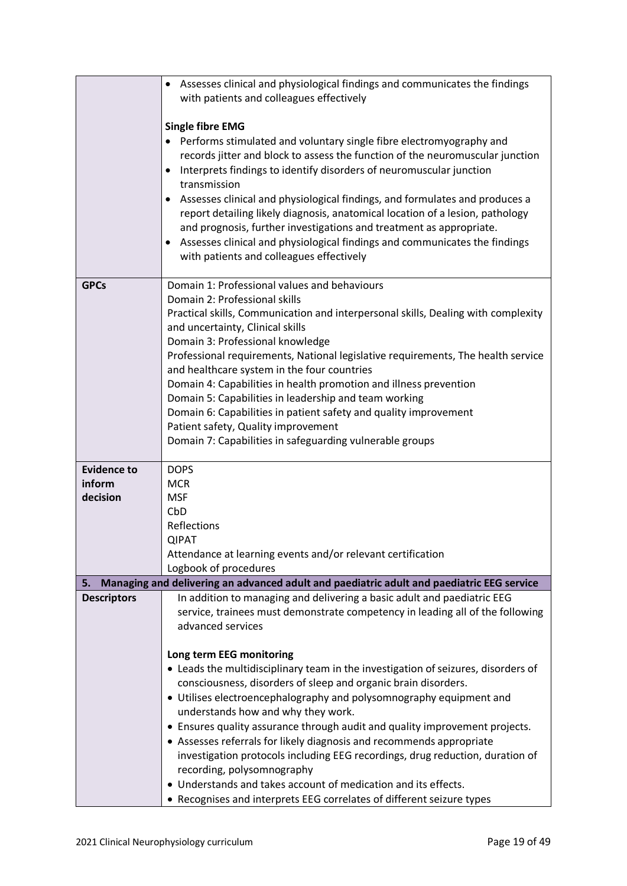| | |
|---|---|
| | • Assesses clinical and physiological findings and communicates the findings with patients and colleagues effectively<br><br>**Single fibre EMG**<br>• Performs stimulated and voluntary single fibre electromyography and records jitter and block to assess the function of the neuromuscular junction<br>• Interprets findings to identify disorders of neuromuscular junction transmission<br>• Assesses clinical and physiological findings, and formulates and produces a report detailing likely diagnosis, anatomical location of a lesion, pathology and prognosis, further investigations and treatment as appropriate.<br>• Assesses clinical and physiological findings and communicates the findings with patients and colleagues effectively |
| **GPCs** | Domain 1: Professional values and behaviours<br>Domain 2: Professional skills<br>Practical skills, Communication and interpersonal skills, Dealing with complexity and uncertainty, Clinical skills<br>Domain 3: Professional knowledge<br>Professional requirements, National legislative requirements, The health service and healthcare system in the four countries<br>Domain 4: Capabilities in health promotion and illness prevention<br>Domain 5: Capabilities in leadership and team working<br>Domain 6: Capabilities in patient safety and quality improvement<br>Patient safety, Quality improvement<br>Domain 7: Capabilities in safeguarding vulnerable groups |
| **Evidence to inform decision** | DOPS<br>MCR<br>MSF<br>CbD<br>Reflections<br>QIPAT<br>Attendance at learning events and/or relevant certification<br>Logbook of procedures |
| **5. Managing and delivering an advanced adult and paediatric adult and paediatric EEG service** | |
| **Descriptors** | In addition to managing and delivering a basic adult and paediatric EEG service, trainees must demonstrate competency in leading all of the following advanced services<br><br>**Long term EEG monitoring**<br>• Leads the multidisciplinary team in the investigation of seizures, disorders of consciousness, disorders of sleep and organic brain disorders.<br>• Utilises electroencephalography and polysomnography equipment and understands how and why they work.<br>• Ensures quality assurance through audit and quality improvement projects.<br>• Assesses referrals for likely diagnosis and recommends appropriate investigation protocols including EEG recordings, drug reduction, duration of recording, polysomnography<br>• Understands and takes account of medication and its effects.<br>• Recognises and interprets EEG correlates of different seizure types |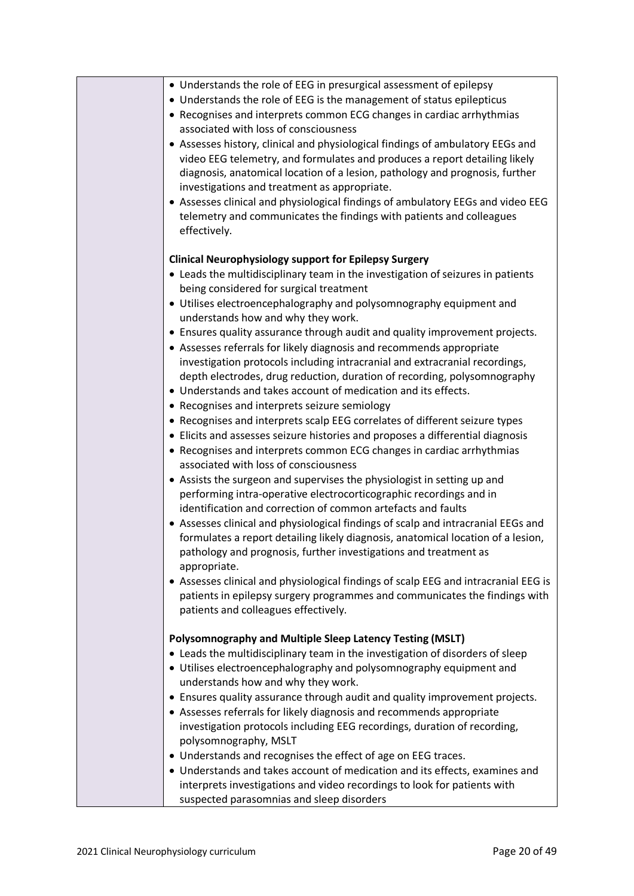|  |  |
|---|---|
|  | • Understands the role of EEG in presurgical assessment of epilepsy<br>• Understands the role of EEG is the management of status epilepticus<br>• Recognises and interprets common ECG changes in cardiac arrhythmias associated with loss of consciousness<br>• Assesses history, clinical and physiological findings of ambulatory EEGs and video EEG telemetry, and formulates and produces a report detailing likely diagnosis, anatomical location of a lesion, pathology and prognosis, further investigations and treatment as appropriate.<br>• Assesses clinical and physiological findings of ambulatory EEGs and video EEG telemetry and communicates the findings with patients and colleagues effectively.<br><br>**Clinical Neurophysiology support for Epilepsy Surgery**<br>• Leads the multidisciplinary team in the investigation of seizures in patients being considered for surgical treatment<br>• Utilises electroencephalography and polysomnography equipment and understands how and why they work.<br>• Ensures quality assurance through audit and quality improvement projects.<br>• Assesses referrals for likely diagnosis and recommends appropriate investigation protocols including intracranial and extracranial recordings, depth electrodes, drug reduction, duration of recording, polysomnography<br>• Understands and takes account of medication and its effects.<br>• Recognises and interprets seizure semiology<br>• Recognises and interprets scalp EEG correlates of different seizure types<br>• Elicits and assesses seizure histories and proposes a differential diagnosis<br>• Recognises and interprets common ECG changes in cardiac arrhythmias associated with loss of consciousness<br>• Assists the surgeon and supervises the physiologist in setting up and performing intra-operative electrocorticographic recordings and in identification and correction of common artefacts and faults<br>• Assesses clinical and physiological findings of scalp and intracranial EEGs and formulates a report detailing likely diagnosis, anatomical location of a lesion, pathology and prognosis, further investigations and treatment as appropriate.<br>• Assesses clinical and physiological findings of scalp EEG and intracranial EEG is patients in epilepsy surgery programmes and communicates the findings with patients and colleagues effectively.<br><br>**Polysomnography and Multiple Sleep Latency Testing (MSLT)**<br>• Leads the multidisciplinary team in the investigation of disorders of sleep<br>• Utilises electroencephalography and polysomnography equipment and understands how and why they work.<br>• Ensures quality assurance through audit and quality improvement projects.<br>• Assesses referrals for likely diagnosis and recommends appropriate investigation protocols including EEG recordings, duration of recording, polysomnography, MSLT<br>• Understands and recognises the effect of age on EEG traces.<br>• Understands and takes account of medication and its effects, examines and interprets investigations and video recordings to look for patients with suspected parasomnias and sleep disorders |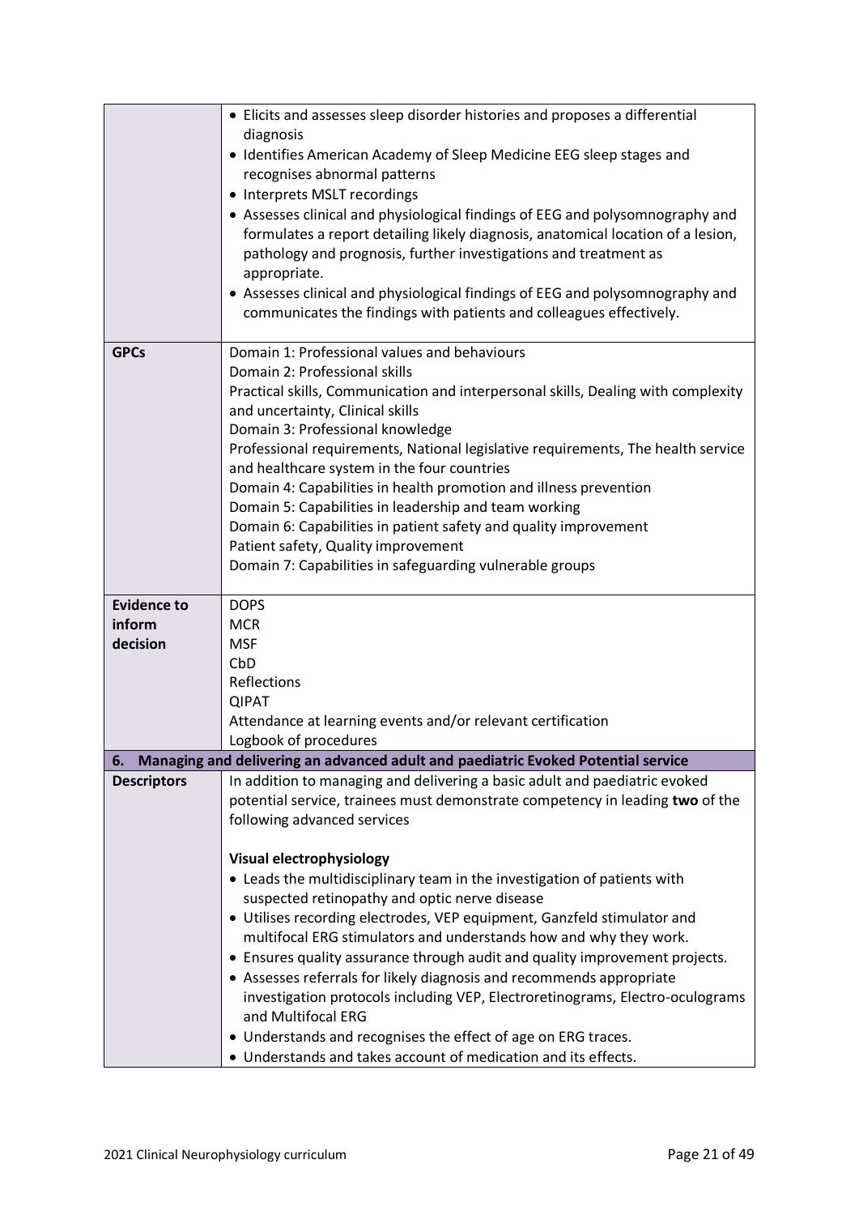| | |
|---|---|
| | • Elicits and assesses sleep disorder histories and proposes a differential diagnosis<br>• Identifies American Academy of Sleep Medicine EEG sleep stages and recognises abnormal patterns<br>• Interprets MSLT recordings<br>• Assesses clinical and physiological findings of EEG and polysomnography and formulates a report detailing likely diagnosis, anatomical location of a lesion, pathology and prognosis, further investigations and treatment as appropriate.<br>• Assesses clinical and physiological findings of EEG and polysomnography and communicates the findings with patients and colleagues effectively. |
| **GPCs** | Domain 1: Professional values and behaviours<br>Domain 2: Professional skills<br>Practical skills, Communication and interpersonal skills, Dealing with complexity and uncertainty, Clinical skills<br>Domain 3: Professional knowledge<br>Professional requirements, National legislative requirements, The health service and healthcare system in the four countries<br>Domain 4: Capabilities in health promotion and illness prevention<br>Domain 5: Capabilities in leadership and team working<br>Domain 6: Capabilities in patient safety and quality improvement<br>Patient safety, Quality improvement<br>Domain 7: Capabilities in safeguarding vulnerable groups |
| **Evidence to inform decision** | DOPS<br>MCR<br>MSF<br>CbD<br>Reflections<br>QIPAT<br>Attendance at learning events and/or relevant certification<br>Logbook of procedures |
| **6. Managing and delivering an advanced adult and paediatric Evoked Potential service** | |
| **Descriptors** | In addition to managing and delivering a basic adult and paediatric evoked potential service, trainees must demonstrate competency in leading **two** of the following advanced services<br><br>**Visual electrophysiology**<br>• Leads the multidisciplinary team in the investigation of patients with suspected retinopathy and optic nerve disease<br>• Utilises recording electrodes, VEP equipment, Ganzfeld stimulator and multifocal ERG stimulators and understands how and why they work.<br>• Ensures quality assurance through audit and quality improvement projects.<br>• Assesses referrals for likely diagnosis and recommends appropriate investigation protocols including VEP, Electroretinograms, Electro-oculograms and Multifocal ERG<br>• Understands and recognises the effect of age on ERG traces.<br>• Understands and takes account of medication and its effects. |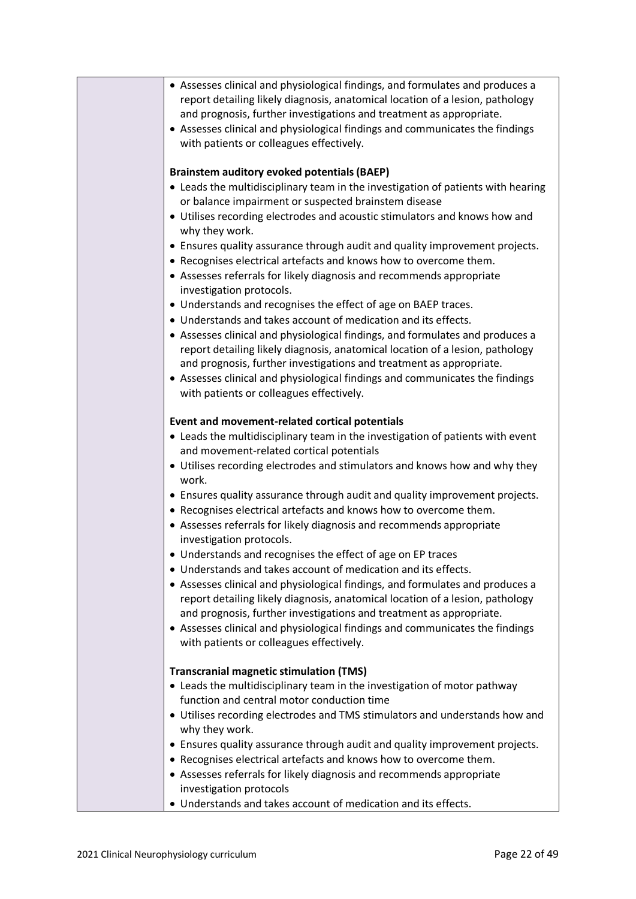|  |  |
|---|---|
|  | • Assesses clinical and physiological findings, and formulates and produces a report detailing likely diagnosis, anatomical location of a lesion, pathology and prognosis, further investigations and treatment as appropriate.<br>• Assesses clinical and physiological findings and communicates the findings with patients or colleagues effectively.<br><br>**Brainstem auditory evoked potentials (BAEP)**<br>• Leads the multidisciplinary team in the investigation of patients with hearing or balance impairment or suspected brainstem disease<br>• Utilises recording electrodes and acoustic stimulators and knows how and why they work.<br>• Ensures quality assurance through audit and quality improvement projects.<br>• Recognises electrical artefacts and knows how to overcome them.<br>• Assesses referrals for likely diagnosis and recommends appropriate investigation protocols.<br>• Understands and recognises the effect of age on BAEP traces.<br>• Understands and takes account of medication and its effects.<br>• Assesses clinical and physiological findings, and formulates and produces a report detailing likely diagnosis, anatomical location of a lesion, pathology and prognosis, further investigations and treatment as appropriate.<br>• Assesses clinical and physiological findings and communicates the findings with patients or colleagues effectively.<br><br>**Event and movement-related cortical potentials**<br>• Leads the multidisciplinary team in the investigation of patients with event and movement-related cortical potentials<br>• Utilises recording electrodes and stimulators and knows how and why they work.<br>• Ensures quality assurance through audit and quality improvement projects.<br>• Recognises electrical artefacts and knows how to overcome them.<br>• Assesses referrals for likely diagnosis and recommends appropriate investigation protocols.<br>• Understands and recognises the effect of age on EP traces<br>• Understands and takes account of medication and its effects.<br>• Assesses clinical and physiological findings, and formulates and produces a report detailing likely diagnosis, anatomical location of a lesion, pathology and prognosis, further investigations and treatment as appropriate.<br>• Assesses clinical and physiological findings and communicates the findings with patients or colleagues effectively.<br><br>**Transcranial magnetic stimulation (TMS)**<br>• Leads the multidisciplinary team in the investigation of motor pathway function and central motor conduction time<br>• Utilises recording electrodes and TMS stimulators and understands how and why they work.<br>• Ensures quality assurance through audit and quality improvement projects.<br>• Recognises electrical artefacts and knows how to overcome them.<br>• Assesses referrals for likely diagnosis and recommends appropriate investigation protocols<br>• Understands and takes account of medication and its effects. |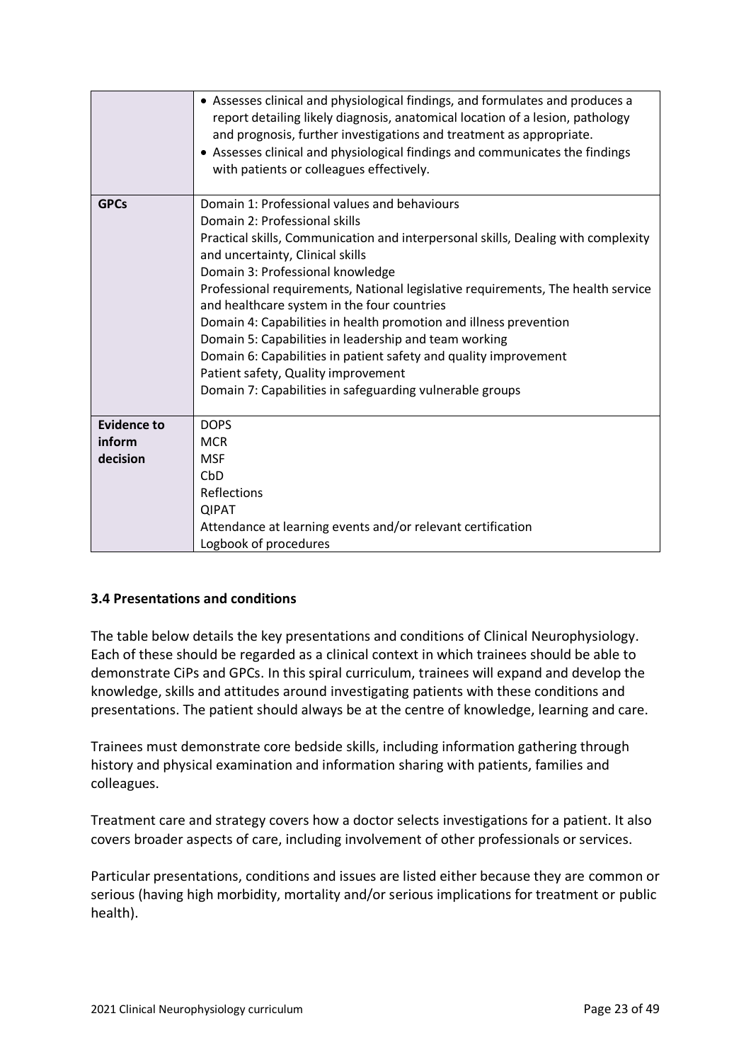|  |  |
| --- | --- |
|  | • Assesses clinical and physiological findings, and formulates and produces a report detailing likely diagnosis, anatomical location of a lesion, pathology and prognosis, further investigations and treatment as appropriate.<br>• Assesses clinical and physiological findings and communicates the findings with patients or colleagues effectively. |
| **GPCs** | Domain 1: Professional values and behaviours<br>Domain 2: Professional skills<br>Practical skills, Communication and interpersonal skills, Dealing with complexity and uncertainty, Clinical skills<br>Domain 3: Professional knowledge<br>Professional requirements, National legislative requirements, The health service and healthcare system in the four countries<br>Domain 4: Capabilities in health promotion and illness prevention<br>Domain 5: Capabilities in leadership and team working<br>Domain 6: Capabilities in patient safety and quality improvement<br>Patient safety, Quality improvement<br>Domain 7: Capabilities in safeguarding vulnerable groups |
| **Evidence to inform decision** | DOPS<br>MCR<br>MSF<br>CbD<br>Reflections<br>QIPAT<br>Attendance at learning events and/or relevant certification<br>Logbook of procedures |

### 3.4 Presentations and conditions

The table below details the key presentations and conditions of Clinical Neurophysiology. Each of these should be regarded as a clinical context in which trainees should be able to demonstrate CiPs and GPCs. In this spiral curriculum, trainees will expand and develop the knowledge, skills and attitudes around investigating patients with these conditions and presentations. The patient should always be at the centre of knowledge, learning and care.

Trainees must demonstrate core bedside skills, including information gathering through history and physical examination and information sharing with patients, families and colleagues.

Treatment care and strategy covers how a doctor selects investigations for a patient. It also covers broader aspects of care, including involvement of other professionals or services.

Particular presentations, conditions and issues are listed either because they are common or serious (having high morbidity, mortality and/or serious implications for treatment or public health).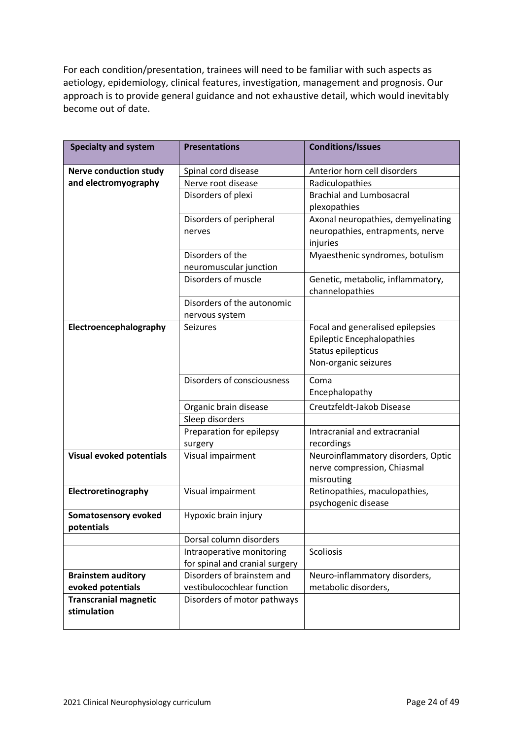For each condition/presentation, trainees will need to be familiar with such aspects as aetiology, epidemiology, clinical features, investigation, management and prognosis. Our approach is to provide general guidance and not exhaustive detail, which would inevitably become out of date.

| Specialty and system | Presentations | Conditions/Issues |
|---|---|---|
| **Nerve conduction study and electromyography** | Spinal cord disease | Anterior horn cell disorders |
| | Nerve root disease | Radiculopathies |
| | Disorders of plexi | Brachial and Lumbosacral plexopathies |
| | Disorders of peripheral nerves | Axonal neuropathies, demyelinating neuropathies, entrapments, nerve injuries |
| | Disorders of the neuromuscular junction | Myaesthenic syndromes, botulism |
| | Disorders of muscle | Genetic, metabolic, inflammatory, channelopathies |
| | Disorders of the autonomic nervous system | |
| **Electroencephalography** | Seizures | Focal and generalised epilepsies<br>Epileptic Encephalopathies<br>Status epilepticus<br>Non-organic seizures |
| | Disorders of consciousness | Coma<br>Encephalopathy |
| | Organic brain disease | Creutzfeldt-Jakob Disease |
| | Sleep disorders | |
| | Preparation for epilepsy surgery | Intracranial and extracranial recordings |
| **Visual evoked potentials** | Visual impairment | Neuroinflammatory disorders, Optic nerve compression, Chiasmal misrouting |
| **Electroretinography** | Visual impairment | Retinopathies, maculopathies, psychogenic disease |
| **Somatosensory evoked potentials** | Hypoxic brain injury | |
| | Dorsal column disorders | |
| | Intraoperative monitoring for spinal and cranial surgery | Scoliosis |
| **Brainstem auditory evoked potentials** | Disorders of brainstem and vestibulocochlear function | Neuro-inflammatory disorders, metabolic disorders, |
| **Transcranial magnetic stimulation** | Disorders of motor pathways | |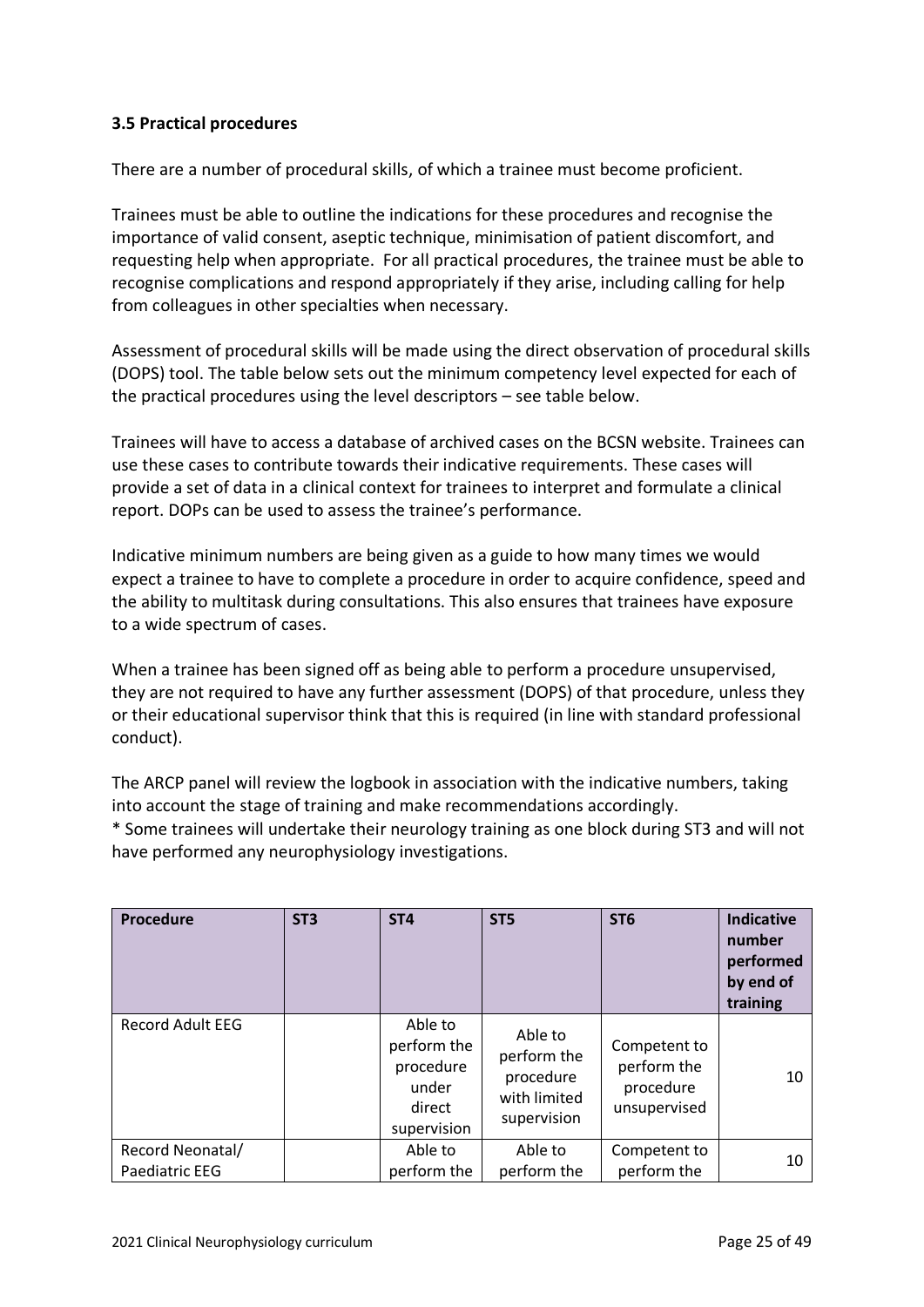### 3.5 Practical procedures

There are a number of procedural skills, of which a trainee must become proficient.

Trainees must be able to outline the indications for these procedures and recognise the importance of valid consent, aseptic technique, minimisation of patient discomfort, and requesting help when appropriate. For all practical procedures, the trainee must be able to recognise complications and respond appropriately if they arise, including calling for help from colleagues in other specialties when necessary.

Assessment of procedural skills will be made using the direct observation of procedural skills (DOPS) tool. The table below sets out the minimum competency level expected for each of the practical procedures using the level descriptors – see table below.

Trainees will have to access a database of archived cases on the BCSN website. Trainees can use these cases to contribute towards their indicative requirements. These cases will provide a set of data in a clinical context for trainees to interpret and formulate a clinical report. DOPs can be used to assess the trainee's performance.

Indicative minimum numbers are being given as a guide to how many times we would expect a trainee to have to complete a procedure in order to acquire confidence, speed and the ability to multitask during consultations. This also ensures that trainees have exposure to a wide spectrum of cases.

When a trainee has been signed off as being able to perform a procedure unsupervised, they are not required to have any further assessment (DOPS) of that procedure, unless they or their educational supervisor think that this is required (in line with standard professional conduct).

The ARCP panel will review the logbook in association with the indicative numbers, taking into account the stage of training and make recommendations accordingly.
* Some trainees will undertake their neurology training as one block during ST3 and will not have performed any neurophysiology investigations.

| Procedure | ST3 | ST4 | ST5 | ST6 | Indicative number performed by end of training |
|---|---|---|---|---|---|
| Record Adult EEG | | Able to perform the procedure under direct supervision | Able to perform the procedure with limited supervision | Competent to perform the procedure unsupervised | 10 |
| Record Neonatal/ Paediatric EEG | | Able to perform the | Able to perform the | Competent to perform the | 10 |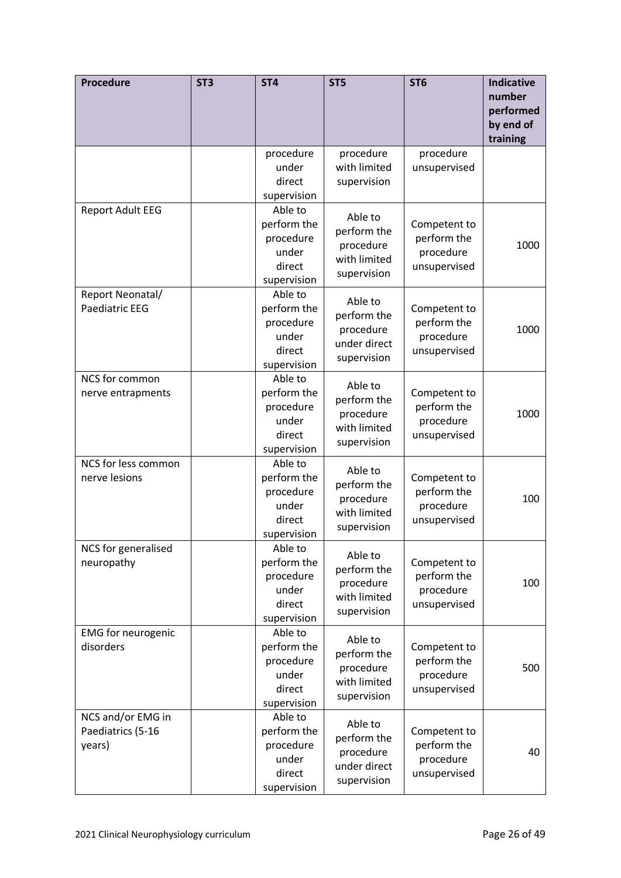| Procedure | ST3 | ST4 | ST5 | ST6 | Indicative number performed by end of training |
|---|---|---|---|---|---|
| | | procedure under direct supervision | procedure with limited supervision | procedure unsupervised | |
| Report Adult EEG | | Able to perform the procedure under direct supervision | Able to perform the procedure with limited supervision | Competent to perform the procedure unsupervised | 1000 |
| Report Neonatal/ Paediatric EEG | | Able to perform the procedure under direct supervision | Able to perform the procedure under direct supervision | Competent to perform the procedure unsupervised | 1000 |
| NCS for common nerve entrapments | | Able to perform the procedure under direct supervision | Able to perform the procedure with limited supervision | Competent to perform the procedure unsupervised | 1000 |
| NCS for less common nerve lesions | | Able to perform the procedure under direct supervision | Able to perform the procedure with limited supervision | Competent to perform the procedure unsupervised | 100 |
| NCS for generalised neuropathy | | Able to perform the procedure under direct supervision | Able to perform the procedure with limited supervision | Competent to perform the procedure unsupervised | 100 |
| EMG for neurogenic disorders | | Able to perform the procedure under direct supervision | Able to perform the procedure with limited supervision | Competent to perform the procedure unsupervised | 500 |
| NCS and/or EMG in Paediatrics (5-16 years) | | Able to perform the procedure under direct supervision | Able to perform the procedure under direct supervision | Competent to perform the procedure unsupervised | 40 |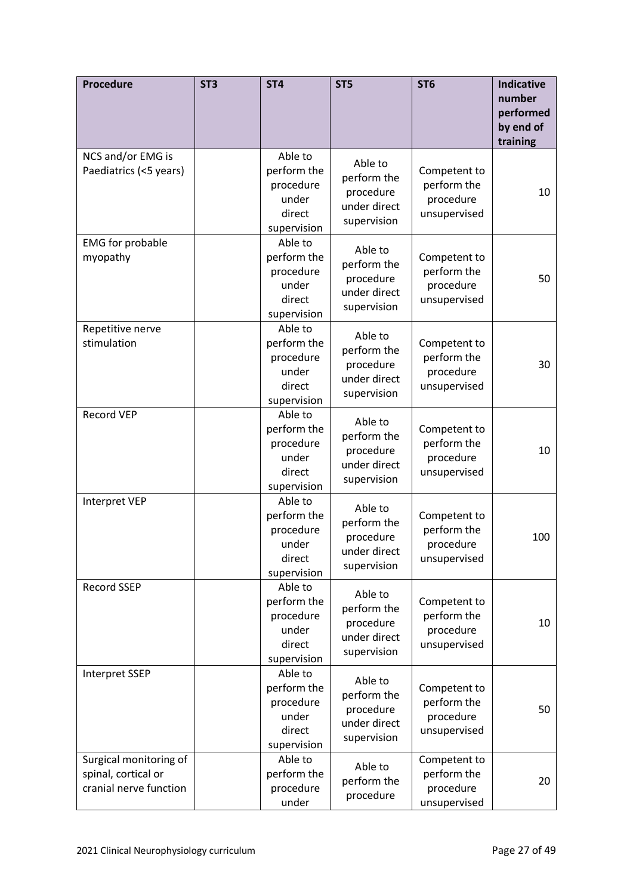| Procedure | ST3 | ST4 | ST5 | ST6 | Indicative number performed by end of training |
|---|---|---|---|---|---|
| NCS and/or EMG is Paediatrics (<5 years) | | Able to perform the procedure under direct supervision | Able to perform the procedure under direct supervision | Competent to perform the procedure unsupervised | 10 |
| EMG for probable myopathy | | Able to perform the procedure under direct supervision | Able to perform the procedure under direct supervision | Competent to perform the procedure unsupervised | 50 |
| Repetitive nerve stimulation | | Able to perform the procedure under direct supervision | Able to perform the procedure under direct supervision | Competent to perform the procedure unsupervised | 30 |
| Record VEP | | Able to perform the procedure under direct supervision | Able to perform the procedure under direct supervision | Competent to perform the procedure unsupervised | 10 |
| Interpret VEP | | Able to perform the procedure under direct supervision | Able to perform the procedure under direct supervision | Competent to perform the procedure unsupervised | 100 |
| Record SSEP | | Able to perform the procedure under direct supervision | Able to perform the procedure under direct supervision | Competent to perform the procedure unsupervised | 10 |
| Interpret SSEP | | Able to perform the procedure under direct supervision | Able to perform the procedure under direct supervision | Competent to perform the procedure unsupervised | 50 |
| Surgical monitoring of spinal, cortical or cranial nerve function | | Able to perform the procedure under | Able to perform the procedure | Competent to perform the procedure unsupervised | 20 |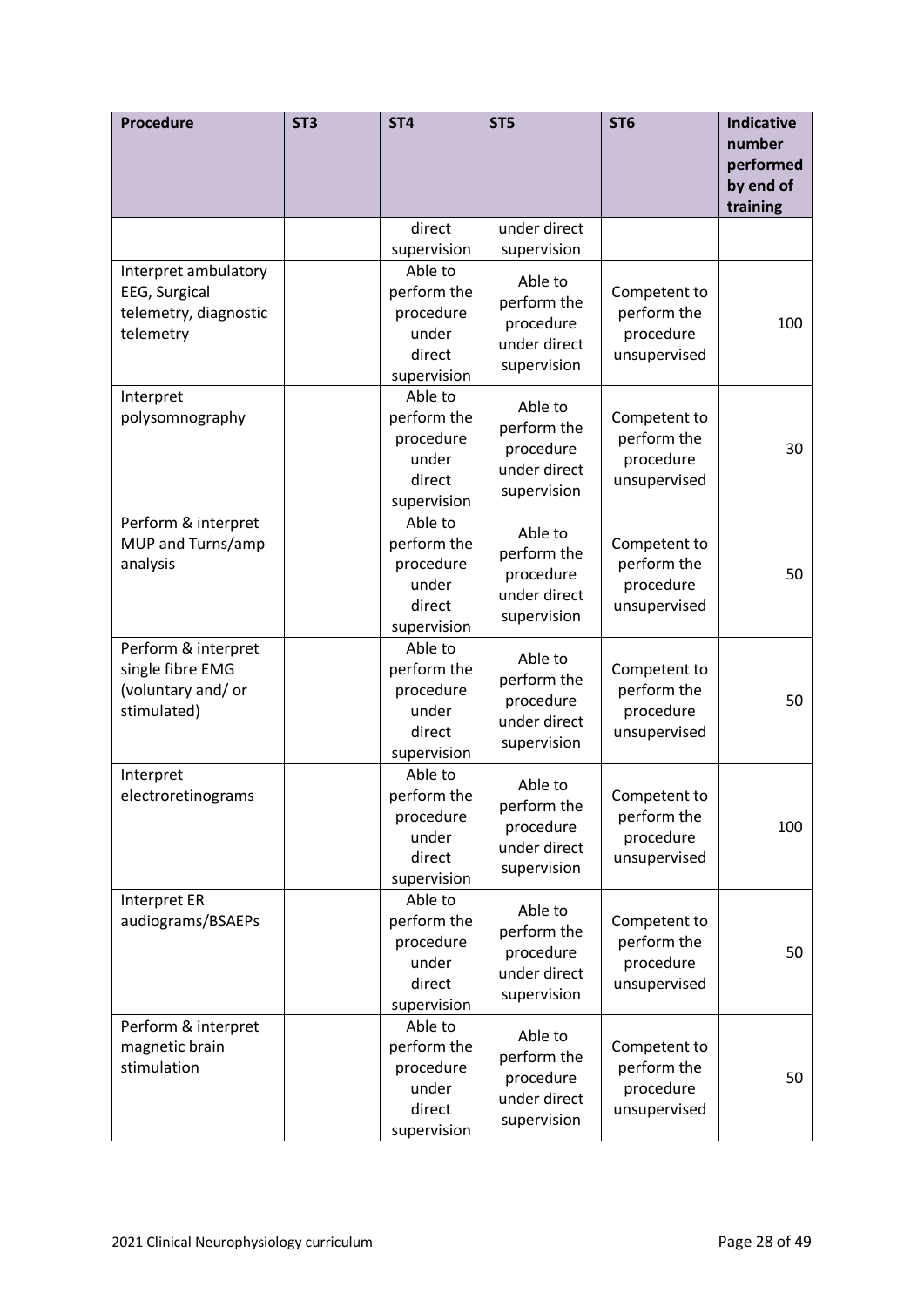| Procedure | ST3 | ST4 | ST5 | ST6 | Indicative number performed by end of training |
|---|---|---|---|---|---|
| | | direct supervision | under direct supervision | | |
| Interpret ambulatory EEG, Surgical telemetry, diagnostic telemetry | | Able to perform the procedure under direct supervision | Able to perform the procedure under direct supervision | Competent to perform the procedure unsupervised | 100 |
| Interpret polysomnography | | Able to perform the procedure under direct supervision | Able to perform the procedure under direct supervision | Competent to perform the procedure unsupervised | 30 |
| Perform & interpret MUP and Turns/amp analysis | | Able to perform the procedure under direct supervision | Able to perform the procedure under direct supervision | Competent to perform the procedure unsupervised | 50 |
| Perform & interpret single fibre EMG (voluntary and/ or stimulated) | | Able to perform the procedure under direct supervision | Able to perform the procedure under direct supervision | Competent to perform the procedure unsupervised | 50 |
| Interpret electroretinograms | | Able to perform the procedure under direct supervision | Able to perform the procedure under direct supervision | Competent to perform the procedure unsupervised | 100 |
| Interpret ER audiograms/BSAEPs | | Able to perform the procedure under direct supervision | Able to perform the procedure under direct supervision | Competent to perform the procedure unsupervised | 50 |
| Perform & interpret magnetic brain stimulation | | Able to perform the procedure under direct supervision | Able to perform the procedure under direct supervision | Competent to perform the procedure unsupervised | 50 |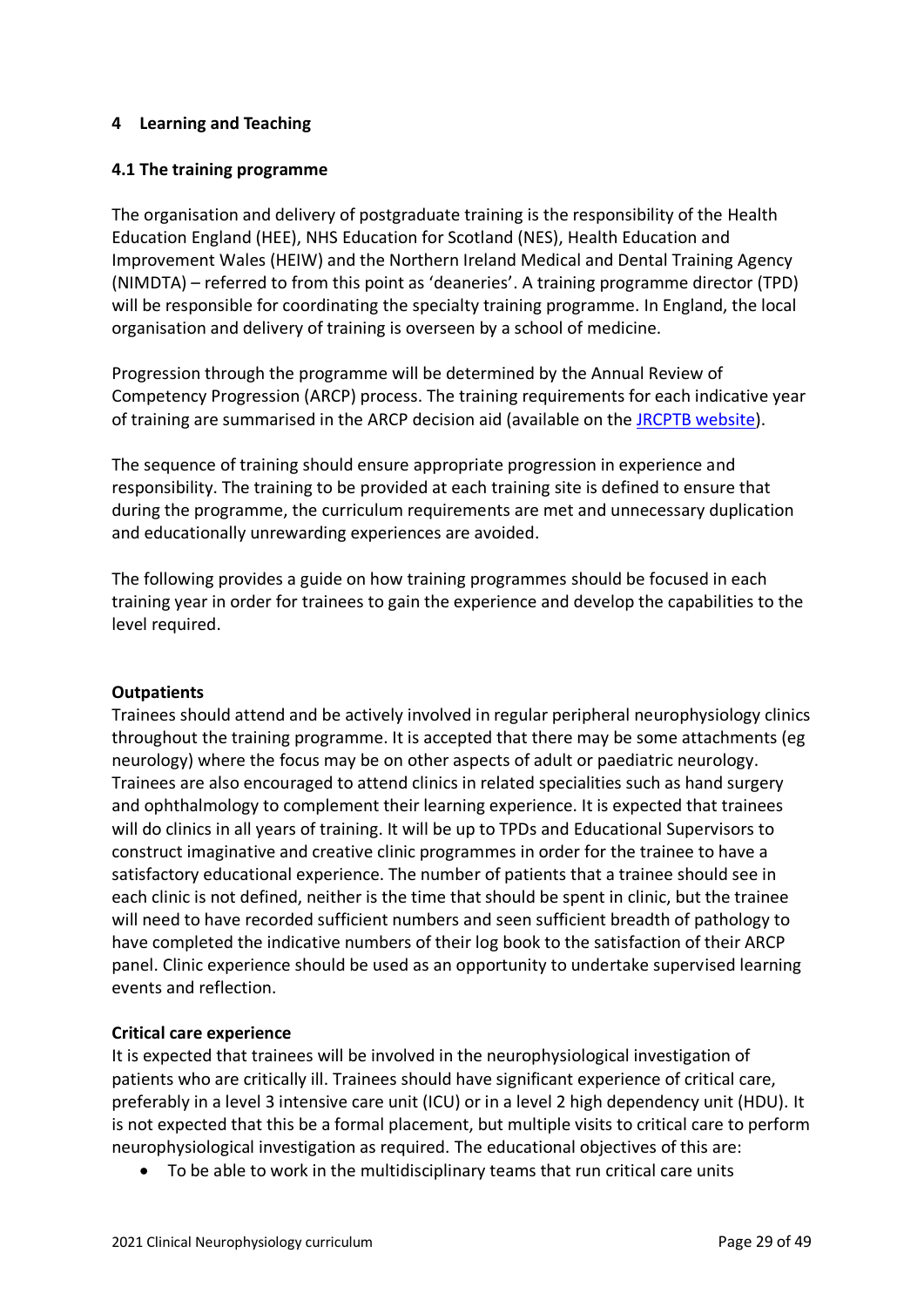# 4 Learning and Teaching

## 4.1 The training programme

The organisation and delivery of postgraduate training is the responsibility of the Health Education England (HEE), NHS Education for Scotland (NES), Health Education and Improvement Wales (HEIW) and the Northern Ireland Medical and Dental Training Agency (NIMDTA) – referred to from this point as 'deaneries'. A training programme director (TPD) will be responsible for coordinating the specialty training programme. In England, the local organisation and delivery of training is overseen by a school of medicine.

Progression through the programme will be determined by the Annual Review of Competency Progression (ARCP) process. The training requirements for each indicative year of training are summarised in the ARCP decision aid (available on the [JRCPTB website](JRCPTB website)).

The sequence of training should ensure appropriate progression in experience and responsibility. The training to be provided at each training site is defined to ensure that during the programme, the curriculum requirements are met and unnecessary duplication and educationally unrewarding experiences are avoided.

The following provides a guide on how training programmes should be focused in each training year in order for trainees to gain the experience and develop the capabilities to the level required.

**Outpatients**

Trainees should attend and be actively involved in regular peripheral neurophysiology clinics throughout the training programme. It is accepted that there may be some attachments (eg neurology) where the focus may be on other aspects of adult or paediatric neurology. Trainees are also encouraged to attend clinics in related specialities such as hand surgery and ophthalmology to complement their learning experience. It is expected that trainees will do clinics in all years of training. It will be up to TPDs and Educational Supervisors to construct imaginative and creative clinic programmes in order for the trainee to have a satisfactory educational experience. The number of patients that a trainee should see in each clinic is not defined, neither is the time that should be spent in clinic, but the trainee will need to have recorded sufficient numbers and seen sufficient breadth of pathology to have completed the indicative numbers of their log book to the satisfaction of their ARCP panel. Clinic experience should be used as an opportunity to undertake supervised learning events and reflection.

**Critical care experience**

It is expected that trainees will be involved in the neurophysiological investigation of patients who are critically ill. Trainees should have significant experience of critical care, preferably in a level 3 intensive care unit (ICU) or in a level 2 high dependency unit (HDU). It is not expected that this be a formal placement, but multiple visits to critical care to perform neurophysiological investigation as required. The educational objectives of this are:

- To be able to work in the multidisciplinary teams that run critical care units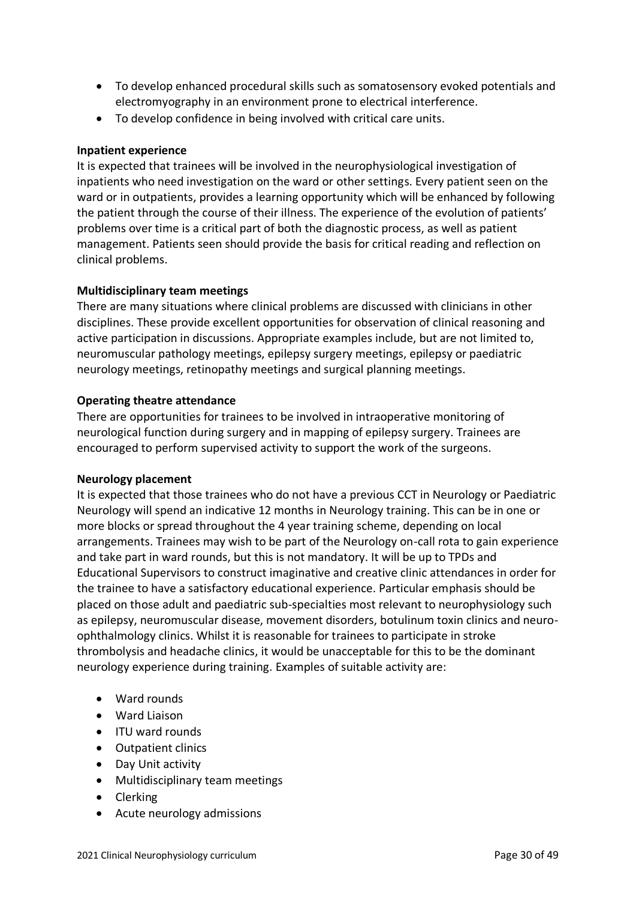- To develop enhanced procedural skills such as somatosensory evoked potentials and electromyography in an environment prone to electrical interference.
- To develop confidence in being involved with critical care units.

**Inpatient experience**

It is expected that trainees will be involved in the neurophysiological investigation of inpatients who need investigation on the ward or other settings. Every patient seen on the ward or in outpatients, provides a learning opportunity which will be enhanced by following the patient through the course of their illness. The experience of the evolution of patients' problems over time is a critical part of both the diagnostic process, as well as patient management. Patients seen should provide the basis for critical reading and reflection on clinical problems.

**Multidisciplinary team meetings**

There are many situations where clinical problems are discussed with clinicians in other disciplines. These provide excellent opportunities for observation of clinical reasoning and active participation in discussions. Appropriate examples include, but are not limited to, neuromuscular pathology meetings, epilepsy surgery meetings, epilepsy or paediatric neurology meetings, retinopathy meetings and surgical planning meetings.

**Operating theatre attendance**

There are opportunities for trainees to be involved in intraoperative monitoring of neurological function during surgery and in mapping of epilepsy surgery. Trainees are encouraged to perform supervised activity to support the work of the surgeons.

**Neurology placement**

It is expected that those trainees who do not have a previous CCT in Neurology or Paediatric Neurology will spend an indicative 12 months in Neurology training. This can be in one or more blocks or spread throughout the 4 year training scheme, depending on local arrangements. Trainees may wish to be part of the Neurology on-call rota to gain experience and take part in ward rounds, but this is not mandatory. It will be up to TPDs and Educational Supervisors to construct imaginative and creative clinic attendances in order for the trainee to have a satisfactory educational experience. Particular emphasis should be placed on those adult and paediatric sub-specialties most relevant to neurophysiology such as epilepsy, neuromuscular disease, movement disorders, botulinum toxin clinics and neuro-ophthalmology clinics. Whilst it is reasonable for trainees to participate in stroke thrombolysis and headache clinics, it would be unacceptable for this to be the dominant neurology experience during training. Examples of suitable activity are:

- Ward rounds
- Ward Liaison
- ITU ward rounds
- Outpatient clinics
- Day Unit activity
- Multidisciplinary team meetings
- Clerking
- Acute neurology admissions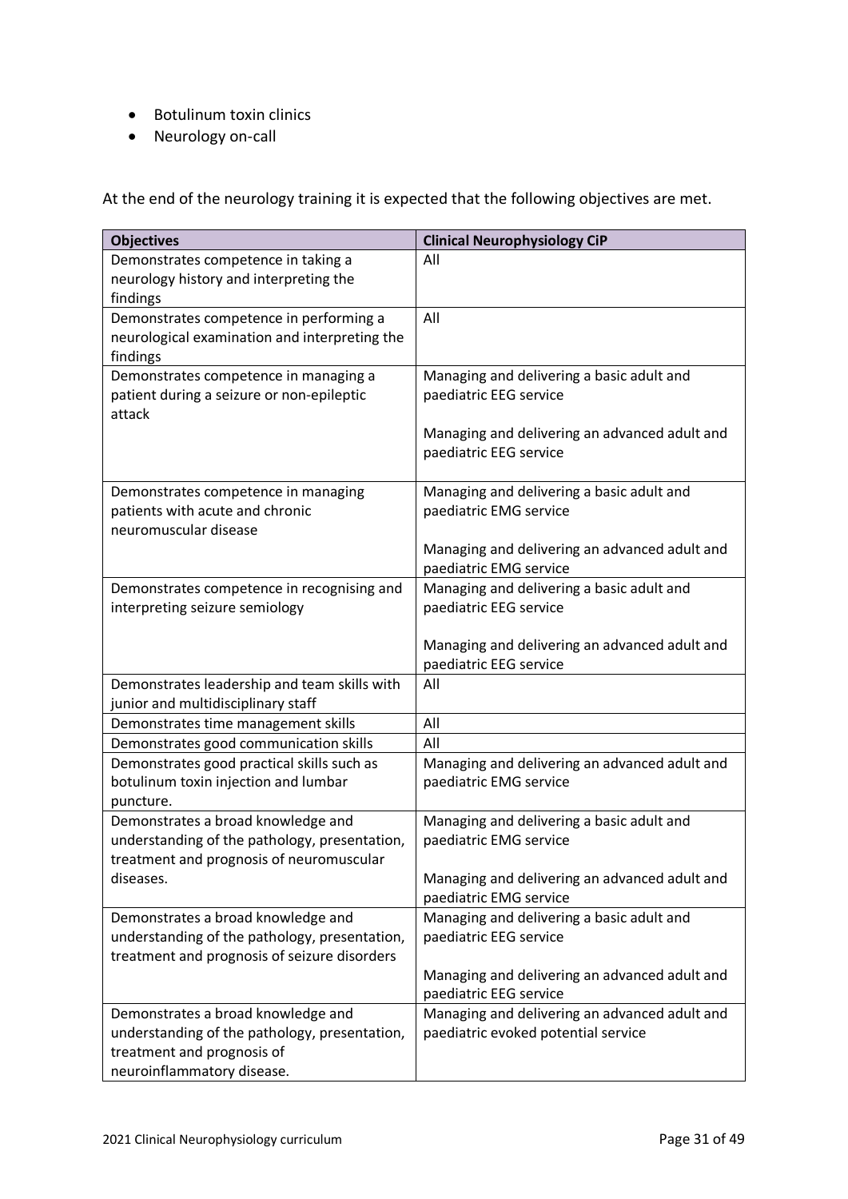- Botulinum toxin clinics
- Neurology on-call

At the end of the neurology training it is expected that the following objectives are met.

| Objectives | Clinical Neurophysiology CiP |
|---|---|
| Demonstrates competence in taking a neurology history and interpreting the findings | All |
| Demonstrates competence in performing a neurological examination and interpreting the findings | All |
| Demonstrates competence in managing a patient during a seizure or non-epileptic attack | Managing and delivering a basic adult and paediatric EEG service<br><br>Managing and delivering an advanced adult and paediatric EEG service |
| Demonstrates competence in managing patients with acute and chronic neuromuscular disease | Managing and delivering a basic adult and paediatric EMG service<br><br>Managing and delivering an advanced adult and paediatric EMG service |
| Demonstrates competence in recognising and interpreting seizure semiology | Managing and delivering a basic adult and paediatric EEG service<br><br>Managing and delivering an advanced adult and paediatric EEG service |
| Demonstrates leadership and team skills with junior and multidisciplinary staff | All |
| Demonstrates time management skills | All |
| Demonstrates good communication skills | All |
| Demonstrates good practical skills such as botulinum toxin injection and lumbar puncture. | Managing and delivering an advanced adult and paediatric EMG service |
| Demonstrates a broad knowledge and understanding of the pathology, presentation, treatment and prognosis of neuromuscular diseases. | Managing and delivering a basic adult and paediatric EMG service<br><br>Managing and delivering an advanced adult and paediatric EMG service |
| Demonstrates a broad knowledge and understanding of the pathology, presentation, treatment and prognosis of seizure disorders | Managing and delivering a basic adult and paediatric EEG service<br><br>Managing and delivering an advanced adult and paediatric EEG service |
| Demonstrates a broad knowledge and understanding of the pathology, presentation, treatment and prognosis of neuroinflammatory disease. | Managing and delivering an advanced adult and paediatric evoked potential service |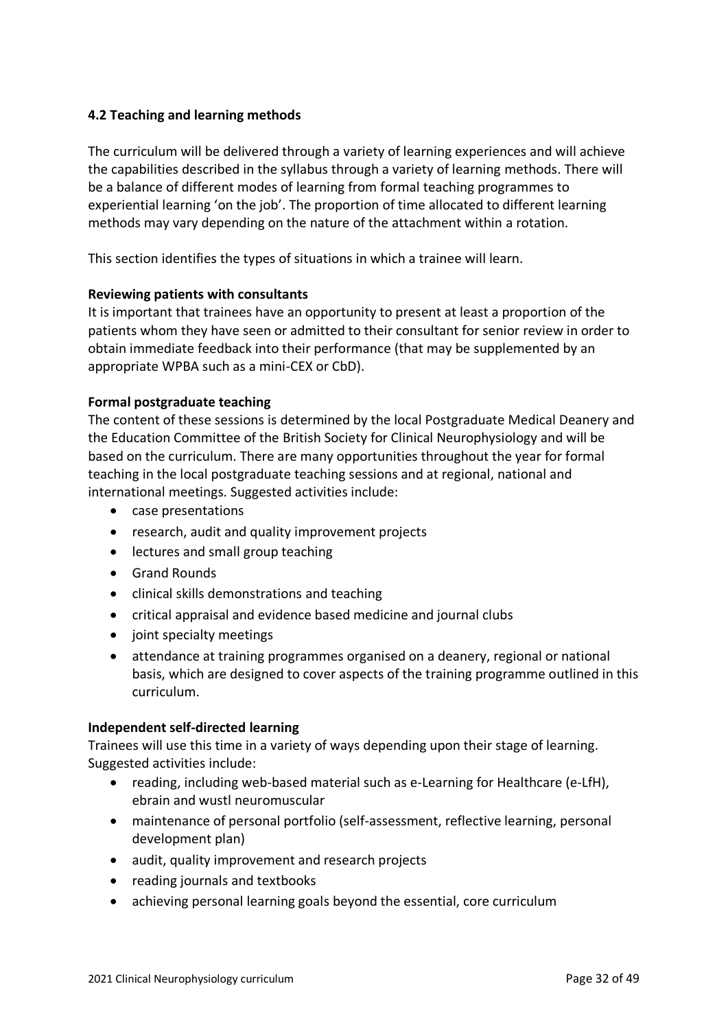### 4.2 Teaching and learning methods

The curriculum will be delivered through a variety of learning experiences and will achieve the capabilities described in the syllabus through a variety of learning methods. There will be a balance of different modes of learning from formal teaching programmes to experiential learning 'on the job'. The proportion of time allocated to different learning methods may vary depending on the nature of the attachment within a rotation.

This section identifies the types of situations in which a trainee will learn.

**Reviewing patients with consultants**

It is important that trainees have an opportunity to present at least a proportion of the patients whom they have seen or admitted to their consultant for senior review in order to obtain immediate feedback into their performance (that may be supplemented by an appropriate WPBA such as a mini-CEX or CbD).

**Formal postgraduate teaching**

The content of these sessions is determined by the local Postgraduate Medical Deanery and the Education Committee of the British Society for Clinical Neurophysiology and will be based on the curriculum. There are many opportunities throughout the year for formal teaching in the local postgraduate teaching sessions and at regional, national and international meetings. Suggested activities include:

- case presentations
- research, audit and quality improvement projects
- lectures and small group teaching
- Grand Rounds
- clinical skills demonstrations and teaching
- critical appraisal and evidence based medicine and journal clubs
- joint specialty meetings
- attendance at training programmes organised on a deanery, regional or national basis, which are designed to cover aspects of the training programme outlined in this curriculum.

**Independent self-directed learning**

Trainees will use this time in a variety of ways depending upon their stage of learning. Suggested activities include:

- reading, including web-based material such as e-Learning for Healthcare (e-LfH), ebrain and wustl neuromuscular
- maintenance of personal portfolio (self-assessment, reflective learning, personal development plan)
- audit, quality improvement and research projects
- reading journals and textbooks
- achieving personal learning goals beyond the essential, core curriculum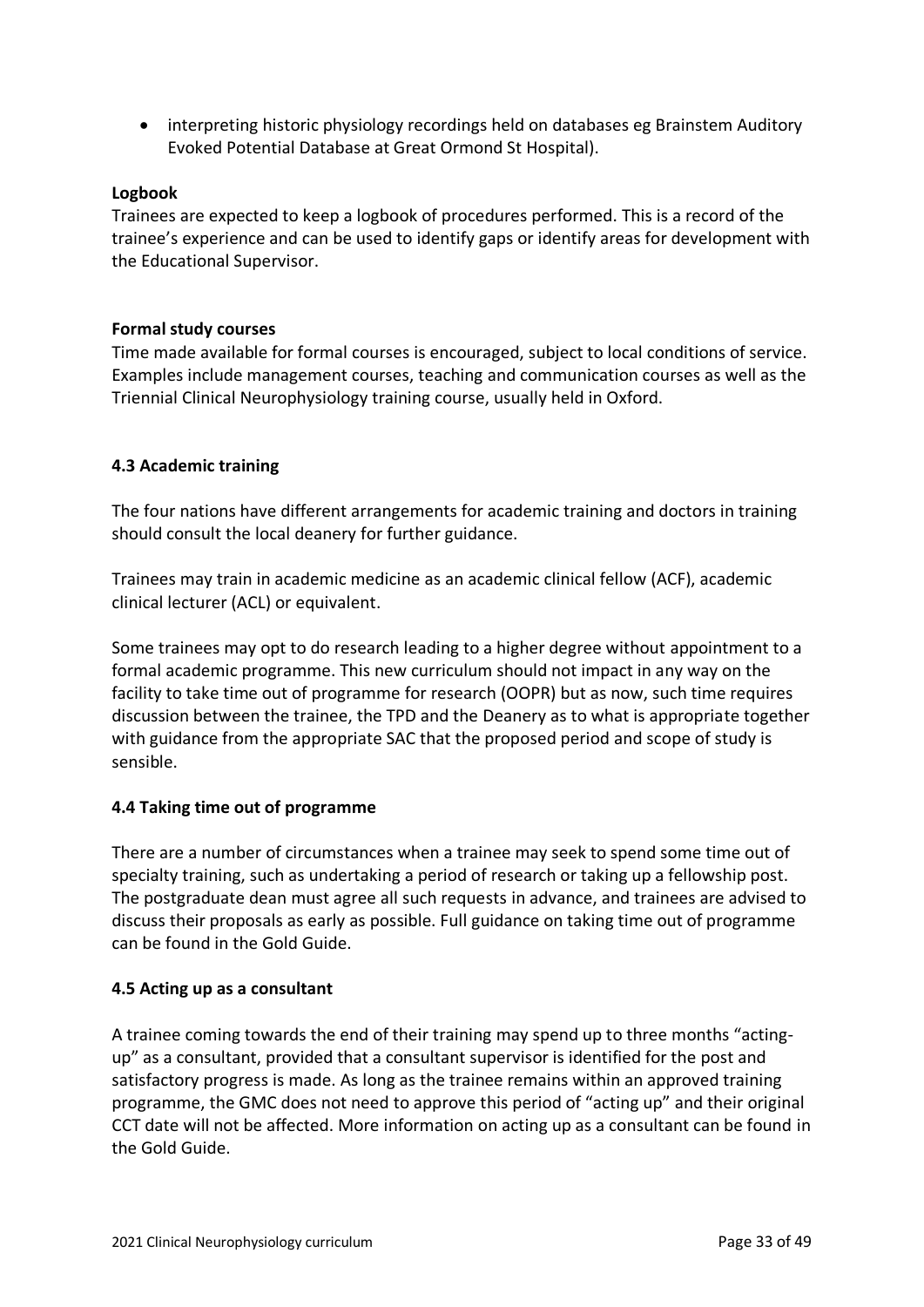- interpreting historic physiology recordings held on databases eg Brainstem Auditory Evoked Potential Database at Great Ormond St Hospital).

**Logbook**

Trainees are expected to keep a logbook of procedures performed. This is a record of the trainee's experience and can be used to identify gaps or identify areas for development with the Educational Supervisor.

**Formal study courses**

Time made available for formal courses is encouraged, subject to local conditions of service. Examples include management courses, teaching and communication courses as well as the Triennial Clinical Neurophysiology training course, usually held in Oxford.

### 4.3 Academic training

The four nations have different arrangements for academic training and doctors in training should consult the local deanery for further guidance.

Trainees may train in academic medicine as an academic clinical fellow (ACF), academic clinical lecturer (ACL) or equivalent.

Some trainees may opt to do research leading to a higher degree without appointment to a formal academic programme. This new curriculum should not impact in any way on the facility to take time out of programme for research (OOPR) but as now, such time requires discussion between the trainee, the TPD and the Deanery as to what is appropriate together with guidance from the appropriate SAC that the proposed period and scope of study is sensible.

### 4.4 Taking time out of programme

There are a number of circumstances when a trainee may seek to spend some time out of specialty training, such as undertaking a period of research or taking up a fellowship post. The postgraduate dean must agree all such requests in advance, and trainees are advised to discuss their proposals as early as possible. Full guidance on taking time out of programme can be found in the Gold Guide.

### 4.5 Acting up as a consultant

A trainee coming towards the end of their training may spend up to three months "acting-up" as a consultant, provided that a consultant supervisor is identified for the post and satisfactory progress is made. As long as the trainee remains within an approved training programme, the GMC does not need to approve this period of "acting up" and their original CCT date will not be affected. More information on acting up as a consultant can be found in the Gold Guide.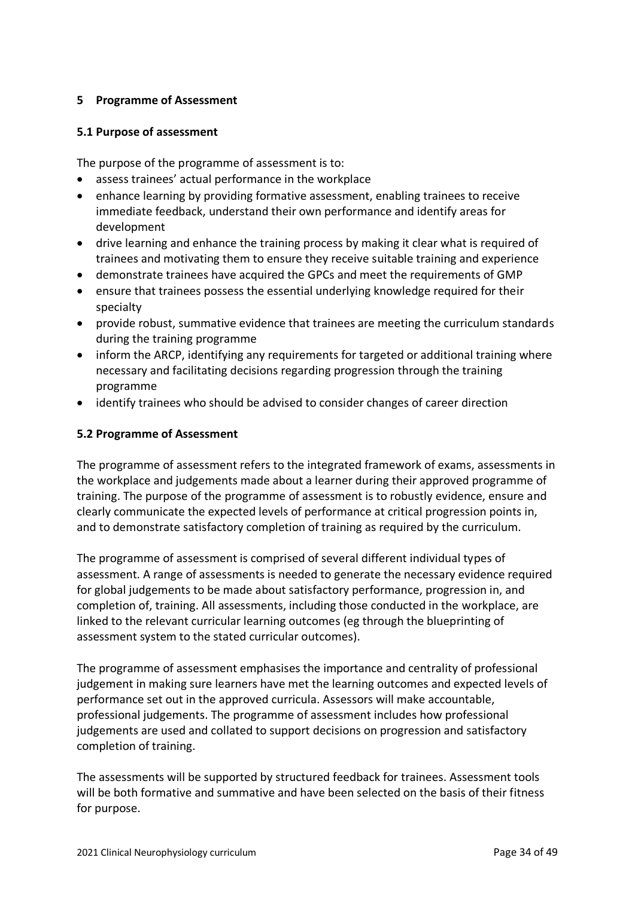## 5 Programme of Assessment

### 5.1 Purpose of assessment

The purpose of the programme of assessment is to:

- assess trainees' actual performance in the workplace
- enhance learning by providing formative assessment, enabling trainees to receive immediate feedback, understand their own performance and identify areas for development
- drive learning and enhance the training process by making it clear what is required of trainees and motivating them to ensure they receive suitable training and experience
- demonstrate trainees have acquired the GPCs and meet the requirements of GMP
- ensure that trainees possess the essential underlying knowledge required for their specialty
- provide robust, summative evidence that trainees are meeting the curriculum standards during the training programme
- inform the ARCP, identifying any requirements for targeted or additional training where necessary and facilitating decisions regarding progression through the training programme
- identify trainees who should be advised to consider changes of career direction

### 5.2 Programme of Assessment

The programme of assessment refers to the integrated framework of exams, assessments in the workplace and judgements made about a learner during their approved programme of training. The purpose of the programme of assessment is to robustly evidence, ensure and clearly communicate the expected levels of performance at critical progression points in, and to demonstrate satisfactory completion of training as required by the curriculum.

The programme of assessment is comprised of several different individual types of assessment. A range of assessments is needed to generate the necessary evidence required for global judgements to be made about satisfactory performance, progression in, and completion of, training. All assessments, including those conducted in the workplace, are linked to the relevant curricular learning outcomes (eg through the blueprinting of assessment system to the stated curricular outcomes).

The programme of assessment emphasises the importance and centrality of professional judgement in making sure learners have met the learning outcomes and expected levels of performance set out in the approved curricula. Assessors will make accountable, professional judgements. The programme of assessment includes how professional judgements are used and collated to support decisions on progression and satisfactory completion of training.

The assessments will be supported by structured feedback for trainees. Assessment tools will be both formative and summative and have been selected on the basis of their fitness for purpose.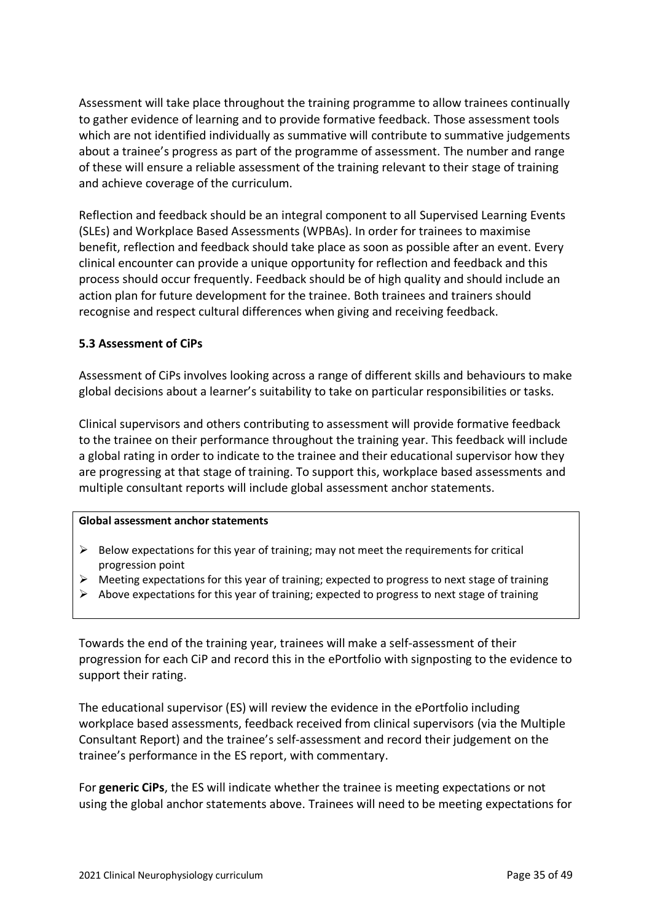Assessment will take place throughout the training programme to allow trainees continually to gather evidence of learning and to provide formative feedback. Those assessment tools which are not identified individually as summative will contribute to summative judgements about a trainee's progress as part of the programme of assessment. The number and range of these will ensure a reliable assessment of the training relevant to their stage of training and achieve coverage of the curriculum.

Reflection and feedback should be an integral component to all Supervised Learning Events (SLEs) and Workplace Based Assessments (WPBAs). In order for trainees to maximise benefit, reflection and feedback should take place as soon as possible after an event. Every clinical encounter can provide a unique opportunity for reflection and feedback and this process should occur frequently. Feedback should be of high quality and should include an action plan for future development for the trainee. Both trainees and trainers should recognise and respect cultural differences when giving and receiving feedback.

### 5.3 Assessment of CiPs

Assessment of CiPs involves looking across a range of different skills and behaviours to make global decisions about a learner's suitability to take on particular responsibilities or tasks.

Clinical supervisors and others contributing to assessment will provide formative feedback to the trainee on their performance throughout the training year. This feedback will include a global rating in order to indicate to the trainee and their educational supervisor how they are progressing at that stage of training. To support this, workplace based assessments and multiple consultant reports will include global assessment anchor statements.

**Global assessment anchor statements**

- Below expectations for this year of training; may not meet the requirements for critical progression point
- Meeting expectations for this year of training; expected to progress to next stage of training
- Above expectations for this year of training; expected to progress to next stage of training

Towards the end of the training year, trainees will make a self-assessment of their progression for each CiP and record this in the ePortfolio with signposting to the evidence to support their rating.

The educational supervisor (ES) will review the evidence in the ePortfolio including workplace based assessments, feedback received from clinical supervisors (via the Multiple Consultant Report) and the trainee's self-assessment and record their judgement on the trainee's performance in the ES report, with commentary.

For **generic CiPs**, the ES will indicate whether the trainee is meeting expectations or not using the global anchor statements above. Trainees will need to be meeting expectations for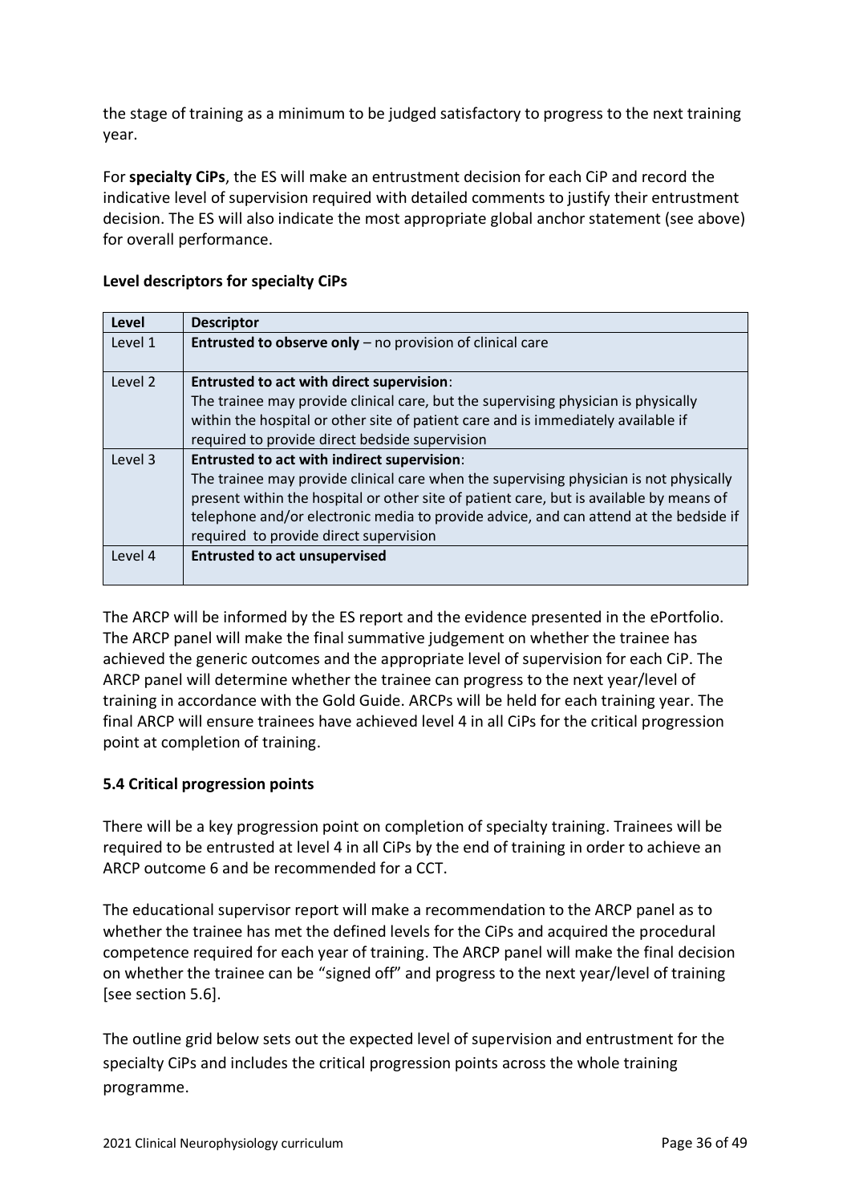the stage of training as a minimum to be judged satisfactory to progress to the next training year.

For **specialty CiPs**, the ES will make an entrustment decision for each CiP and record the indicative level of supervision required with detailed comments to justify their entrustment decision. The ES will also indicate the most appropriate global anchor statement (see above) for overall performance.

**Level descriptors for specialty CiPs**

| Level | Descriptor |
|---|---|
| Level 1 | **Entrusted to observe only** – no provision of clinical care |
| Level 2 | **Entrusted to act with direct supervision**:<br>The trainee may provide clinical care, but the supervising physician is physically within the hospital or other site of patient care and is immediately available if required to provide direct bedside supervision |
| Level 3 | **Entrusted to act with indirect supervision**:<br>The trainee may provide clinical care when the supervising physician is not physically present within the hospital or other site of patient care, but is available by means of telephone and/or electronic media to provide advice, and can attend at the bedside if required to provide direct supervision |
| Level 4 | **Entrusted to act unsupervised** |

The ARCP will be informed by the ES report and the evidence presented in the ePortfolio. The ARCP panel will make the final summative judgement on whether the trainee has achieved the generic outcomes and the appropriate level of supervision for each CiP. The ARCP panel will determine whether the trainee can progress to the next year/level of training in accordance with the Gold Guide. ARCPs will be held for each training year. The final ARCP will ensure trainees have achieved level 4 in all CiPs for the critical progression point at completion of training.

### 5.4 Critical progression points

There will be a key progression point on completion of specialty training. Trainees will be required to be entrusted at level 4 in all CiPs by the end of training in order to achieve an ARCP outcome 6 and be recommended for a CCT.

The educational supervisor report will make a recommendation to the ARCP panel as to whether the trainee has met the defined levels for the CiPs and acquired the procedural competence required for each year of training. The ARCP panel will make the final decision on whether the trainee can be "signed off" and progress to the next year/level of training [see section 5.6].

The outline grid below sets out the expected level of supervision and entrustment for the specialty CiPs and includes the critical progression points across the whole training programme.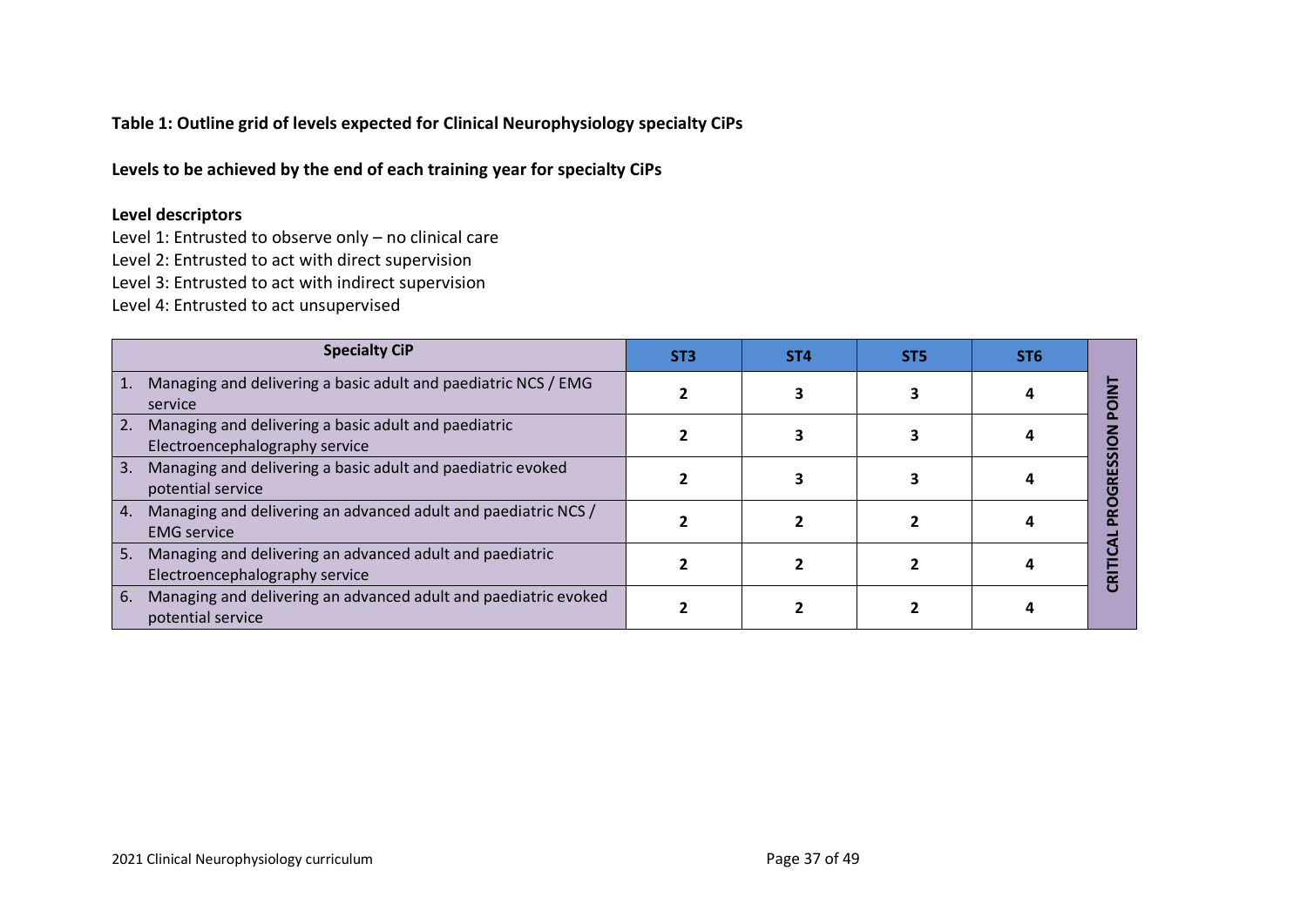**Table 1: Outline grid of levels expected for Clinical Neurophysiology specialty CiPs**

**Levels to be achieved by the end of each training year for specialty CiPs**

**Level descriptors**

Level 1: Entrusted to observe only – no clinical care
Level 2: Entrusted to act with direct supervision
Level 3: Entrusted to act with indirect supervision
Level 4: Entrusted to act unsupervised

| Specialty CiP | ST3 | ST4 | ST5 | ST6 | |
|---|---|---|---|---|---|
| 1. Managing and delivering a basic adult and paediatric NCS / EMG service | 2 | 3 | 3 | 4 | CRITICAL PROGRESSION POINT |
| 2. Managing and delivering a basic adult and paediatric Electroencephalography service | 2 | 3 | 3 | 4 | |
| 3. Managing and delivering a basic adult and paediatric evoked potential service | 2 | 3 | 3 | 4 | |
| 4. Managing and delivering an advanced adult and paediatric NCS / EMG service | 2 | 2 | 2 | 4 | |
| 5. Managing and delivering an advanced adult and paediatric Electroencephalography service | 2 | 2 | 2 | 4 | |
| 6. Managing and delivering an advanced adult and paediatric evoked potential service | 2 | 2 | 2 | 4 | |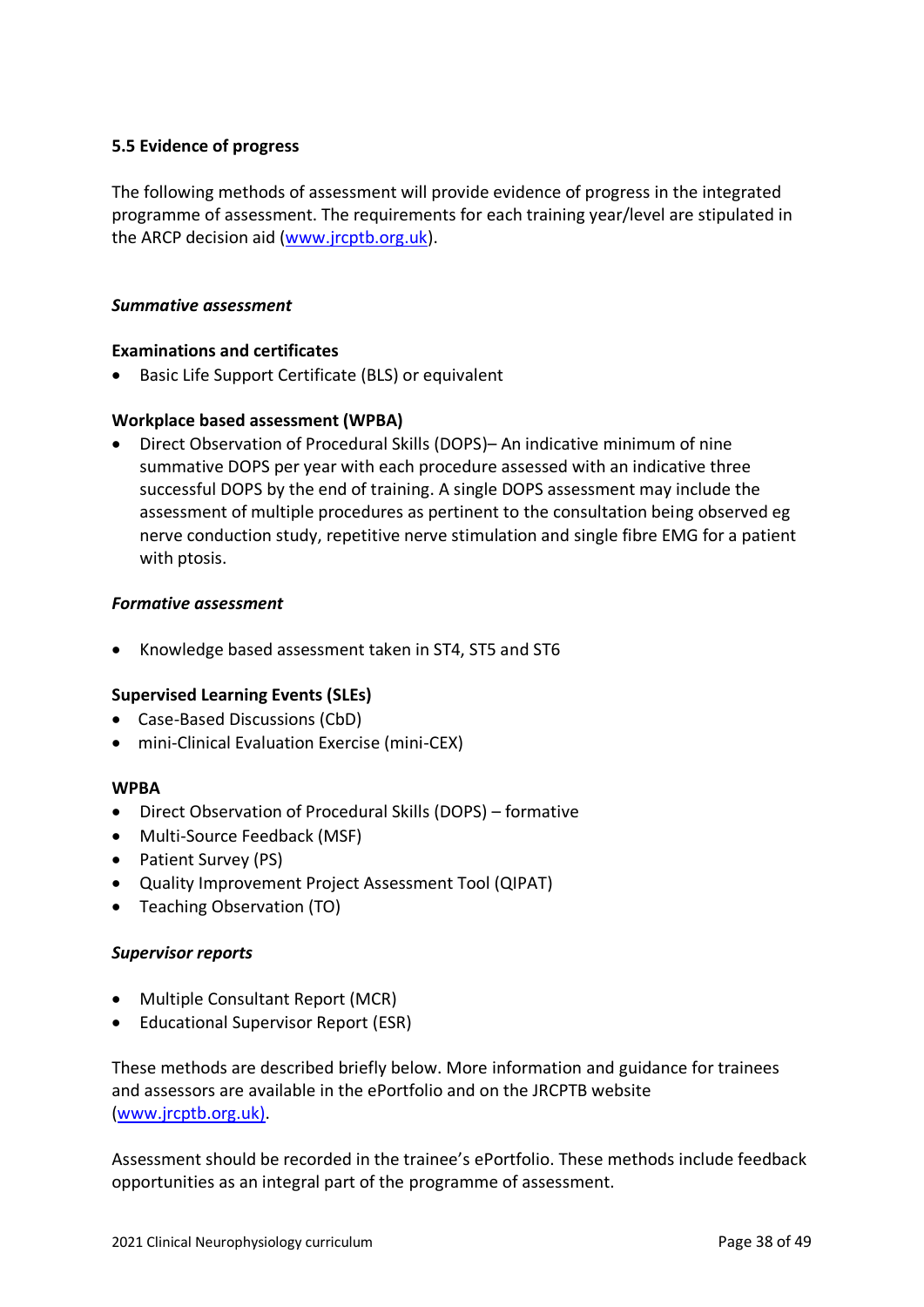### 5.5 Evidence of progress

The following methods of assessment will provide evidence of progress in the integrated programme of assessment. The requirements for each training year/level are stipulated in the ARCP decision aid (www.jrcptb.org.uk).

***Summative assessment***

**Examinations and certificates**

- Basic Life Support Certificate (BLS) or equivalent

**Workplace based assessment (WPBA)**

- Direct Observation of Procedural Skills (DOPS)– An indicative minimum of nine summative DOPS per year with each procedure assessed with an indicative three successful DOPS by the end of training. A single DOPS assessment may include the assessment of multiple procedures as pertinent to the consultation being observed eg nerve conduction study, repetitive nerve stimulation and single fibre EMG for a patient with ptosis.

***Formative assessment***

- Knowledge based assessment taken in ST4, ST5 and ST6

**Supervised Learning Events (SLEs)**

- Case-Based Discussions (CbD)
- mini-Clinical Evaluation Exercise (mini-CEX)

**WPBA**

- Direct Observation of Procedural Skills (DOPS) – formative
- Multi-Source Feedback (MSF)
- Patient Survey (PS)
- Quality Improvement Project Assessment Tool (QIPAT)
- Teaching Observation (TO)

***Supervisor reports***

- Multiple Consultant Report (MCR)
- Educational Supervisor Report (ESR)

These methods are described briefly below. More information and guidance for trainees and assessors are available in the ePortfolio and on the JRCPTB website (www.jrcptb.org.uk).

Assessment should be recorded in the trainee's ePortfolio. These methods include feedback opportunities as an integral part of the programme of assessment.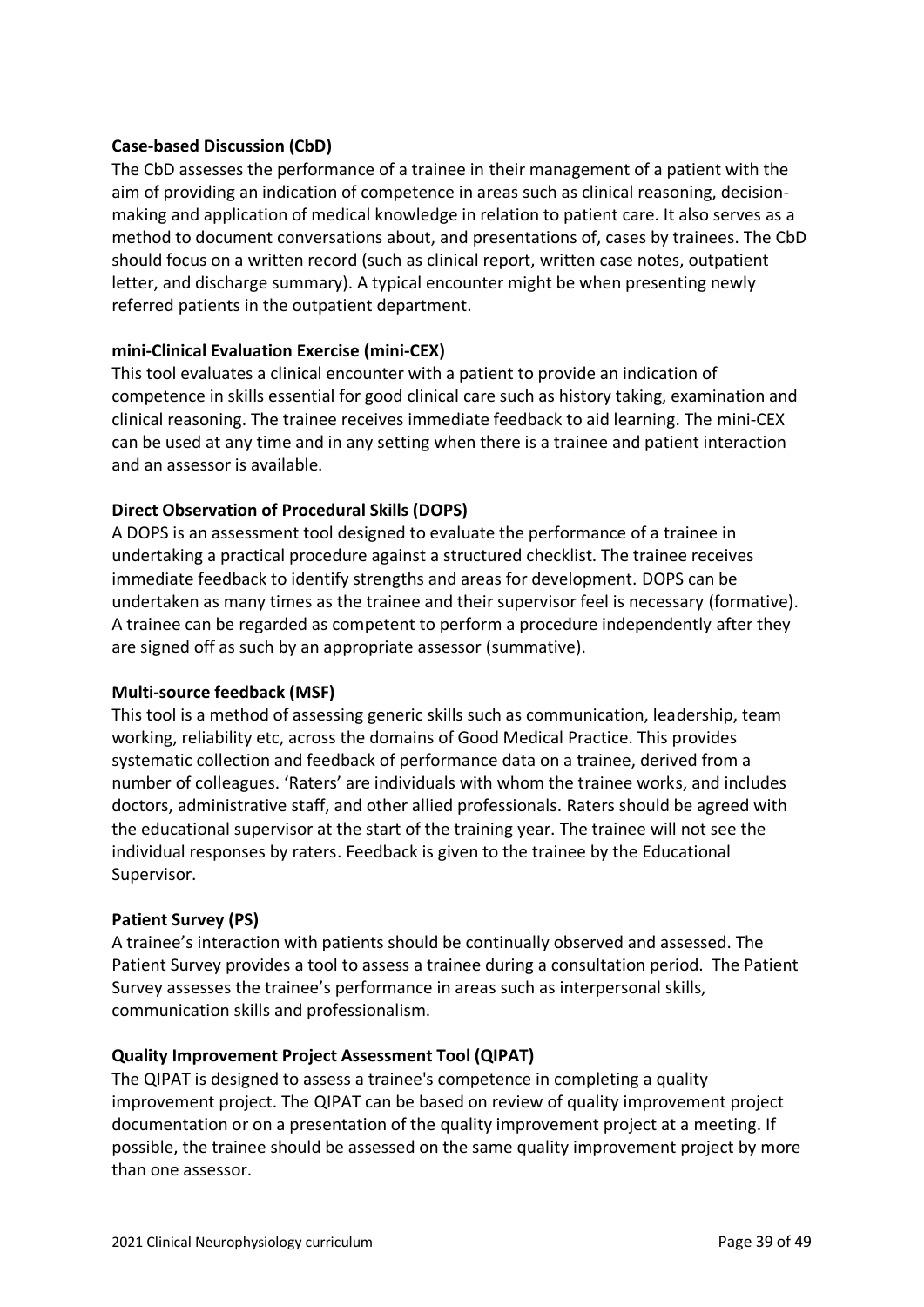**Case-based Discussion (CbD)**

The CbD assesses the performance of a trainee in their management of a patient with the aim of providing an indication of competence in areas such as clinical reasoning, decision-making and application of medical knowledge in relation to patient care. It also serves as a method to document conversations about, and presentations of, cases by trainees. The CbD should focus on a written record (such as clinical report, written case notes, outpatient letter, and discharge summary). A typical encounter might be when presenting newly referred patients in the outpatient department.

**mini-Clinical Evaluation Exercise (mini-CEX)**

This tool evaluates a clinical encounter with a patient to provide an indication of competence in skills essential for good clinical care such as history taking, examination and clinical reasoning. The trainee receives immediate feedback to aid learning. The mini-CEX can be used at any time and in any setting when there is a trainee and patient interaction and an assessor is available.

**Direct Observation of Procedural Skills (DOPS)**

A DOPS is an assessment tool designed to evaluate the performance of a trainee in undertaking a practical procedure against a structured checklist. The trainee receives immediate feedback to identify strengths and areas for development. DOPS can be undertaken as many times as the trainee and their supervisor feel is necessary (formative). A trainee can be regarded as competent to perform a procedure independently after they are signed off as such by an appropriate assessor (summative).

**Multi-source feedback (MSF)**

This tool is a method of assessing generic skills such as communication, leadership, team working, reliability etc, across the domains of Good Medical Practice. This provides systematic collection and feedback of performance data on a trainee, derived from a number of colleagues. 'Raters' are individuals with whom the trainee works, and includes doctors, administrative staff, and other allied professionals. Raters should be agreed with the educational supervisor at the start of the training year. The trainee will not see the individual responses by raters. Feedback is given to the trainee by the Educational Supervisor.

**Patient Survey (PS)**

A trainee's interaction with patients should be continually observed and assessed. The Patient Survey provides a tool to assess a trainee during a consultation period. The Patient Survey assesses the trainee's performance in areas such as interpersonal skills, communication skills and professionalism.

**Quality Improvement Project Assessment Tool (QIPAT)**

The QIPAT is designed to assess a trainee's competence in completing a quality improvement project. The QIPAT can be based on review of quality improvement project documentation or on a presentation of the quality improvement project at a meeting. If possible, the trainee should be assessed on the same quality improvement project by more than one assessor.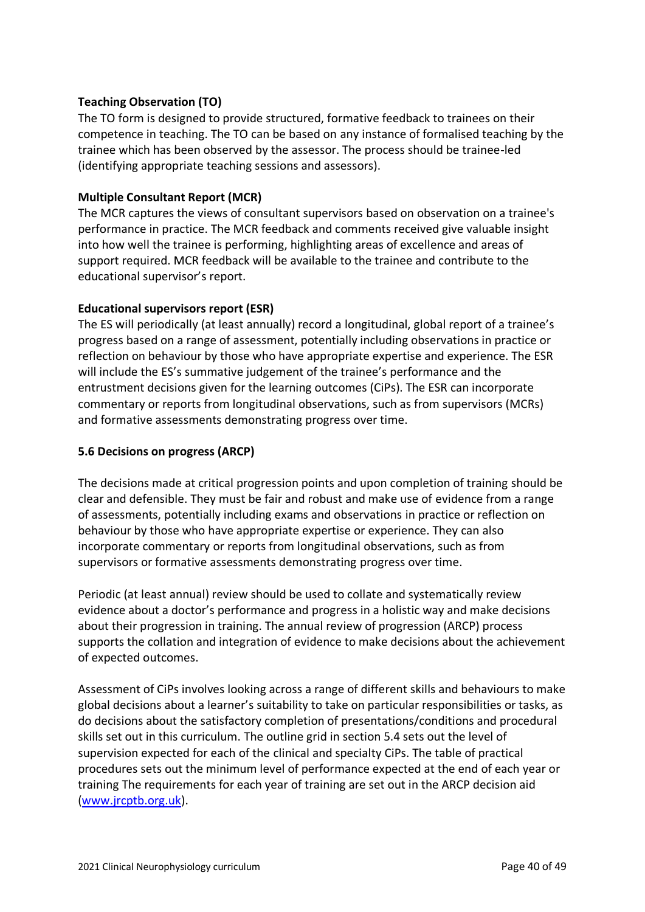**Teaching Observation (TO)**

The TO form is designed to provide structured, formative feedback to trainees on their competence in teaching. The TO can be based on any instance of formalised teaching by the trainee which has been observed by the assessor. The process should be trainee-led (identifying appropriate teaching sessions and assessors).

**Multiple Consultant Report (MCR)**

The MCR captures the views of consultant supervisors based on observation on a trainee's performance in practice. The MCR feedback and comments received give valuable insight into how well the trainee is performing, highlighting areas of excellence and areas of support required. MCR feedback will be available to the trainee and contribute to the educational supervisor's report.

**Educational supervisors report (ESR)**

The ES will periodically (at least annually) record a longitudinal, global report of a trainee's progress based on a range of assessment, potentially including observations in practice or reflection on behaviour by those who have appropriate expertise and experience. The ESR will include the ES's summative judgement of the trainee's performance and the entrustment decisions given for the learning outcomes (CiPs). The ESR can incorporate commentary or reports from longitudinal observations, such as from supervisors (MCRs) and formative assessments demonstrating progress over time.

### 5.6 Decisions on progress (ARCP)

The decisions made at critical progression points and upon completion of training should be clear and defensible. They must be fair and robust and make use of evidence from a range of assessments, potentially including exams and observations in practice or reflection on behaviour by those who have appropriate expertise or experience. They can also incorporate commentary or reports from longitudinal observations, such as from supervisors or formative assessments demonstrating progress over time.

Periodic (at least annual) review should be used to collate and systematically review evidence about a doctor's performance and progress in a holistic way and make decisions about their progression in training. The annual review of progression (ARCP) process supports the collation and integration of evidence to make decisions about the achievement of expected outcomes.

Assessment of CiPs involves looking across a range of different skills and behaviours to make global decisions about a learner's suitability to take on particular responsibilities or tasks, as do decisions about the satisfactory completion of presentations/conditions and procedural skills set out in this curriculum. The outline grid in section 5.4 sets out the level of supervision expected for each of the clinical and specialty CiPs. The table of practical procedures sets out the minimum level of performance expected at the end of each year or training The requirements for each year of training are set out in the ARCP decision aid (www.jrcptb.org.uk).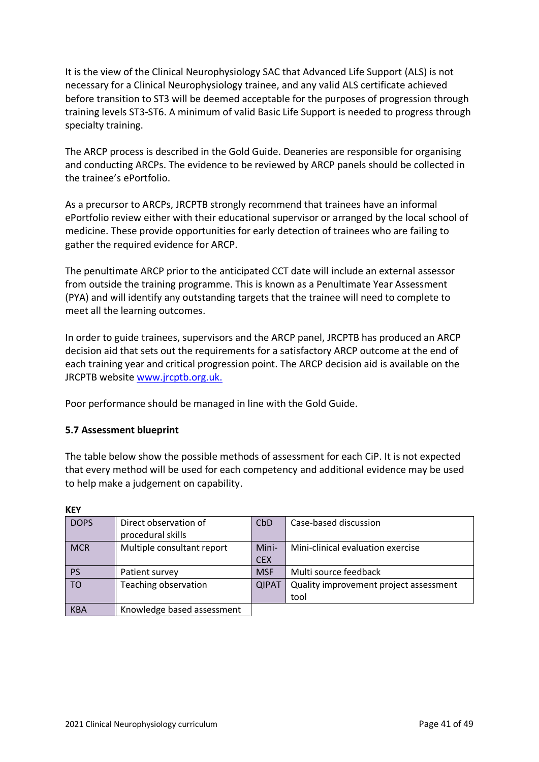It is the view of the Clinical Neurophysiology SAC that Advanced Life Support (ALS) is not necessary for a Clinical Neurophysiology trainee, and any valid ALS certificate achieved before transition to ST3 will be deemed acceptable for the purposes of progression through training levels ST3-ST6. A minimum of valid Basic Life Support is needed to progress through specialty training.

The ARCP process is described in the Gold Guide. Deaneries are responsible for organising and conducting ARCPs. The evidence to be reviewed by ARCP panels should be collected in the trainee's ePortfolio.

As a precursor to ARCPs, JRCPTB strongly recommend that trainees have an informal ePortfolio review either with their educational supervisor or arranged by the local school of medicine. These provide opportunities for early detection of trainees who are failing to gather the required evidence for ARCP.

The penultimate ARCP prior to the anticipated CCT date will include an external assessor from outside the training programme. This is known as a Penultimate Year Assessment (PYA) and will identify any outstanding targets that the trainee will need to complete to meet all the learning outcomes.

In order to guide trainees, supervisors and the ARCP panel, JRCPTB has produced an ARCP decision aid that sets out the requirements for a satisfactory ARCP outcome at the end of each training year and critical progression point. The ARCP decision aid is available on the JRCPTB website [www.jrcptb.org.uk.](www.jrcptb.org.uk)

Poor performance should be managed in line with the Gold Guide.

### 5.7 Assessment blueprint

The table below show the possible methods of assessment for each CiP. It is not expected that every method will be used for each competency and additional evidence may be used to help make a judgement on capability.

**KEY**

| | | | |
|---|---|---|---|
| DOPS | Direct observation of procedural skills | CbD | Case-based discussion |
| MCR | Multiple consultant report | Mini-CEX | Mini-clinical evaluation exercise |
| PS | Patient survey | MSF | Multi source feedback |
| TO | Teaching observation | QIPAT | Quality improvement project assessment tool |
| KBA | Knowledge based assessment | | |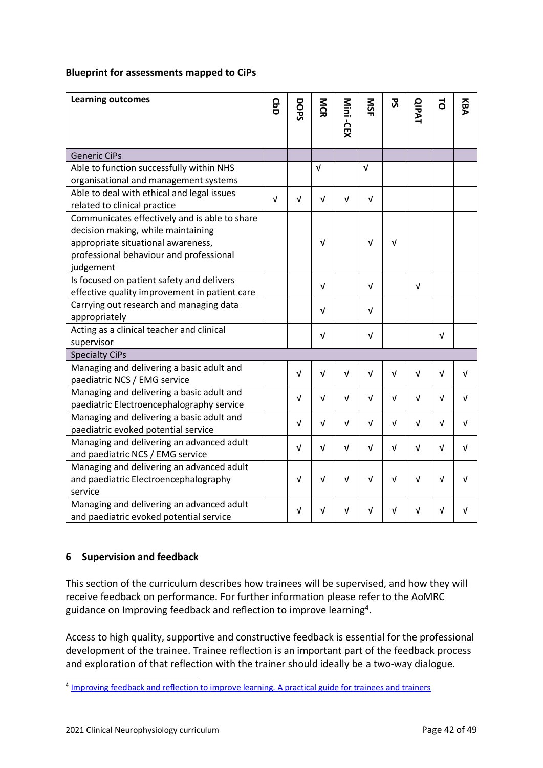### Blueprint for assessments mapped to CiPs

| Learning outcomes | CbD | DOPS | MCR | Mini-CEX | MSF | PS | QIPAT | TO | KBA |
|---|---|---|---|---|---|---|---|---|---|
| Generic CiPs | | | | | | | | | |
| Able to function successfully within NHS organisational and management systems | | | √ | | √ | | | | |
| Able to deal with ethical and legal issues related to clinical practice | √ | √ | √ | √ | √ | | | | |
| Communicates effectively and is able to share decision making, while maintaining appropriate situational awareness, professional behaviour and professional judgement | | | √ | | √ | √ | | | |
| Is focused on patient safety and delivers effective quality improvement in patient care | | | √ | | √ | | √ | | |
| Carrying out research and managing data appropriately | | | √ | | √ | | | | |
| Acting as a clinical teacher and clinical supervisor | | | √ | | √ | | | √ | |
| Specialty CiPs | | | | | | | | | |
| Managing and delivering a basic adult and paediatric NCS / EMG service | | √ | √ | √ | √ | √ | √ | √ | √ |
| Managing and delivering a basic adult and paediatric Electroencephalography service | | √ | √ | √ | √ | √ | √ | √ | √ |
| Managing and delivering a basic adult and paediatric evoked potential service | | √ | √ | √ | √ | √ | √ | √ | √ |
| Managing and delivering an advanced adult and paediatric NCS / EMG service | | √ | √ | √ | √ | √ | √ | √ | √ |
| Managing and delivering an advanced adult and paediatric Electroencephalography service | | √ | √ | √ | √ | √ | √ | √ | √ |
| Managing and delivering an advanced adult and paediatric evoked potential service | | √ | √ | √ | √ | √ | √ | √ | √ |

## 6 Supervision and feedback

This section of the curriculum describes how trainees will be supervised, and how they will receive feedback on performance. For further information please refer to the AoMRC guidance on Improving feedback and reflection to improve learning[4].

Access to high quality, supportive and constructive feedback is essential for the professional development of the trainee. Trainee reflection is an important part of the feedback process and exploration of that reflection with the trainer should ideally be a two-way dialogue.

[4] Improving feedback and reflection to improve learning. A practical guide for trainees and trainers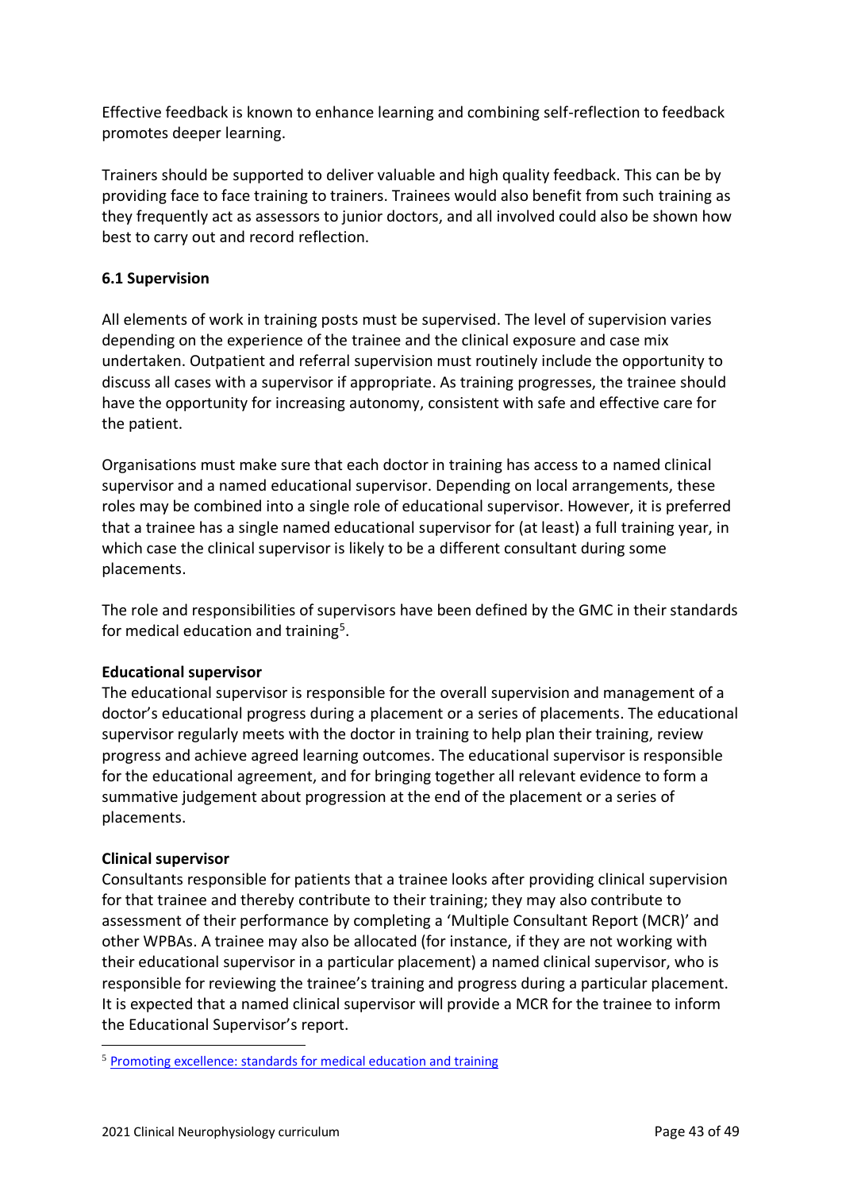Effective feedback is known to enhance learning and combining self-reflection to feedback promotes deeper learning.

Trainers should be supported to deliver valuable and high quality feedback. This can be by providing face to face training to trainers. Trainees would also benefit from such training as they frequently act as assessors to junior doctors, and all involved could also be shown how best to carry out and record reflection.

### 6.1 Supervision

All elements of work in training posts must be supervised. The level of supervision varies depending on the experience of the trainee and the clinical exposure and case mix undertaken. Outpatient and referral supervision must routinely include the opportunity to discuss all cases with a supervisor if appropriate. As training progresses, the trainee should have the opportunity for increasing autonomy, consistent with safe and effective care for the patient.

Organisations must make sure that each doctor in training has access to a named clinical supervisor and a named educational supervisor. Depending on local arrangements, these roles may be combined into a single role of educational supervisor. However, it is preferred that a trainee has a single named educational supervisor for (at least) a full training year, in which case the clinical supervisor is likely to be a different consultant during some placements.

The role and responsibilities of supervisors have been defined by the GMC in their standards for medical education and training[5].

**Educational supervisor**
The educational supervisor is responsible for the overall supervision and management of a doctor's educational progress during a placement or a series of placements. The educational supervisor regularly meets with the doctor in training to help plan their training, review progress and achieve agreed learning outcomes. The educational supervisor is responsible for the educational agreement, and for bringing together all relevant evidence to form a summative judgement about progression at the end of the placement or a series of placements.

**Clinical supervisor**
Consultants responsible for patients that a trainee looks after providing clinical supervision for that trainee and thereby contribute to their training; they may also contribute to assessment of their performance by completing a 'Multiple Consultant Report (MCR)' and other WPBAs. A trainee may also be allocated (for instance, if they are not working with their educational supervisor in a particular placement) a named clinical supervisor, who is responsible for reviewing the trainee's training and progress during a particular placement. It is expected that a named clinical supervisor will provide a MCR for the trainee to inform the Educational Supervisor's report.

---

[5] Promoting excellence: standards for medical education and training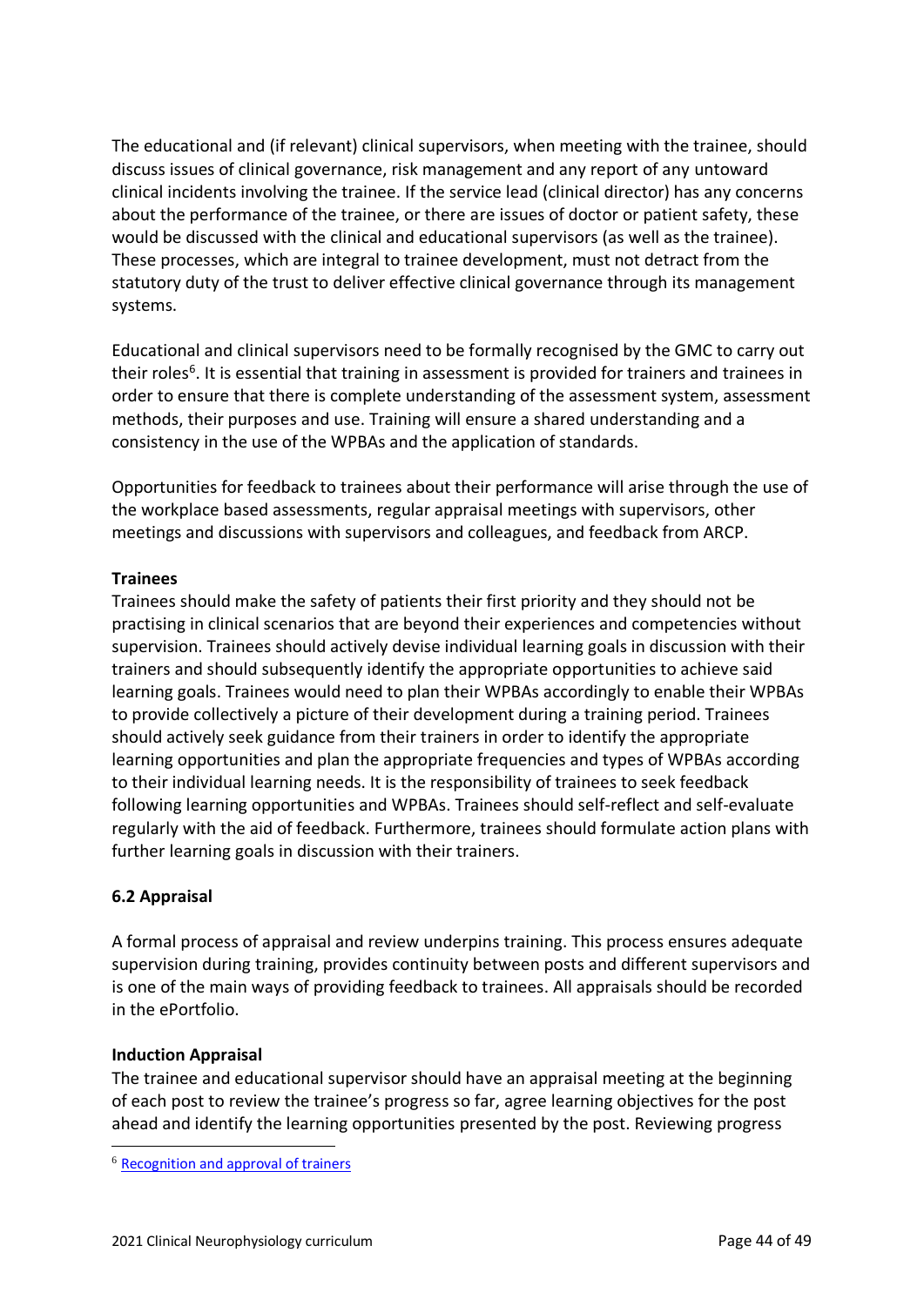The educational and (if relevant) clinical supervisors, when meeting with the trainee, should discuss issues of clinical governance, risk management and any report of any untoward clinical incidents involving the trainee. If the service lead (clinical director) has any concerns about the performance of the trainee, or there are issues of doctor or patient safety, these would be discussed with the clinical and educational supervisors (as well as the trainee). These processes, which are integral to trainee development, must not detract from the statutory duty of the trust to deliver effective clinical governance through its management systems.

Educational and clinical supervisors need to be formally recognised by the GMC to carry out their roles[6]. It is essential that training in assessment is provided for trainers and trainees in order to ensure that there is complete understanding of the assessment system, assessment methods, their purposes and use. Training will ensure a shared understanding and a consistency in the use of the WPBAs and the application of standards.

Opportunities for feedback to trainees about their performance will arise through the use of the workplace based assessments, regular appraisal meetings with supervisors, other meetings and discussions with supervisors and colleagues, and feedback from ARCP.

**Trainees**

Trainees should make the safety of patients their first priority and they should not be practising in clinical scenarios that are beyond their experiences and competencies without supervision. Trainees should actively devise individual learning goals in discussion with their trainers and should subsequently identify the appropriate opportunities to achieve said learning goals. Trainees would need to plan their WPBAs accordingly to enable their WPBAs to provide collectively a picture of their development during a training period. Trainees should actively seek guidance from their trainers in order to identify the appropriate learning opportunities and plan the appropriate frequencies and types of WPBAs according to their individual learning needs. It is the responsibility of trainees to seek feedback following learning opportunities and WPBAs. Trainees should self-reflect and self-evaluate regularly with the aid of feedback. Furthermore, trainees should formulate action plans with further learning goals in discussion with their trainers.

### 6.2 Appraisal

A formal process of appraisal and review underpins training. This process ensures adequate supervision during training, provides continuity between posts and different supervisors and is one of the main ways of providing feedback to trainees. All appraisals should be recorded in the ePortfolio.

**Induction Appraisal**

The trainee and educational supervisor should have an appraisal meeting at the beginning of each post to review the trainee's progress so far, agree learning objectives for the post ahead and identify the learning opportunities presented by the post. Reviewing progress

[6] Recognition and approval of trainers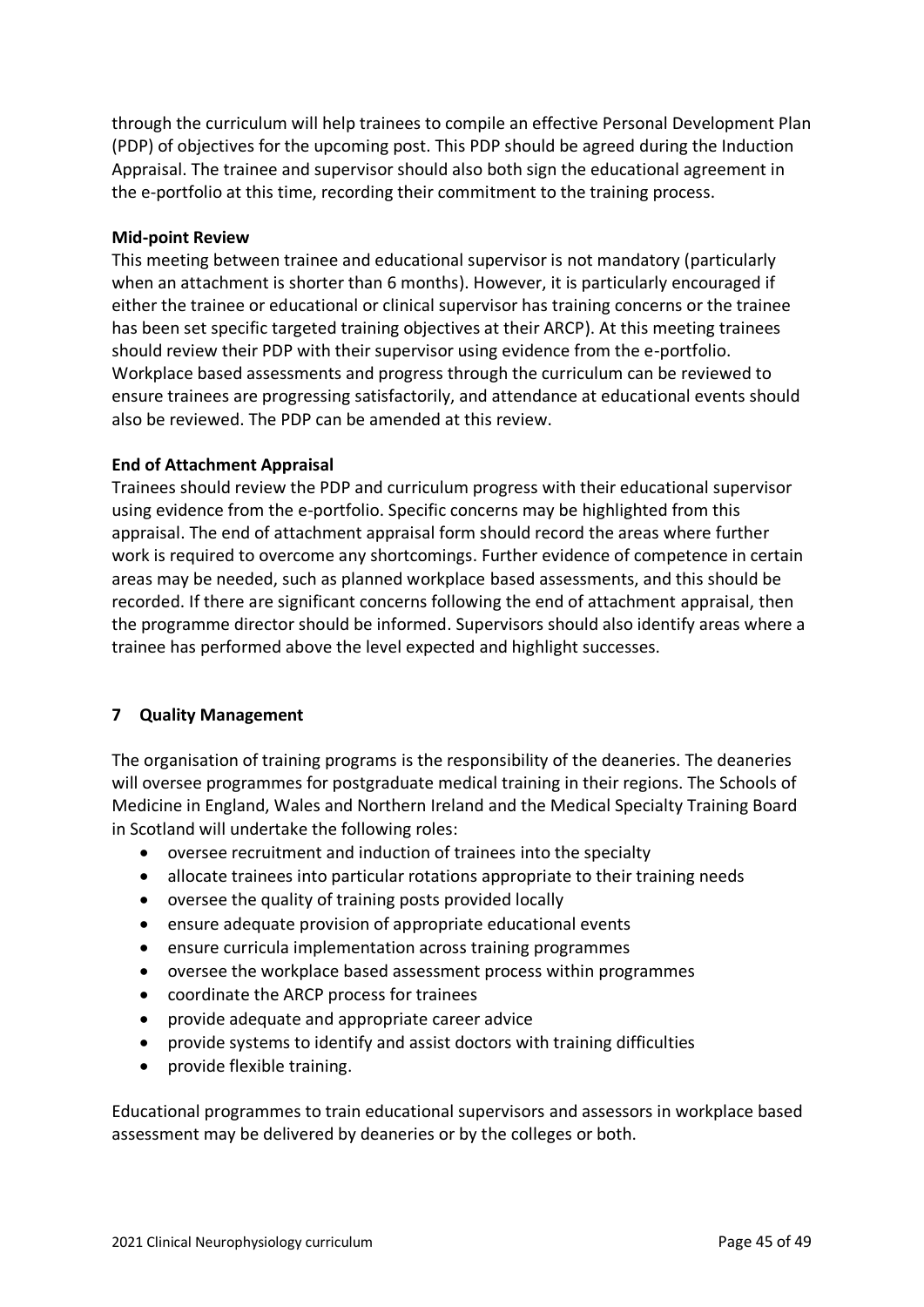through the curriculum will help trainees to compile an effective Personal Development Plan (PDP) of objectives for the upcoming post. This PDP should be agreed during the Induction Appraisal. The trainee and supervisor should also both sign the educational agreement in the e-portfolio at this time, recording their commitment to the training process.

**Mid-point Review**

This meeting between trainee and educational supervisor is not mandatory (particularly when an attachment is shorter than 6 months). However, it is particularly encouraged if either the trainee or educational or clinical supervisor has training concerns or the trainee has been set specific targeted training objectives at their ARCP). At this meeting trainees should review their PDP with their supervisor using evidence from the e-portfolio. Workplace based assessments and progress through the curriculum can be reviewed to ensure trainees are progressing satisfactorily, and attendance at educational events should also be reviewed. The PDP can be amended at this review.

**End of Attachment Appraisal**

Trainees should review the PDP and curriculum progress with their educational supervisor using evidence from the e-portfolio. Specific concerns may be highlighted from this appraisal. The end of attachment appraisal form should record the areas where further work is required to overcome any shortcomings. Further evidence of competence in certain areas may be needed, such as planned workplace based assessments, and this should be recorded. If there are significant concerns following the end of attachment appraisal, then the programme director should be informed. Supervisors should also identify areas where a trainee has performed above the level expected and highlight successes.

## 7 Quality Management

The organisation of training programs is the responsibility of the deaneries. The deaneries will oversee programmes for postgraduate medical training in their regions. The Schools of Medicine in England, Wales and Northern Ireland and the Medical Specialty Training Board in Scotland will undertake the following roles:

- oversee recruitment and induction of trainees into the specialty
- allocate trainees into particular rotations appropriate to their training needs
- oversee the quality of training posts provided locally
- ensure adequate provision of appropriate educational events
- ensure curricula implementation across training programmes
- oversee the workplace based assessment process within programmes
- coordinate the ARCP process for trainees
- provide adequate and appropriate career advice
- provide systems to identify and assist doctors with training difficulties
- provide flexible training.

Educational programmes to train educational supervisors and assessors in workplace based assessment may be delivered by deaneries or by the colleges or both.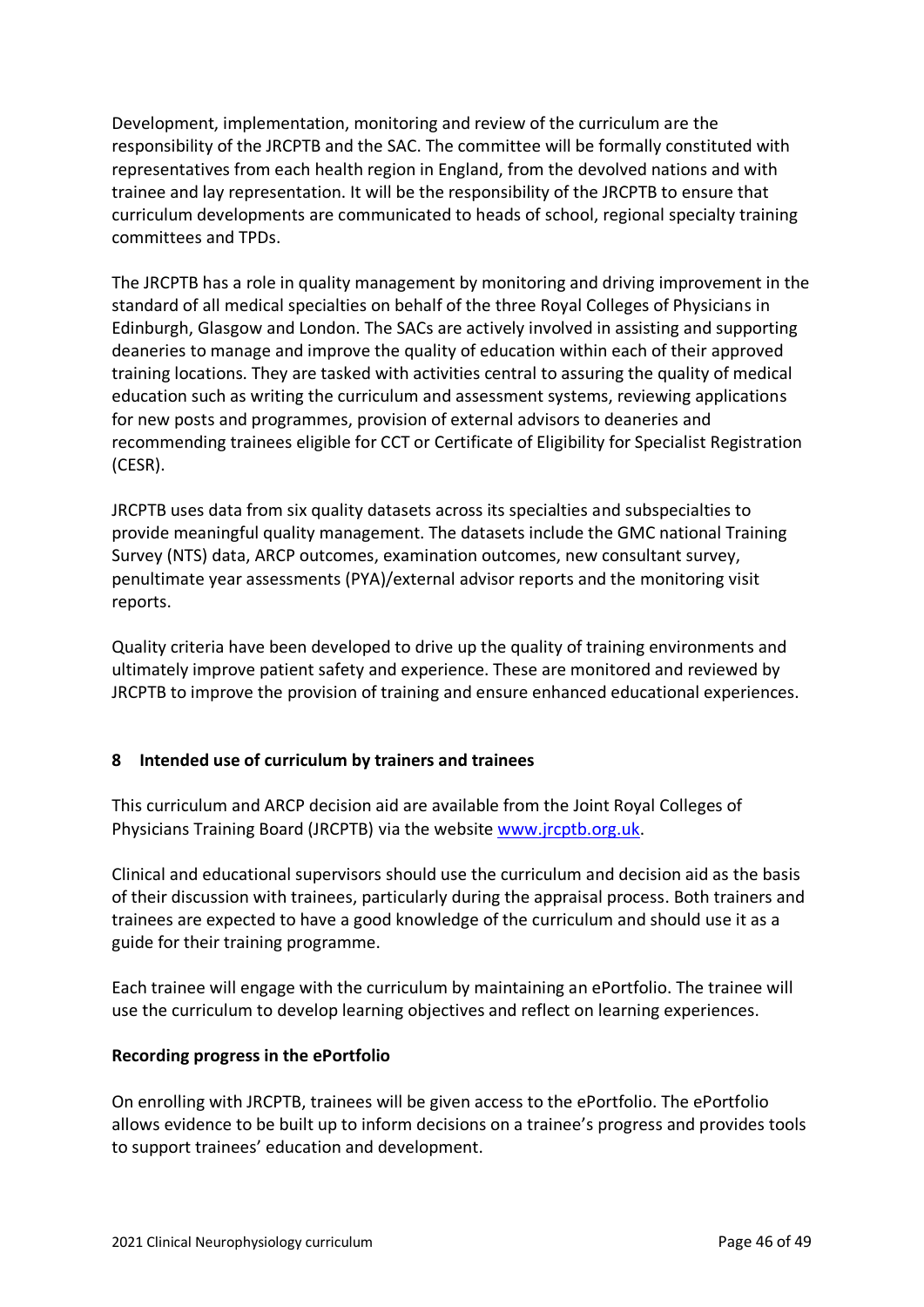Development, implementation, monitoring and review of the curriculum are the responsibility of the JRCPTB and the SAC. The committee will be formally constituted with representatives from each health region in England, from the devolved nations and with trainee and lay representation. It will be the responsibility of the JRCPTB to ensure that curriculum developments are communicated to heads of school, regional specialty training committees and TPDs.

The JRCPTB has a role in quality management by monitoring and driving improvement in the standard of all medical specialties on behalf of the three Royal Colleges of Physicians in Edinburgh, Glasgow and London. The SACs are actively involved in assisting and supporting deaneries to manage and improve the quality of education within each of their approved training locations. They are tasked with activities central to assuring the quality of medical education such as writing the curriculum and assessment systems, reviewing applications for new posts and programmes, provision of external advisors to deaneries and recommending trainees eligible for CCT or Certificate of Eligibility for Specialist Registration (CESR).

JRCPTB uses data from six quality datasets across its specialties and subspecialties to provide meaningful quality management. The datasets include the GMC national Training Survey (NTS) data, ARCP outcomes, examination outcomes, new consultant survey, penultimate year assessments (PYA)/external advisor reports and the monitoring visit reports.

Quality criteria have been developed to drive up the quality of training environments and ultimately improve patient safety and experience. These are monitored and reviewed by JRCPTB to improve the provision of training and ensure enhanced educational experiences.

## 8 Intended use of curriculum by trainers and trainees

This curriculum and ARCP decision aid are available from the Joint Royal Colleges of Physicians Training Board (JRCPTB) via the website www.jrcptb.org.uk.

Clinical and educational supervisors should use the curriculum and decision aid as the basis of their discussion with trainees, particularly during the appraisal process. Both trainers and trainees are expected to have a good knowledge of the curriculum and should use it as a guide for their training programme.

Each trainee will engage with the curriculum by maintaining an ePortfolio. The trainee will use the curriculum to develop learning objectives and reflect on learning experiences.

### Recording progress in the ePortfolio

On enrolling with JRCPTB, trainees will be given access to the ePortfolio. The ePortfolio allows evidence to be built up to inform decisions on a trainee's progress and provides tools to support trainees' education and development.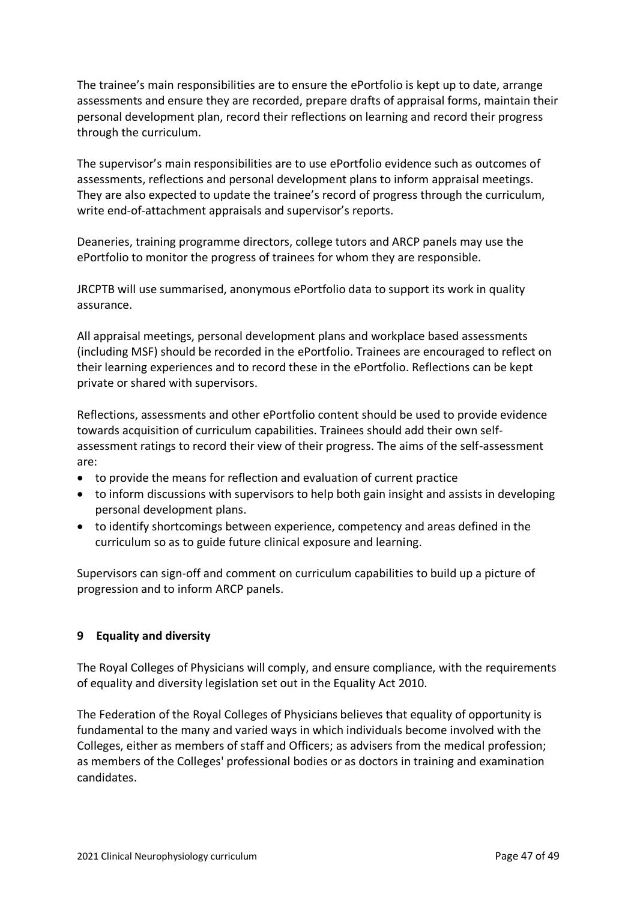The trainee's main responsibilities are to ensure the ePortfolio is kept up to date, arrange assessments and ensure they are recorded, prepare drafts of appraisal forms, maintain their personal development plan, record their reflections on learning and record their progress through the curriculum.

The supervisor's main responsibilities are to use ePortfolio evidence such as outcomes of assessments, reflections and personal development plans to inform appraisal meetings. They are also expected to update the trainee's record of progress through the curriculum, write end-of-attachment appraisals and supervisor's reports.

Deaneries, training programme directors, college tutors and ARCP panels may use the ePortfolio to monitor the progress of trainees for whom they are responsible.

JRCPTB will use summarised, anonymous ePortfolio data to support its work in quality assurance.

All appraisal meetings, personal development plans and workplace based assessments (including MSF) should be recorded in the ePortfolio. Trainees are encouraged to reflect on their learning experiences and to record these in the ePortfolio. Reflections can be kept private or shared with supervisors.

Reflections, assessments and other ePortfolio content should be used to provide evidence towards acquisition of curriculum capabilities. Trainees should add their own self-assessment ratings to record their view of their progress. The aims of the self-assessment are:

- to provide the means for reflection and evaluation of current practice
- to inform discussions with supervisors to help both gain insight and assists in developing personal development plans.
- to identify shortcomings between experience, competency and areas defined in the curriculum so as to guide future clinical exposure and learning.

Supervisors can sign-off and comment on curriculum capabilities to build up a picture of progression and to inform ARCP panels.

## 9 Equality and diversity

The Royal Colleges of Physicians will comply, and ensure compliance, with the requirements of equality and diversity legislation set out in the Equality Act 2010.

The Federation of the Royal Colleges of Physicians believes that equality of opportunity is fundamental to the many and varied ways in which individuals become involved with the Colleges, either as members of staff and Officers; as advisers from the medical profession; as members of the Colleges' professional bodies or as doctors in training and examination candidates.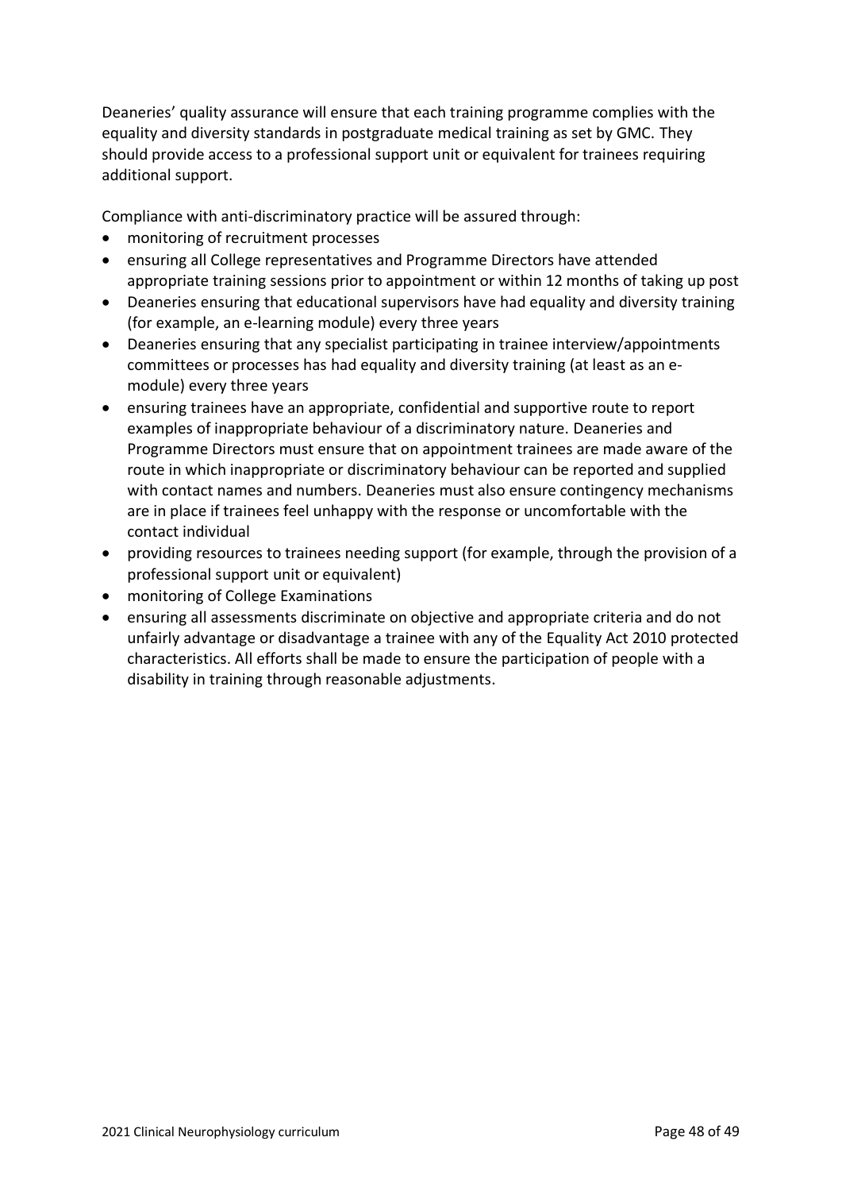Deaneries' quality assurance will ensure that each training programme complies with the equality and diversity standards in postgraduate medical training as set by GMC. They should provide access to a professional support unit or equivalent for trainees requiring additional support.

Compliance with anti-discriminatory practice will be assured through:

- monitoring of recruitment processes
- ensuring all College representatives and Programme Directors have attended appropriate training sessions prior to appointment or within 12 months of taking up post
- Deaneries ensuring that educational supervisors have had equality and diversity training (for example, an e-learning module) every three years
- Deaneries ensuring that any specialist participating in trainee interview/appointments committees or processes has had equality and diversity training (at least as an e-module) every three years
- ensuring trainees have an appropriate, confidential and supportive route to report examples of inappropriate behaviour of a discriminatory nature. Deaneries and Programme Directors must ensure that on appointment trainees are made aware of the route in which inappropriate or discriminatory behaviour can be reported and supplied with contact names and numbers. Deaneries must also ensure contingency mechanisms are in place if trainees feel unhappy with the response or uncomfortable with the contact individual
- providing resources to trainees needing support (for example, through the provision of a professional support unit or equivalent)
- monitoring of College Examinations
- ensuring all assessments discriminate on objective and appropriate criteria and do not unfairly advantage or disadvantage a trainee with any of the Equality Act 2010 protected characteristics. All efforts shall be made to ensure the participation of people with a disability in training through reasonable adjustments.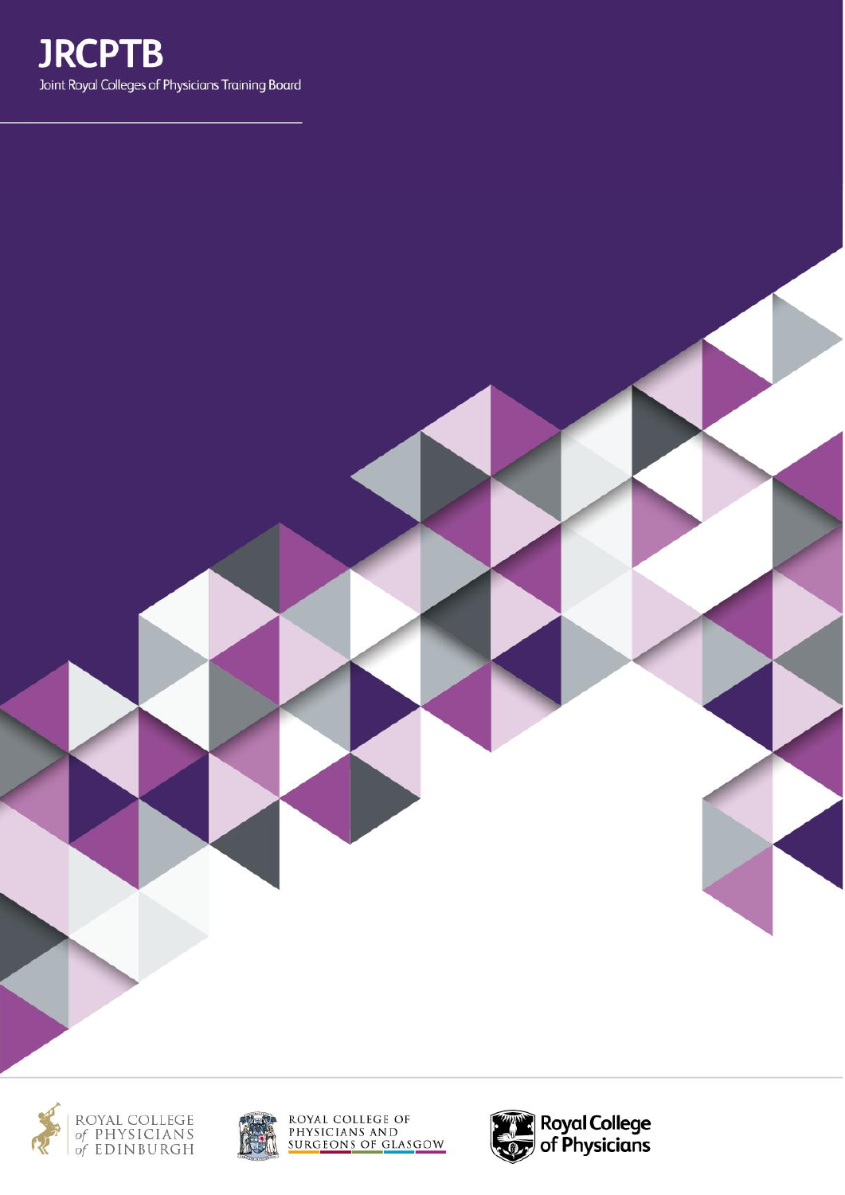# JRCPTB

Joint Royal Colleges of Physicians Training Board

ROYAL COLLEGE of PHYSICIANS of EDINBURGH

ROYAL COLLEGE OF PHYSICIANS AND SURGEONS OF GLASGOW

Royal College of Physicians